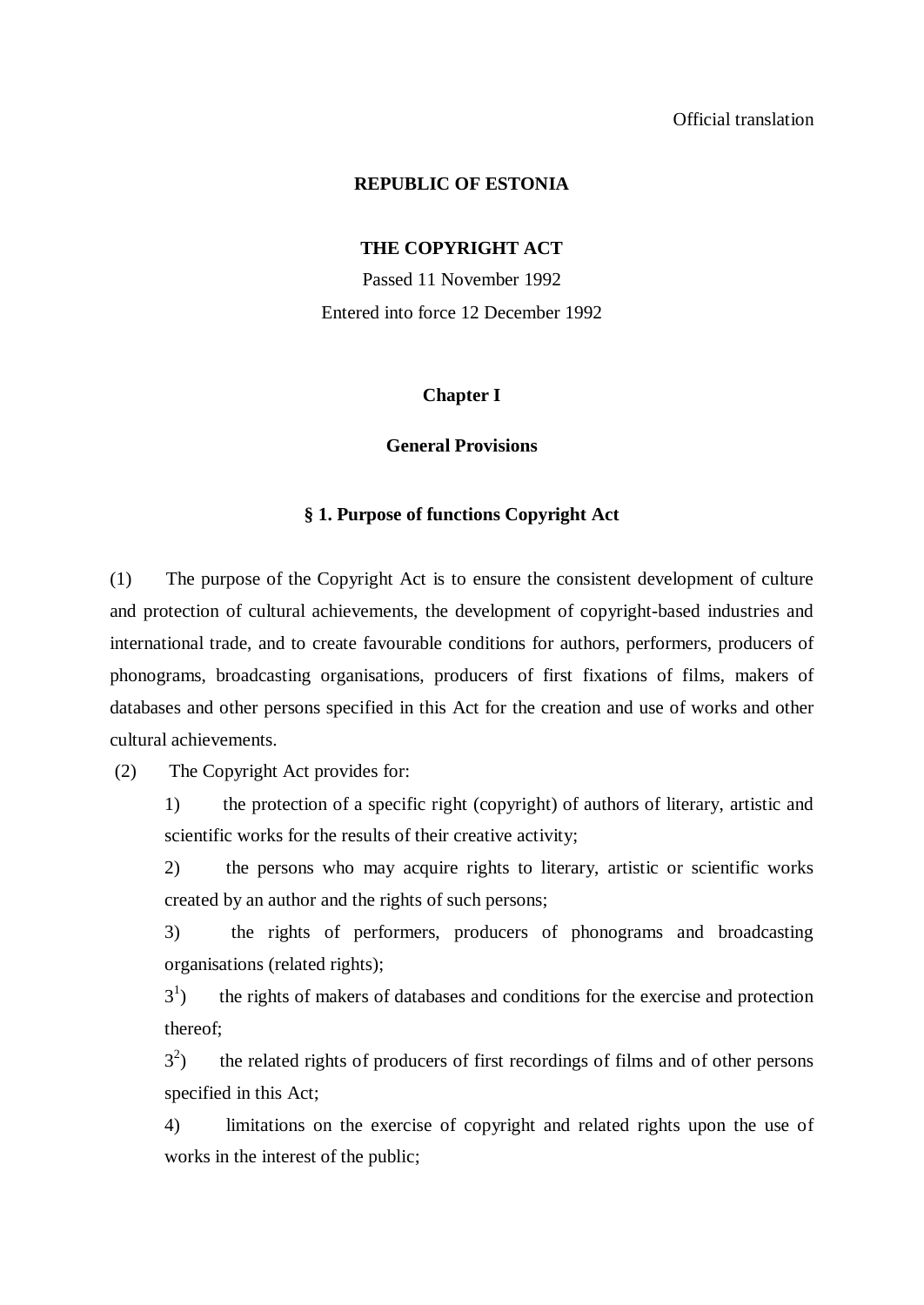Official translation

**REPUBLIC OF ESTONIA**

# THE COPYRIGHT ACT

Passed 11 November 1992

Entered into force 12 December 1992

## Chapter I

## General Provisions

### § 1. Purpose of functions Copyright Act

(1) The purpose of the Copyright Act is to ensure the consistent development of culture and protection of cultural achievements, the development of copyright-based industries and international trade, and to create favourable conditions for authors, performers, producers of phonograms, broadcasting organisations, producers of first fixations of films, makers of databases and other persons specified in this Act for the creation and use of works and other cultural achievements.

(2) The Copyright Act provides for:

1) the protection of a specific right (copyright) of authors of literary, artistic and scientific works for the results of their creative activity;

2) the persons who may acquire rights to literary, artistic or scientific works created by an author and the rights of such persons;

3) the rights of performers, producers of phonograms and broadcasting organisations (related rights);

$3^1$) the rights of makers of databases and conditions for the exercise and protection thereof;

$3^2$) the related rights of producers of first recordings of films and of other persons specified in this Act;

4) limitations on the exercise of copyright and related rights upon the use of works in the interest of the public;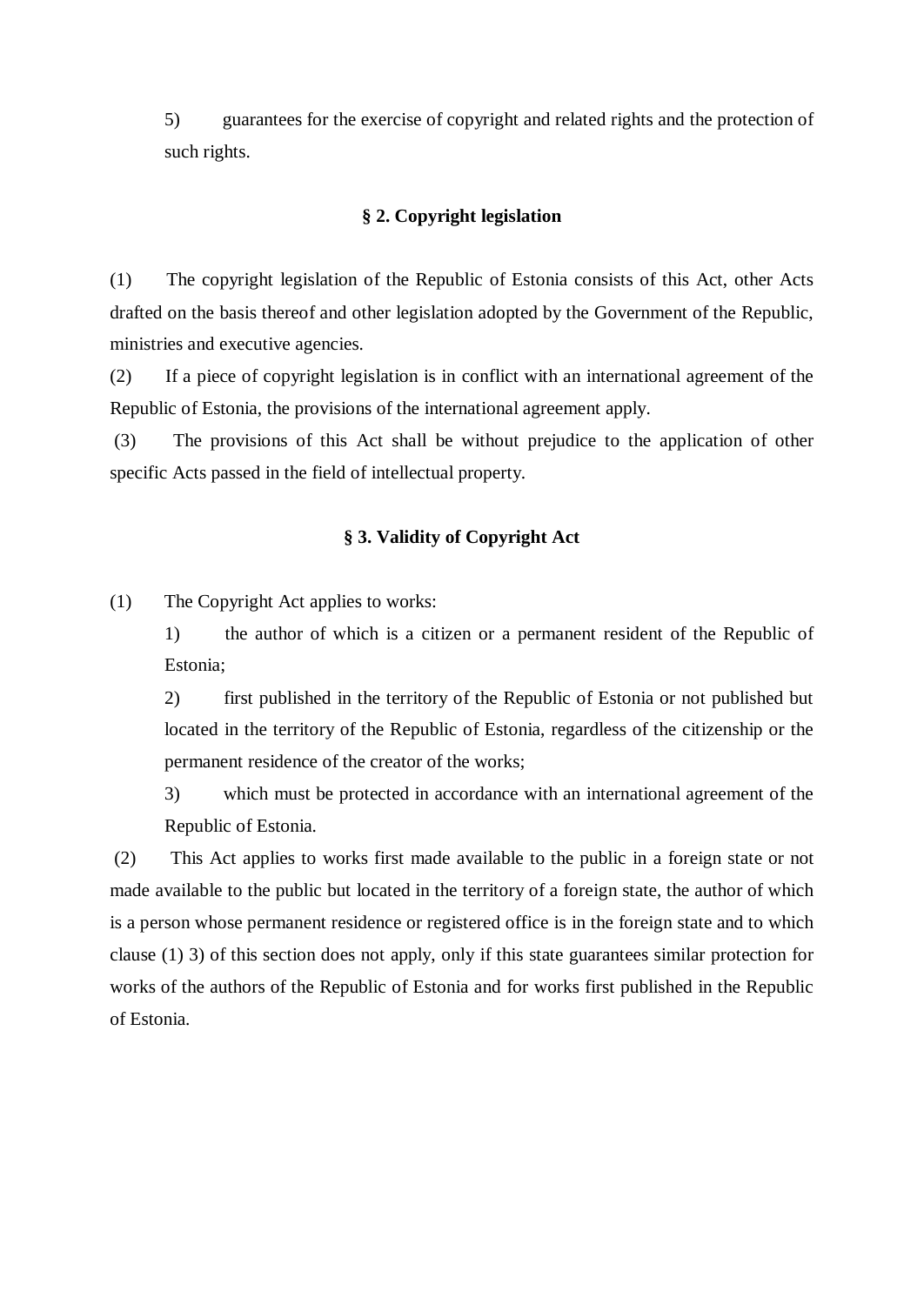5) guarantees for the exercise of copyright and related rights and the protection of such rights.

## § 2. Copyright legislation

(1) The copyright legislation of the Republic of Estonia consists of this Act, other Acts drafted on the basis thereof and other legislation adopted by the Government of the Republic, ministries and executive agencies.

(2) If a piece of copyright legislation is in conflict with an international agreement of the Republic of Estonia, the provisions of the international agreement apply.

(3) The provisions of this Act shall be without prejudice to the application of other specific Acts passed in the field of intellectual property.

## § 3. Validity of Copyright Act

(1) The Copyright Act applies to works:

1) the author of which is a citizen or a permanent resident of the Republic of Estonia;

2) first published in the territory of the Republic of Estonia or not published but located in the territory of the Republic of Estonia, regardless of the citizenship or the permanent residence of the creator of the works;

3) which must be protected in accordance with an international agreement of the Republic of Estonia.

(2) This Act applies to works first made available to the public in a foreign state or not made available to the public but located in the territory of a foreign state, the author of which is a person whose permanent residence or registered office is in the foreign state and to which clause (1) 3) of this section does not apply, only if this state guarantees similar protection for works of the authors of the Republic of Estonia and for works first published in the Republic of Estonia.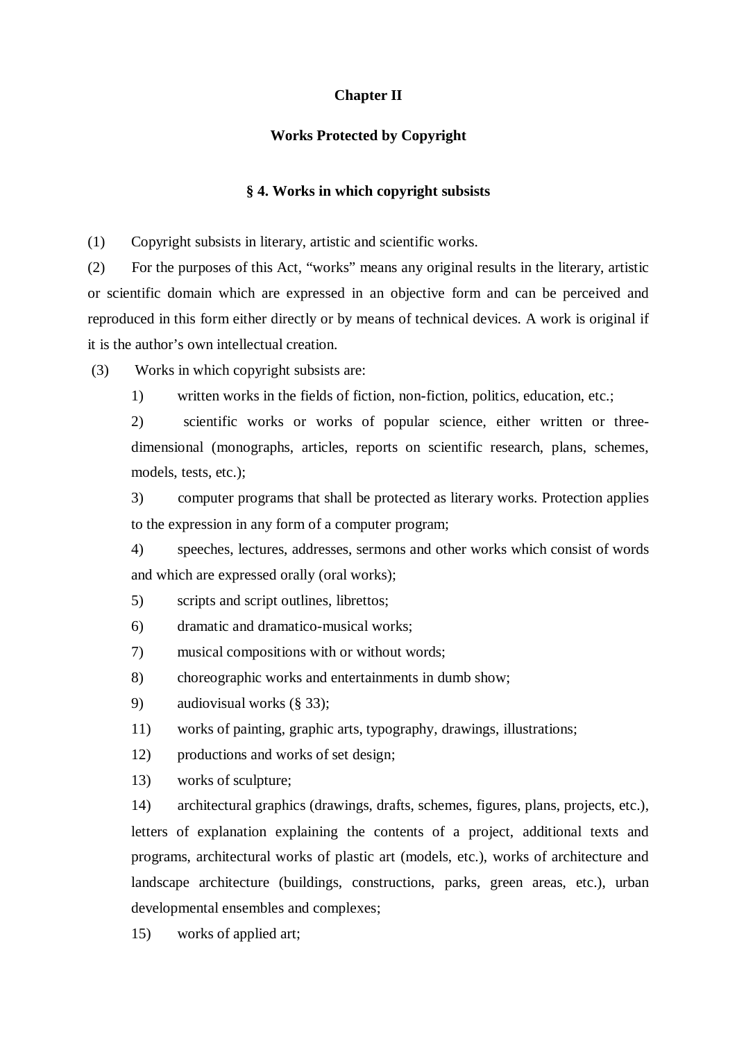## Chapter II

## Works Protected by Copyright

### § 4. Works in which copyright subsists

(1) Copyright subsists in literary, artistic and scientific works.

(2) For the purposes of this Act, “works” means any original results in the literary, artistic or scientific domain which are expressed in an objective form and can be perceived and reproduced in this form either directly or by means of technical devices. A work is original if it is the author’s own intellectual creation.

(3) Works in which copyright subsists are:

1) written works in the fields of fiction, non-fiction, politics, education, etc.;

2) scientific works or works of popular science, either written or three-dimensional (monographs, articles, reports on scientific research, plans, schemes, models, tests, etc.);

3) computer programs that shall be protected as literary works. Protection applies to the expression in any form of a computer program;

4) speeches, lectures, addresses, sermons and other works which consist of words and which are expressed orally (oral works);

5) scripts and script outlines, librettos;

6) dramatic and dramatico-musical works;

7) musical compositions with or without words;

8) choreographic works and entertainments in dumb show;

9) audiovisual works (§ 33);

11) works of painting, graphic arts, typography, drawings, illustrations;

12) productions and works of set design;

13) works of sculpture;

14) architectural graphics (drawings, drafts, schemes, figures, plans, projects, etc.), letters of explanation explaining the contents of a project, additional texts and programs, architectural works of plastic art (models, etc.), works of architecture and landscape architecture (buildings, constructions, parks, green areas, etc.), urban developmental ensembles and complexes;

15) works of applied art;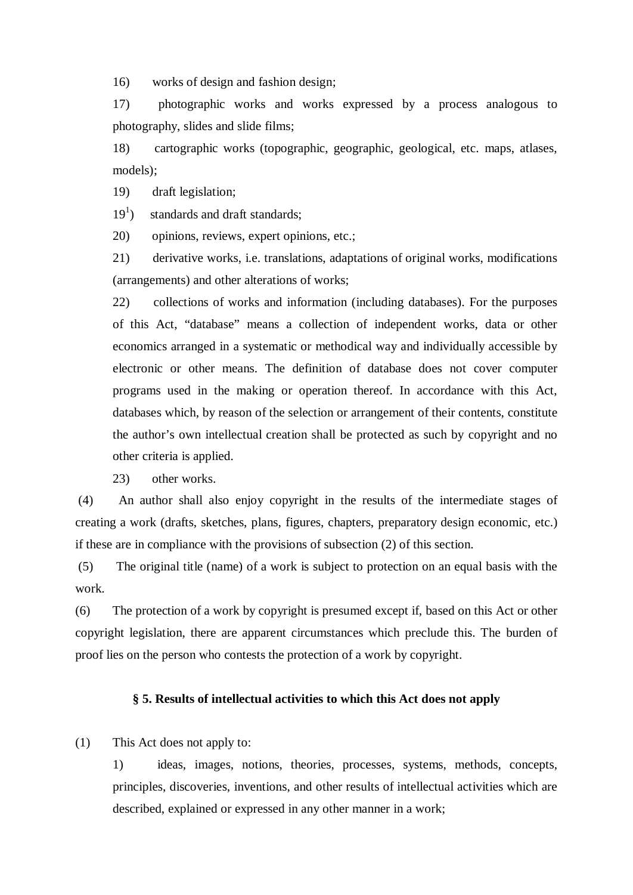16) works of design and fashion design;

17) photographic works and works expressed by a process analogous to photography, slides and slide films;

18) cartographic works (topographic, geographic, geological, etc. maps, atlases, models);

19) draft legislation;

19[1]) standards and draft standards;

20) opinions, reviews, expert opinions, etc.;

21) derivative works, i.e. translations, adaptations of original works, modifications (arrangements) and other alterations of works;

22) collections of works and information (including databases). For the purposes of this Act, "database" means a collection of independent works, data or other economics arranged in a systematic or methodical way and individually accessible by electronic or other means. The definition of database does not cover computer programs used in the making or operation thereof. In accordance with this Act, databases which, by reason of the selection or arrangement of their contents, constitute the author's own intellectual creation shall be protected as such by copyright and no other criteria is applied.

23) other works.

(4) An author shall also enjoy copyright in the results of the intermediate stages of creating a work (drafts, sketches, plans, figures, chapters, preparatory design economic, etc.) if these are in compliance with the provisions of subsection (2) of this section.

(5) The original title (name) of a work is subject to protection on an equal basis with the work.

(6) The protection of a work by copyright is presumed except if, based on this Act or other copyright legislation, there are apparent circumstances which preclude this. The burden of proof lies on the person who contests the protection of a work by copyright.

## § 5. Results of intellectual activities to which this Act does not apply

(1) This Act does not apply to:

1) ideas, images, notions, theories, processes, systems, methods, concepts, principles, discoveries, inventions, and other results of intellectual activities which are described, explained or expressed in any other manner in a work;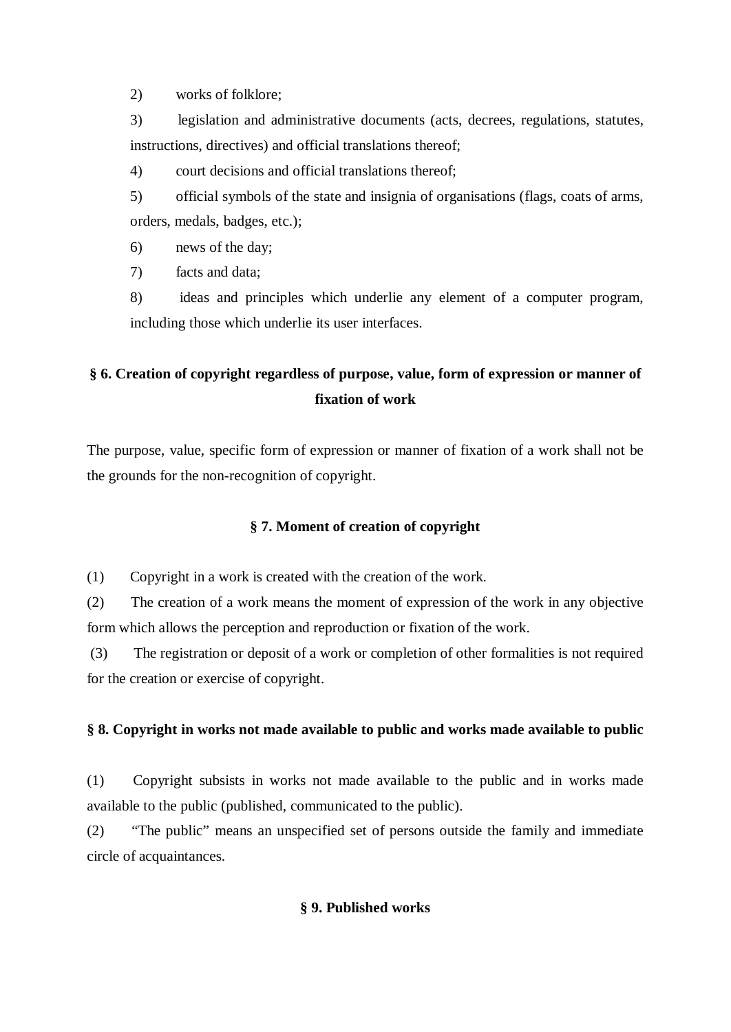2) works of folklore;

3) legislation and administrative documents (acts, decrees, regulations, statutes, instructions, directives) and official translations thereof;

4) court decisions and official translations thereof;

5) official symbols of the state and insignia of organisations (flags, coats of arms, orders, medals, badges, etc.);

6) news of the day;

7) facts and data;

8) ideas and principles which underlie any element of a computer program, including those which underlie its user interfaces.

## § 6. Creation of copyright regardless of purpose, value, form of expression or manner of fixation of work

The purpose, value, specific form of expression or manner of fixation of a work shall not be the grounds for the non-recognition of copyright.

## § 7. Moment of creation of copyright

(1) Copyright in a work is created with the creation of the work.

(2) The creation of a work means the moment of expression of the work in any objective form which allows the perception and reproduction or fixation of the work.

(3) The registration or deposit of a work or completion of other formalities is not required for the creation or exercise of copyright.

## § 8. Copyright in works not made available to public and works made available to public

(1) Copyright subsists in works not made available to the public and in works made available to the public (published, communicated to the public).

(2) "The public" means an unspecified set of persons outside the family and immediate circle of acquaintances.

## § 9. Published works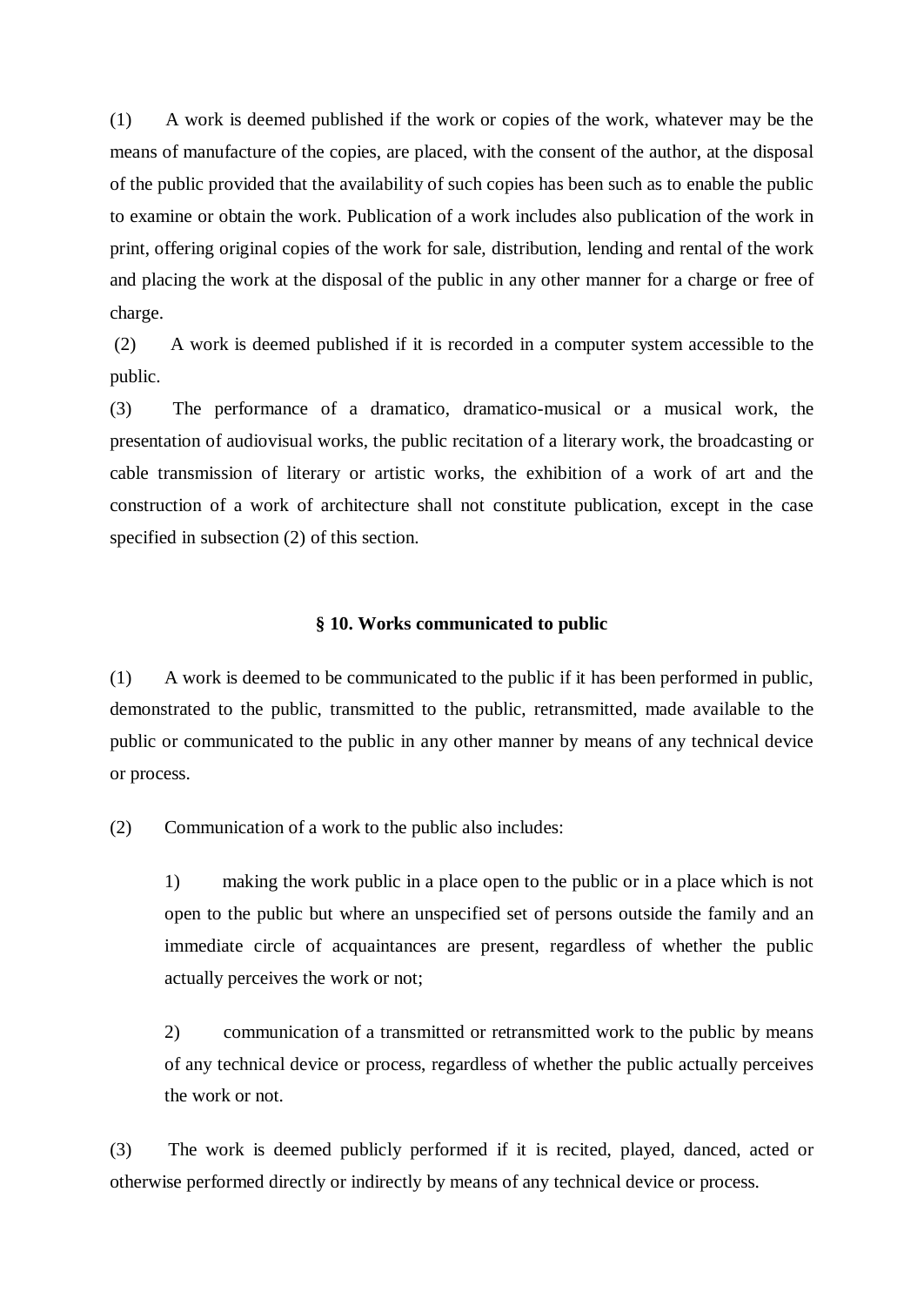(1) A work is deemed published if the work or copies of the work, whatever may be the means of manufacture of the copies, are placed, with the consent of the author, at the disposal of the public provided that the availability of such copies has been such as to enable the public to examine or obtain the work. Publication of a work includes also publication of the work in print, offering original copies of the work for sale, distribution, lending and rental of the work and placing the work at the disposal of the public in any other manner for a charge or free of charge.

(2) A work is deemed published if it is recorded in a computer system accessible to the public.

(3) The performance of a dramatico, dramatico-musical or a musical work, the presentation of audiovisual works, the public recitation of a literary work, the broadcasting or cable transmission of literary or artistic works, the exhibition of a work of art and the construction of a work of architecture shall not constitute publication, except in the case specified in subsection (2) of this section.

### § 10. Works communicated to public

(1) A work is deemed to be communicated to the public if it has been performed in public, demonstrated to the public, transmitted to the public, retransmitted, made available to the public or communicated to the public in any other manner by means of any technical device or process.

(2) Communication of a work to the public also includes:

> 1) making the work public in a place open to the public or in a place which is not open to the public but where an unspecified set of persons outside the family and an immediate circle of acquaintances are present, regardless of whether the public actually perceives the work or not;
>
> 2) communication of a transmitted or retransmitted work to the public by means of any technical device or process, regardless of whether the public actually perceives the work or not.

(3) The work is deemed publicly performed if it is recited, played, danced, acted or otherwise performed directly or indirectly by means of any technical device or process.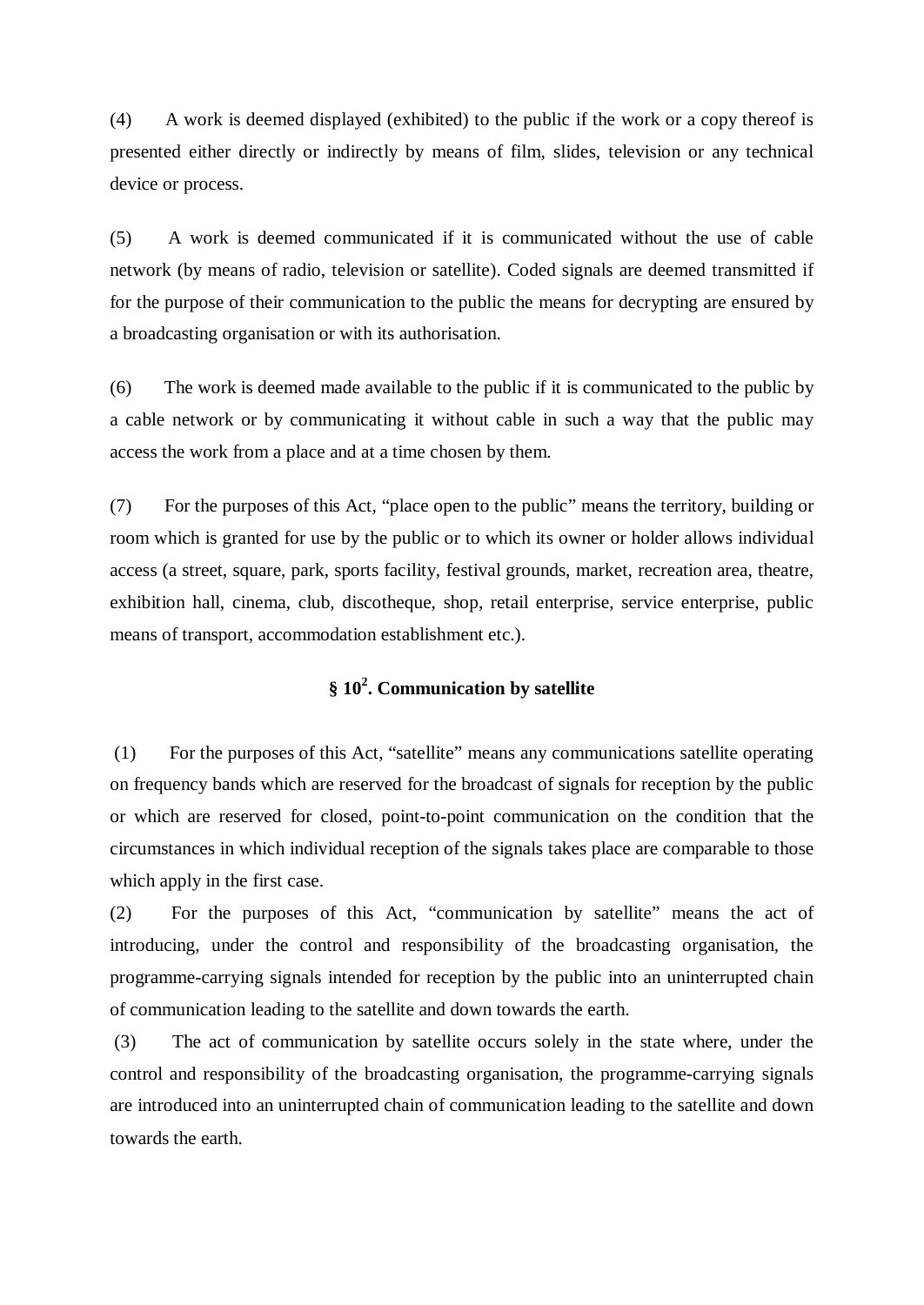(4) A work is deemed displayed (exhibited) to the public if the work or a copy thereof is presented either directly or indirectly by means of film, slides, television or any technical device or process.

(5) A work is deemed communicated if it is communicated without the use of cable network (by means of radio, television or satellite). Coded signals are deemed transmitted if for the purpose of their communication to the public the means for decrypting are ensured by a broadcasting organisation or with its authorisation.

(6) The work is deemed made available to the public if it is communicated to the public by a cable network or by communicating it without cable in such a way that the public may access the work from a place and at a time chosen by them.

(7) For the purposes of this Act, "place open to the public" means the territory, building or room which is granted for use by the public or to which its owner or holder allows individual access (a street, square, park, sports facility, festival grounds, market, recreation area, theatre, exhibition hall, cinema, club, discotheque, shop, retail enterprise, service enterprise, public means of transport, accommodation establishment etc.).

### § 10$^2$. Communication by satellite

(1) For the purposes of this Act, "satellite" means any communications satellite operating on frequency bands which are reserved for the broadcast of signals for reception by the public or which are reserved for closed, point-to-point communication on the condition that the circumstances in which individual reception of the signals takes place are comparable to those which apply in the first case.

(2) For the purposes of this Act, "communication by satellite" means the act of introducing, under the control and responsibility of the broadcasting organisation, the programme-carrying signals intended for reception by the public into an uninterrupted chain of communication leading to the satellite and down towards the earth.

(3) The act of communication by satellite occurs solely in the state where, under the control and responsibility of the broadcasting organisation, the programme-carrying signals are introduced into an uninterrupted chain of communication leading to the satellite and down towards the earth.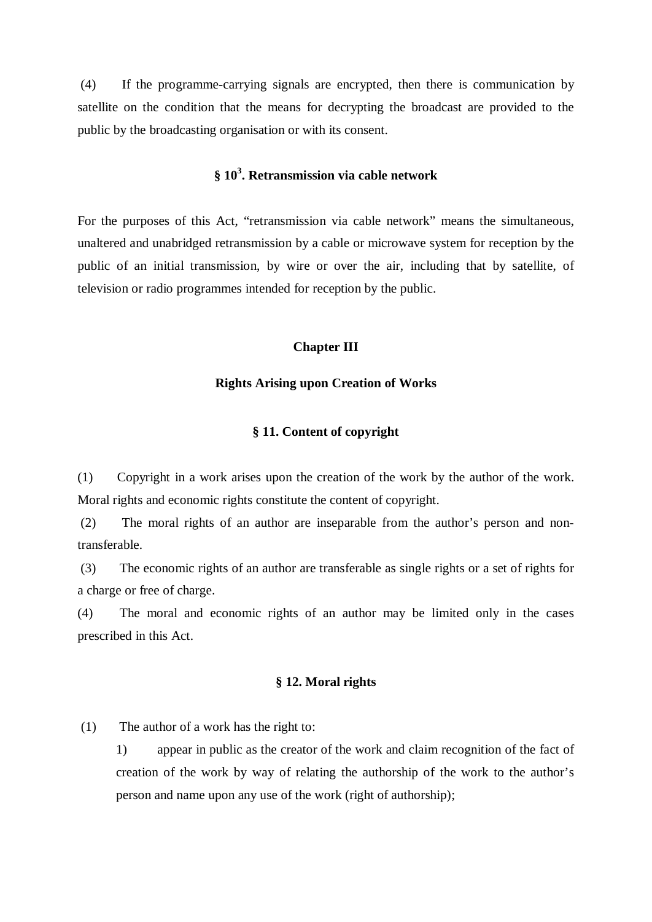(4) If the programme-carrying signals are encrypted, then there is communication by satellite on the condition that the means for decrypting the broadcast are provided to the public by the broadcasting organisation or with its consent.

### § 10[3]. Retransmission via cable network

For the purposes of this Act, “retransmission via cable network” means the simultaneous, unaltered and unabridged retransmission by a cable or microwave system for reception by the public of an initial transmission, by wire or over the air, including that by satellite, of television or radio programmes intended for reception by the public.

## Chapter III

## Rights Arising upon Creation of Works

### § 11. Content of copyright

(1) Copyright in a work arises upon the creation of the work by the author of the work. Moral rights and economic rights constitute the content of copyright.

(2) The moral rights of an author are inseparable from the author’s person and non-transferable.

(3) The economic rights of an author are transferable as single rights or a set of rights for a charge or free of charge.

(4) The moral and economic rights of an author may be limited only in the cases prescribed in this Act.

### § 12. Moral rights

(1) The author of a work has the right to:

1) appear in public as the creator of the work and claim recognition of the fact of creation of the work by way of relating the authorship of the work to the author’s person and name upon any use of the work (right of authorship);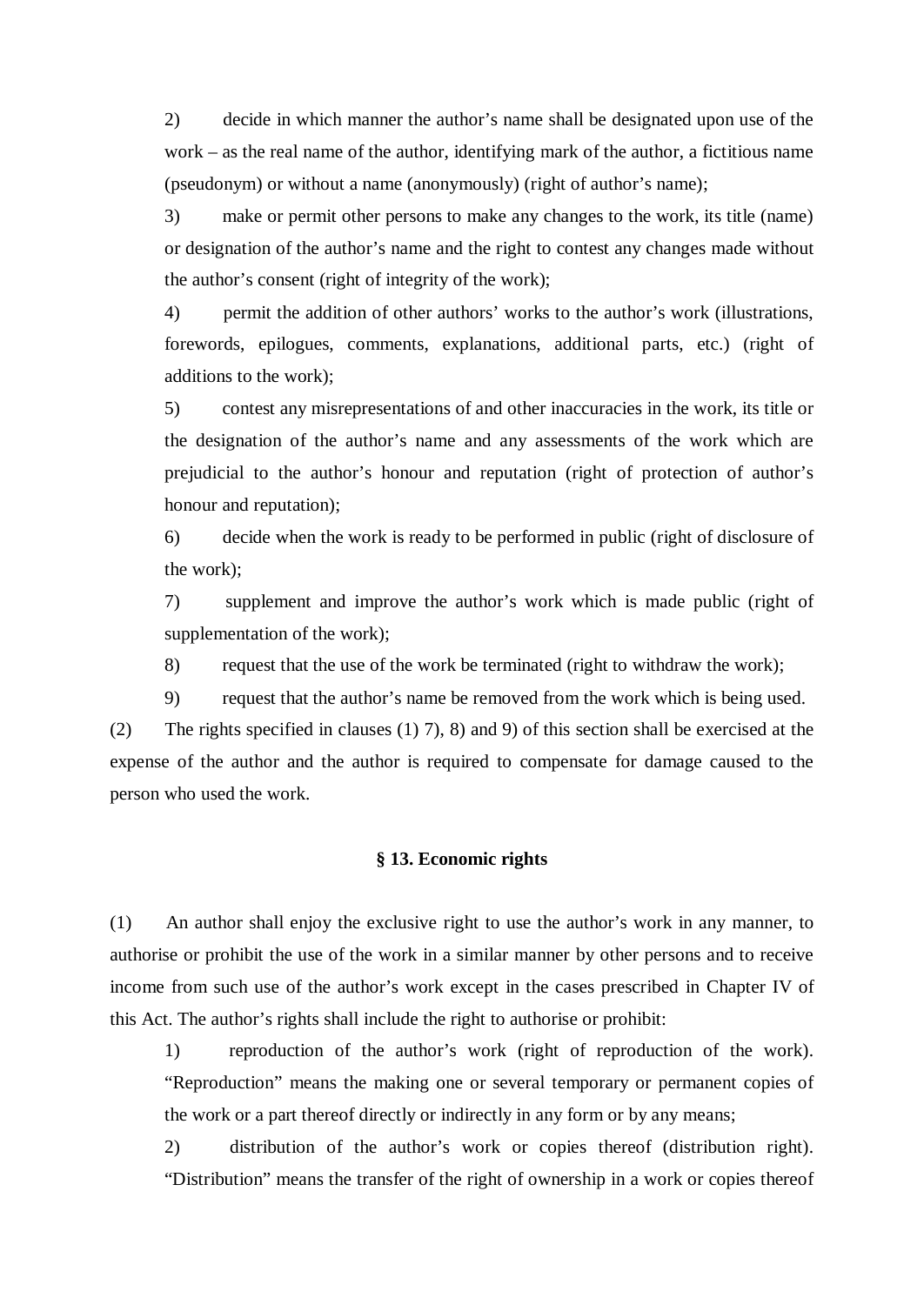2) decide in which manner the author's name shall be designated upon use of the work – as the real name of the author, identifying mark of the author, a fictitious name (pseudonym) or without a name (anonymously) (right of author's name);

3) make or permit other persons to make any changes to the work, its title (name) or designation of the author's name and the right to contest any changes made without the author's consent (right of integrity of the work);

4) permit the addition of other authors' works to the author's work (illustrations, forewords, epilogues, comments, explanations, additional parts, etc.) (right of additions to the work);

5) contest any misrepresentations of and other inaccuracies in the work, its title or the designation of the author's name and any assessments of the work which are prejudicial to the author's honour and reputation (right of protection of author's honour and reputation);

6) decide when the work is ready to be performed in public (right of disclosure of the work);

7) supplement and improve the author's work which is made public (right of supplementation of the work);

8) request that the use of the work be terminated (right to withdraw the work);

9) request that the author's name be removed from the work which is being used.

(2) The rights specified in clauses (1) 7), 8) and 9) of this section shall be exercised at the expense of the author and the author is required to compensate for damage caused to the person who used the work.

### § 13. Economic rights

(1) An author shall enjoy the exclusive right to use the author's work in any manner, to authorise or prohibit the use of the work in a similar manner by other persons and to receive income from such use of the author's work except in the cases prescribed in Chapter IV of this Act. The author's rights shall include the right to authorise or prohibit:

1) reproduction of the author's work (right of reproduction of the work). "Reproduction" means the making one or several temporary or permanent copies of the work or a part thereof directly or indirectly in any form or by any means;

2) distribution of the author's work or copies thereof (distribution right). "Distribution" means the transfer of the right of ownership in a work or copies thereof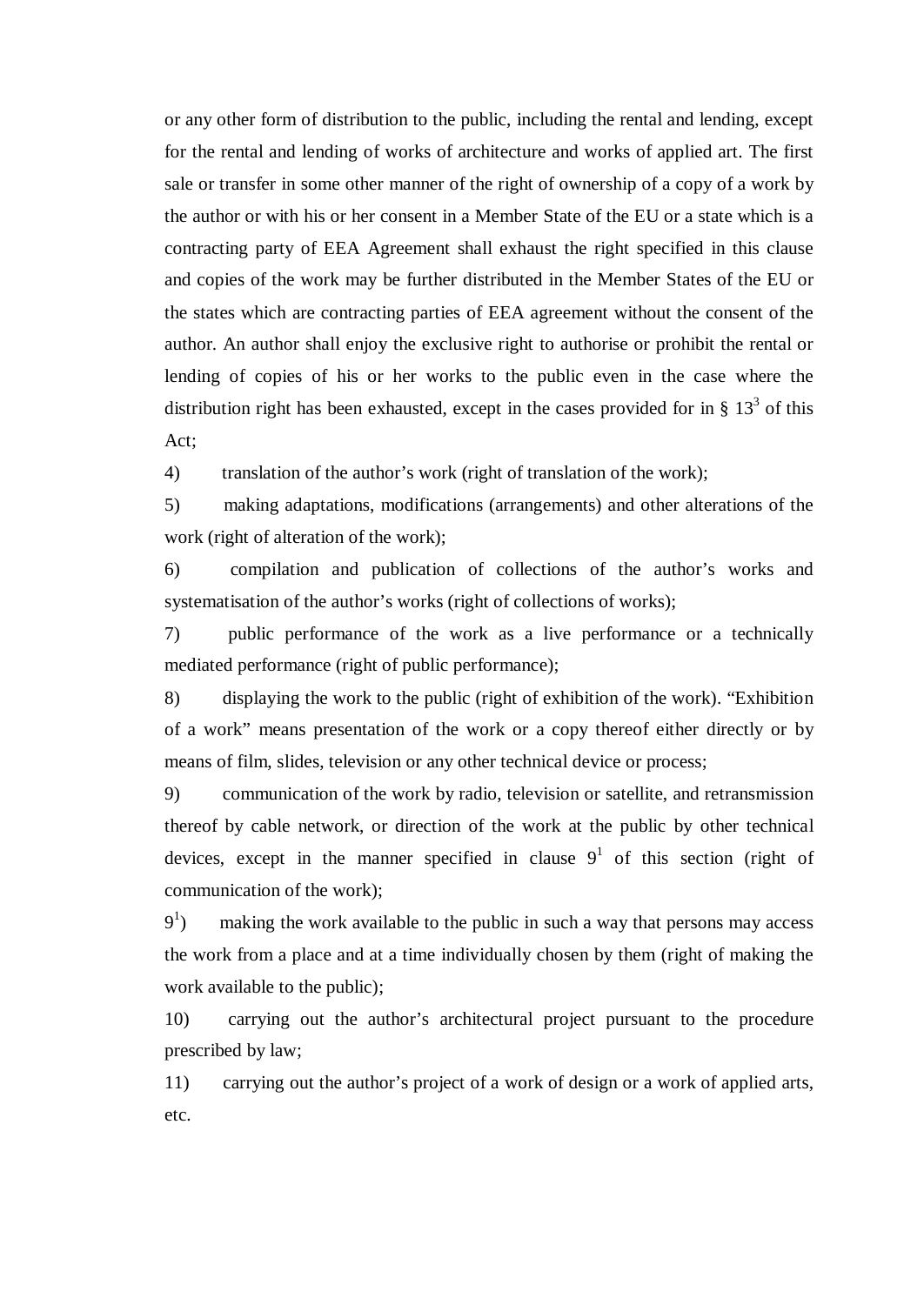or any other form of distribution to the public, including the rental and lending, except for the rental and lending of works of architecture and works of applied art. The first sale or transfer in some other manner of the right of ownership of a copy of a work by the author or with his or her consent in a Member State of the EU or a state which is a contracting party of EEA Agreement shall exhaust the right specified in this clause and copies of the work may be further distributed in the Member States of the EU or the states which are contracting parties of EEA agreement without the consent of the author. An author shall enjoy the exclusive right to authorise or prohibit the rental or lending of copies of his or her works to the public even in the case where the distribution right has been exhausted, except in the cases provided for in § $13^3$ of this Act;

4) translation of the author's work (right of translation of the work);

5) making adaptations, modifications (arrangements) and other alterations of the work (right of alteration of the work);

6) compilation and publication of collections of the author's works and systematisation of the author's works (right of collections of works);

7) public performance of the work as a live performance or a technically mediated performance (right of public performance);

8) displaying the work to the public (right of exhibition of the work). "Exhibition of a work" means presentation of the work or a copy thereof either directly or by means of film, slides, television or any other technical device or process;

9) communication of the work by radio, television or satellite, and retransmission thereof by cable network, or direction of the work at the public by other technical devices, except in the manner specified in clause $9^1$ of this section (right of communication of the work);

$9^1$) making the work available to the public in such a way that persons may access the work from a place and at a time individually chosen by them (right of making the work available to the public);

10) carrying out the author's architectural project pursuant to the procedure prescribed by law;

11) carrying out the author's project of a work of design or a work of applied arts, etc.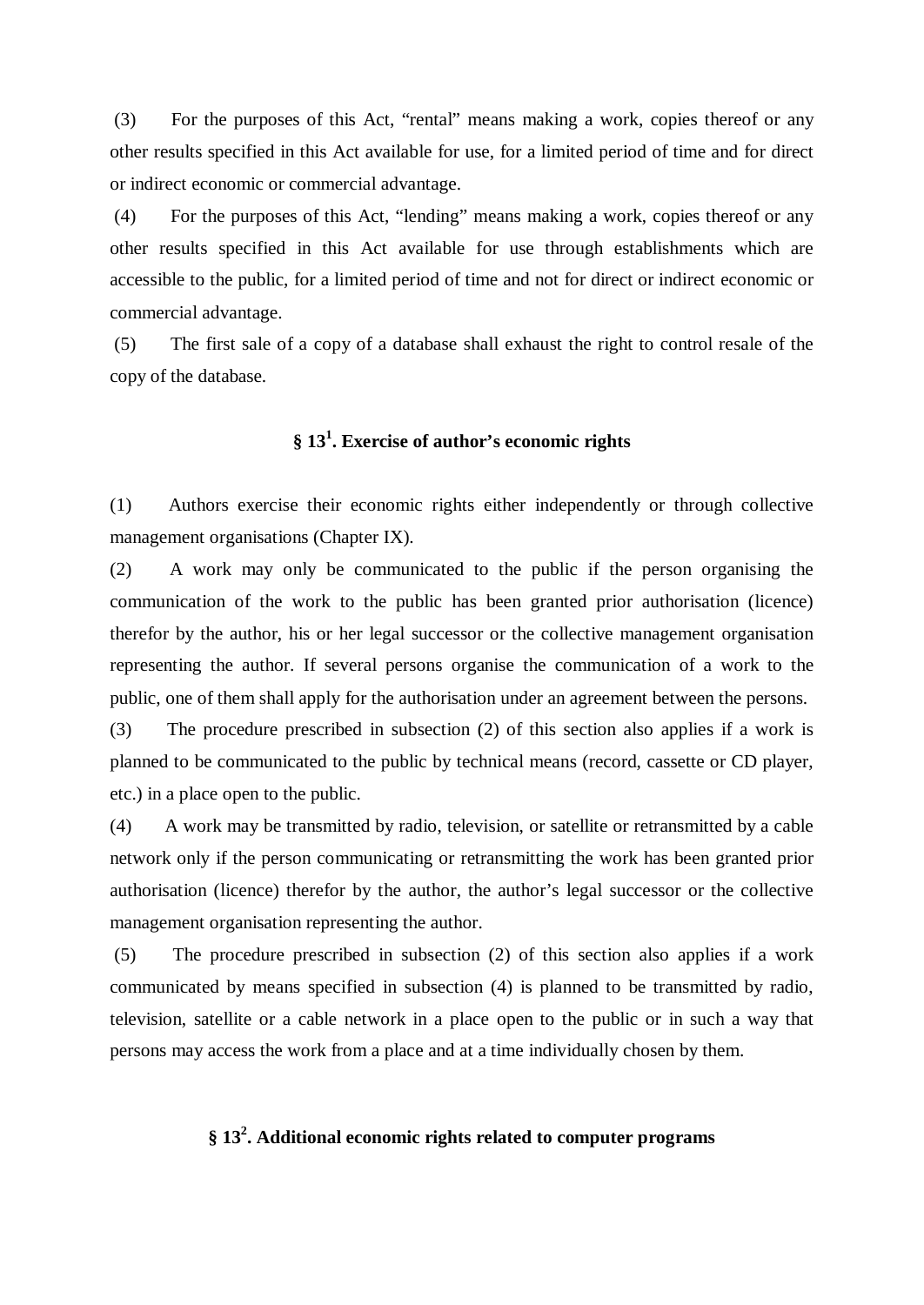(3) For the purposes of this Act, “rental” means making a work, copies thereof or any other results specified in this Act available for use, for a limited period of time and for direct or indirect economic or commercial advantage.

(4) For the purposes of this Act, “lending” means making a work, copies thereof or any other results specified in this Act available for use through establishments which are accessible to the public, for a limited period of time and not for direct or indirect economic or commercial advantage.

(5) The first sale of a copy of a database shall exhaust the right to control resale of the copy of the database.

### § 13[1]. Exercise of author’s economic rights

(1) Authors exercise their economic rights either independently or through collective management organisations (Chapter IX).

(2) A work may only be communicated to the public if the person organising the communication of the work to the public has been granted prior authorisation (licence) therefor by the author, his or her legal successor or the collective management organisation representing the author. If several persons organise the communication of a work to the public, one of them shall apply for the authorisation under an agreement between the persons.

(3) The procedure prescribed in subsection (2) of this section also applies if a work is planned to be communicated to the public by technical means (record, cassette or CD player, etc.) in a place open to the public.

(4) A work may be transmitted by radio, television, or satellite or retransmitted by a cable network only if the person communicating or retransmitting the work has been granted prior authorisation (licence) therefor by the author, the author’s legal successor or the collective management organisation representing the author.

(5) The procedure prescribed in subsection (2) of this section also applies if a work communicated by means specified in subsection (4) is planned to be transmitted by radio, television, satellite or a cable network in a place open to the public or in such a way that persons may access the work from a place and at a time individually chosen by them.

### § 13[2]. Additional economic rights related to computer programs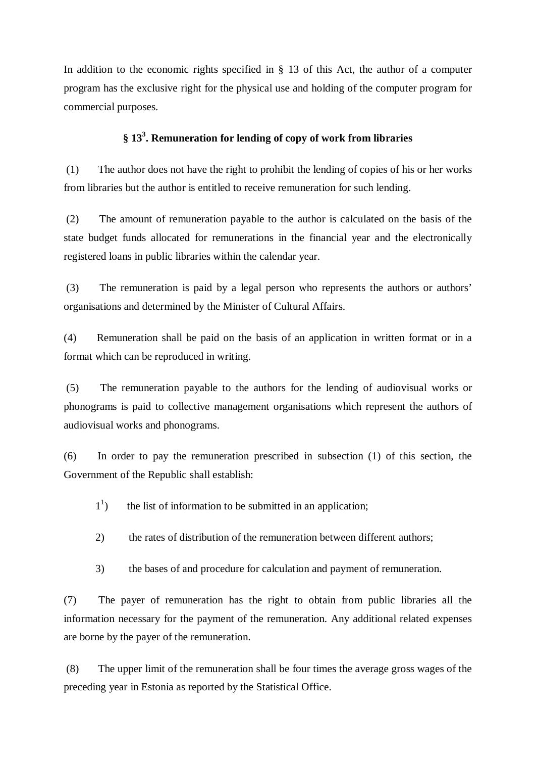In addition to the economic rights specified in § 13 of this Act, the author of a computer program has the exclusive right for the physical use and holding of the computer program for commercial purposes.

### § 13[3]. Remuneration for lending of copy of work from libraries

(1) The author does not have the right to prohibit the lending of copies of his or her works from libraries but the author is entitled to receive remuneration for such lending.

(2) The amount of remuneration payable to the author is calculated on the basis of the state budget funds allocated for remunerations in the financial year and the electronically registered loans in public libraries within the calendar year.

(3) The remuneration is paid by a legal person who represents the authors or authors' organisations and determined by the Minister of Cultural Affairs.

(4) Remuneration shall be paid on the basis of an application in written format or in a format which can be reproduced in writing.

(5) The remuneration payable to the authors for the lending of audiovisual works or phonograms is paid to collective management organisations which represent the authors of audiovisual works and phonograms.

(6) In order to pay the remuneration prescribed in subsection (1) of this section, the Government of the Republic shall establish:

1[1]) the list of information to be submitted in an application;

2) the rates of distribution of the remuneration between different authors;

3) the bases of and procedure for calculation and payment of remuneration.

(7) The payer of remuneration has the right to obtain from public libraries all the information necessary for the payment of the remuneration. Any additional related expenses are borne by the payer of the remuneration.

(8) The upper limit of the remuneration shall be four times the average gross wages of the preceding year in Estonia as reported by the Statistical Office.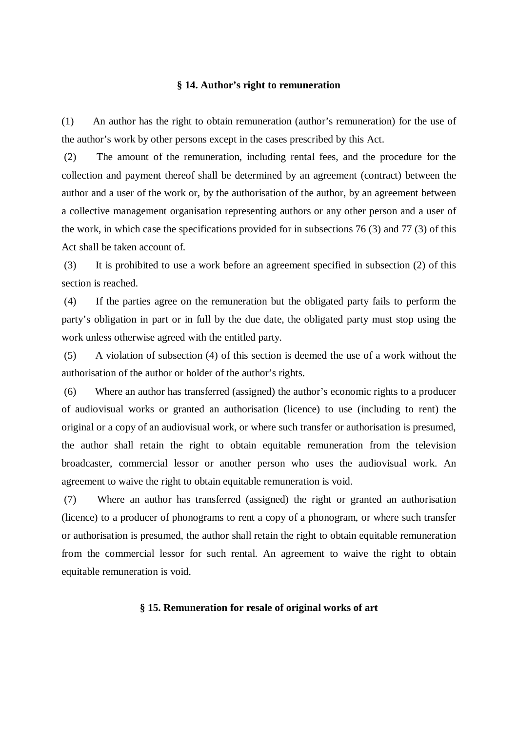### § 14. Author's right to remuneration

(1) An author has the right to obtain remuneration (author's remuneration) for the use of the author's work by other persons except in the cases prescribed by this Act.

(2) The amount of the remuneration, including rental fees, and the procedure for the collection and payment thereof shall be determined by an agreement (contract) between the author and a user of the work or, by the authorisation of the author, by an agreement between a collective management organisation representing authors or any other person and a user of the work, in which case the specifications provided for in subsections 76 (3) and 77 (3) of this Act shall be taken account of.

(3) It is prohibited to use a work before an agreement specified in subsection (2) of this section is reached.

(4) If the parties agree on the remuneration but the obligated party fails to perform the party's obligation in part or in full by the due date, the obligated party must stop using the work unless otherwise agreed with the entitled party.

(5) A violation of subsection (4) of this section is deemed the use of a work without the authorisation of the author or holder of the author's rights.

(6) Where an author has transferred (assigned) the author's economic rights to a producer of audiovisual works or granted an authorisation (licence) to use (including to rent) the original or a copy of an audiovisual work, or where such transfer or authorisation is presumed, the author shall retain the right to obtain equitable remuneration from the television broadcaster, commercial lessor or another person who uses the audiovisual work. An agreement to waive the right to obtain equitable remuneration is void.

(7) Where an author has transferred (assigned) the right or granted an authorisation (licence) to a producer of phonograms to rent a copy of a phonogram, or where such transfer or authorisation is presumed, the author shall retain the right to obtain equitable remuneration from the commercial lessor for such rental. An agreement to waive the right to obtain equitable remuneration is void.

### § 15. Remuneration for resale of original works of art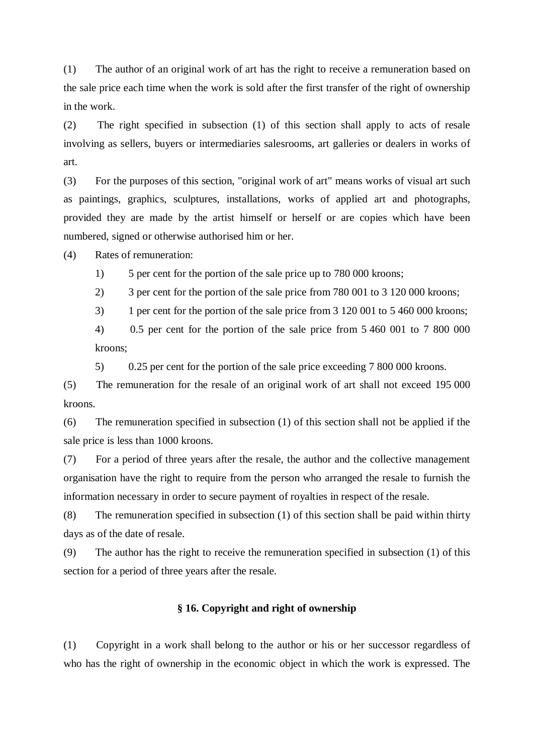(1) The author of an original work of art has the right to receive a remuneration based on the sale price each time when the work is sold after the first transfer of the right of ownership in the work.

(2) The right specified in subsection (1) of this section shall apply to acts of resale involving as sellers, buyers or intermediaries salesrooms, art galleries or dealers in works of art.

(3) For the purposes of this section, "original work of art" means works of visual art such as paintings, graphics, sculptures, installations, works of applied art and photographs, provided they are made by the artist himself or herself or are copies which have been numbered, signed or otherwise authorised him or her.

(4) Rates of remuneration:

1) 5 per cent for the portion of the sale price up to 780 000 kroons;

2) 3 per cent for the portion of the sale price from 780 001 to 3 120 000 kroons;

3) 1 per cent for the portion of the sale price from 3 120 001 to 5 460 000 kroons;

4) 0.5 per cent for the portion of the sale price from 5 460 001 to 7 800 000 kroons;

5) 0.25 per cent for the portion of the sale price exceeding 7 800 000 kroons.

(5) The remuneration for the resale of an original work of art shall not exceed 195 000 kroons.

(6) The remuneration specified in subsection (1) of this section shall not be applied if the sale price is less than 1000 kroons.

(7) For a period of three years after the resale, the author and the collective management organisation have the right to require from the person who arranged the resale to furnish the information necessary in order to secure payment of royalties in respect of the resale.

(8) The remuneration specified in subsection (1) of this section shall be paid within thirty days as of the date of resale.

(9) The author has the right to receive the remuneration specified in subsection (1) of this section for a period of three years after the resale.

### § 16. Copyright and right of ownership

(1) Copyright in a work shall belong to the author or his or her successor regardless of who has the right of ownership in the economic object in which the work is expressed. The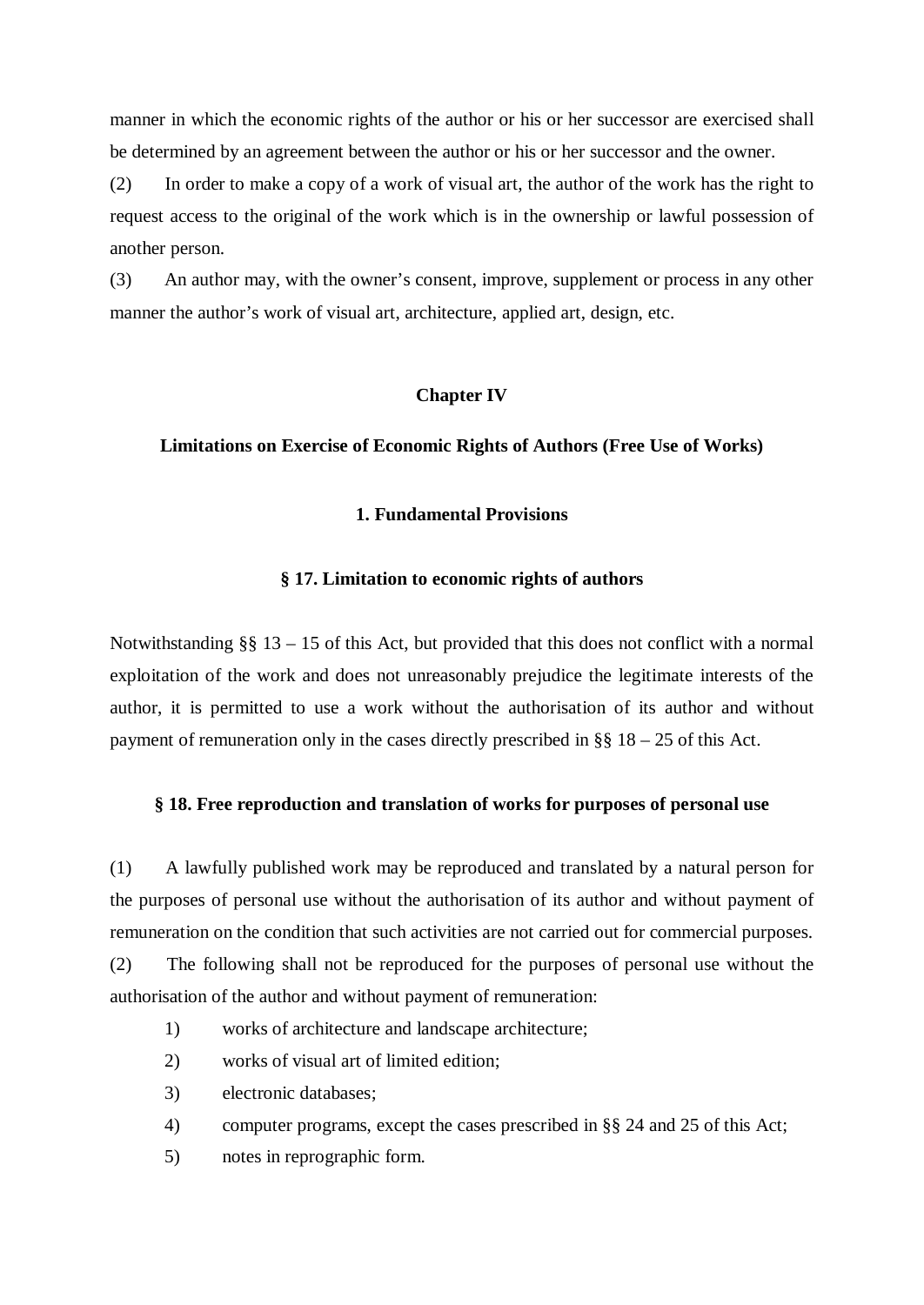manner in which the economic rights of the author or his or her successor are exercised shall be determined by an agreement between the author or his or her successor and the owner.

(2) In order to make a copy of a work of visual art, the author of the work has the right to request access to the original of the work which is in the ownership or lawful possession of another person.

(3) An author may, with the owner's consent, improve, supplement or process in any other manner the author's work of visual art, architecture, applied art, design, etc.

## Chapter IV

## Limitations on Exercise of Economic Rights of Authors (Free Use of Works)

### 1. Fundamental Provisions

#### § 17. Limitation to economic rights of authors

Notwithstanding §§ 13 – 15 of this Act, but provided that this does not conflict with a normal exploitation of the work and does not unreasonably prejudice the legitimate interests of the author, it is permitted to use a work without the authorisation of its author and without payment of remuneration only in the cases directly prescribed in §§ 18 – 25 of this Act.

#### § 18. Free reproduction and translation of works for purposes of personal use

(1) A lawfully published work may be reproduced and translated by a natural person for the purposes of personal use without the authorisation of its author and without payment of remuneration on the condition that such activities are not carried out for commercial purposes.

(2) The following shall not be reproduced for the purposes of personal use without the authorisation of the author and without payment of remuneration:

1) works of architecture and landscape architecture;
2) works of visual art of limited edition;
3) electronic databases;
4) computer programs, except the cases prescribed in §§ 24 and 25 of this Act;
5) notes in reprographic form.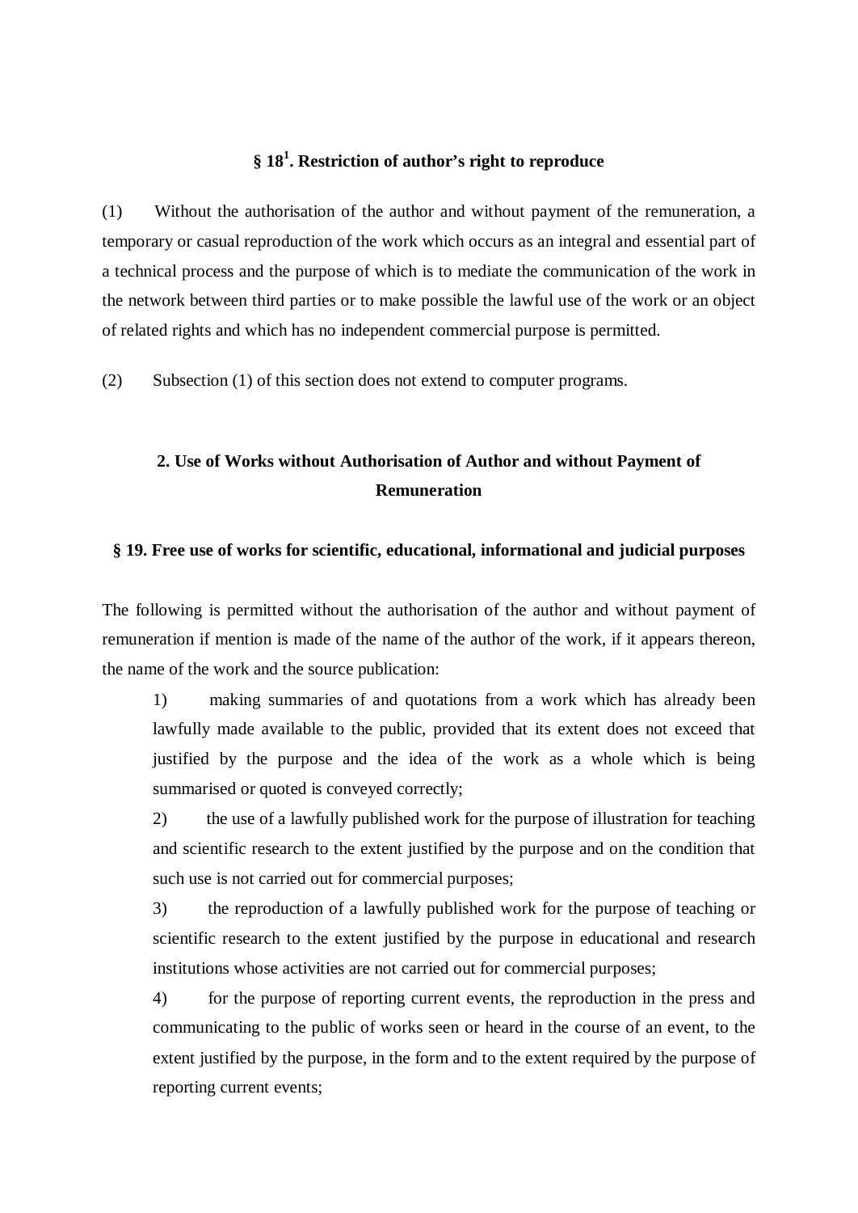### § 18[1]. Restriction of author's right to reproduce

(1) Without the authorisation of the author and without payment of the remuneration, a temporary or casual reproduction of the work which occurs as an integral and essential part of a technical process and the purpose of which is to mediate the communication of the work in the network between third parties or to make possible the lawful use of the work or an object of related rights and which has no independent commercial purpose is permitted.

(2) Subsection (1) of this section does not extend to computer programs.

## 2. Use of Works without Authorisation of Author and without Payment of Remuneration

### § 19. Free use of works for scientific, educational, informational and judicial purposes

The following is permitted without the authorisation of the author and without payment of remuneration if mention is made of the name of the author of the work, if it appears thereon, the name of the work and the source publication:

1) making summaries of and quotations from a work which has already been lawfully made available to the public, provided that its extent does not exceed that justified by the purpose and the idea of the work as a whole which is being summarised or quoted is conveyed correctly;

2) the use of a lawfully published work for the purpose of illustration for teaching and scientific research to the extent justified by the purpose and on the condition that such use is not carried out for commercial purposes;

3) the reproduction of a lawfully published work for the purpose of teaching or scientific research to the extent justified by the purpose in educational and research institutions whose activities are not carried out for commercial purposes;

4) for the purpose of reporting current events, the reproduction in the press and communicating to the public of works seen or heard in the course of an event, to the extent justified by the purpose, in the form and to the extent required by the purpose of reporting current events;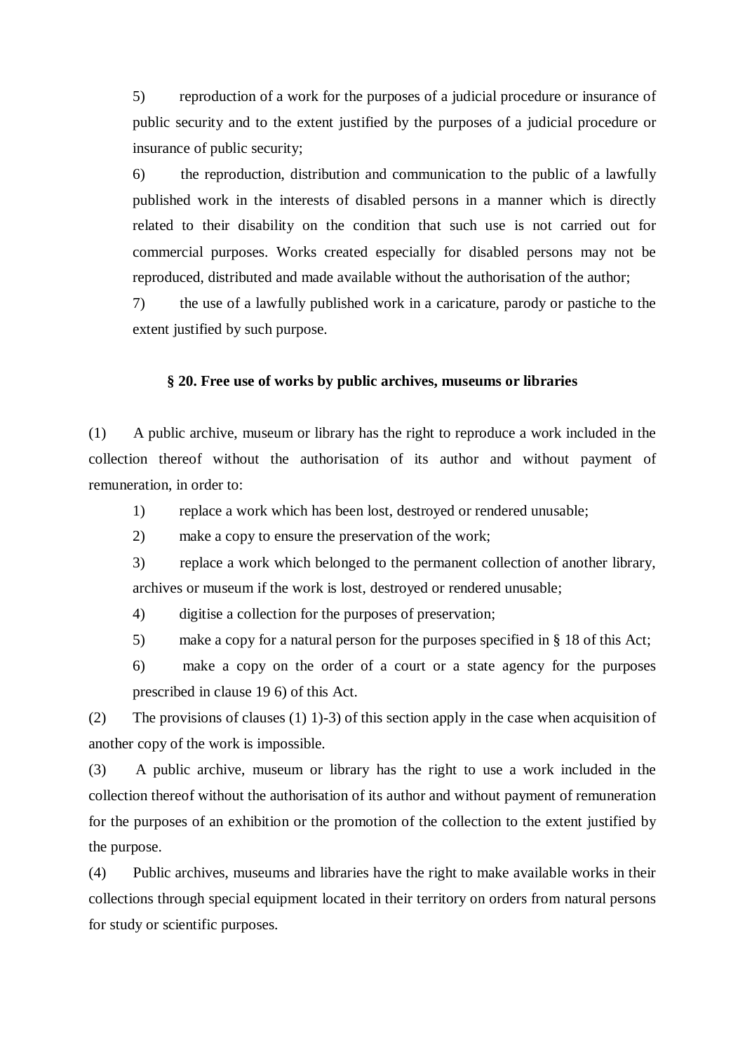5) reproduction of a work for the purposes of a judicial procedure or insurance of public security and to the extent justified by the purposes of a judicial procedure or insurance of public security;

6) the reproduction, distribution and communication to the public of a lawfully published work in the interests of disabled persons in a manner which is directly related to their disability on the condition that such use is not carried out for commercial purposes. Works created especially for disabled persons may not be reproduced, distributed and made available without the authorisation of the author;

7) the use of a lawfully published work in a caricature, parody or pastiche to the extent justified by such purpose.

### § 20. Free use of works by public archives, museums or libraries

(1) A public archive, museum or library has the right to reproduce a work included in the collection thereof without the authorisation of its author and without payment of remuneration, in order to:

1) replace a work which has been lost, destroyed or rendered unusable;

2) make a copy to ensure the preservation of the work;

3) replace a work which belonged to the permanent collection of another library, archives or museum if the work is lost, destroyed or rendered unusable;

4) digitise a collection for the purposes of preservation;

5) make a copy for a natural person for the purposes specified in § 18 of this Act;

6) make a copy on the order of a court or a state agency for the purposes prescribed in clause 19 6) of this Act.

(2) The provisions of clauses (1) 1)-3) of this section apply in the case when acquisition of another copy of the work is impossible.

(3) A public archive, museum or library has the right to use a work included in the collection thereof without the authorisation of its author and without payment of remuneration for the purposes of an exhibition or the promotion of the collection to the extent justified by the purpose.

(4) Public archives, museums and libraries have the right to make available works in their collections through special equipment located in their territory on orders from natural persons for study or scientific purposes.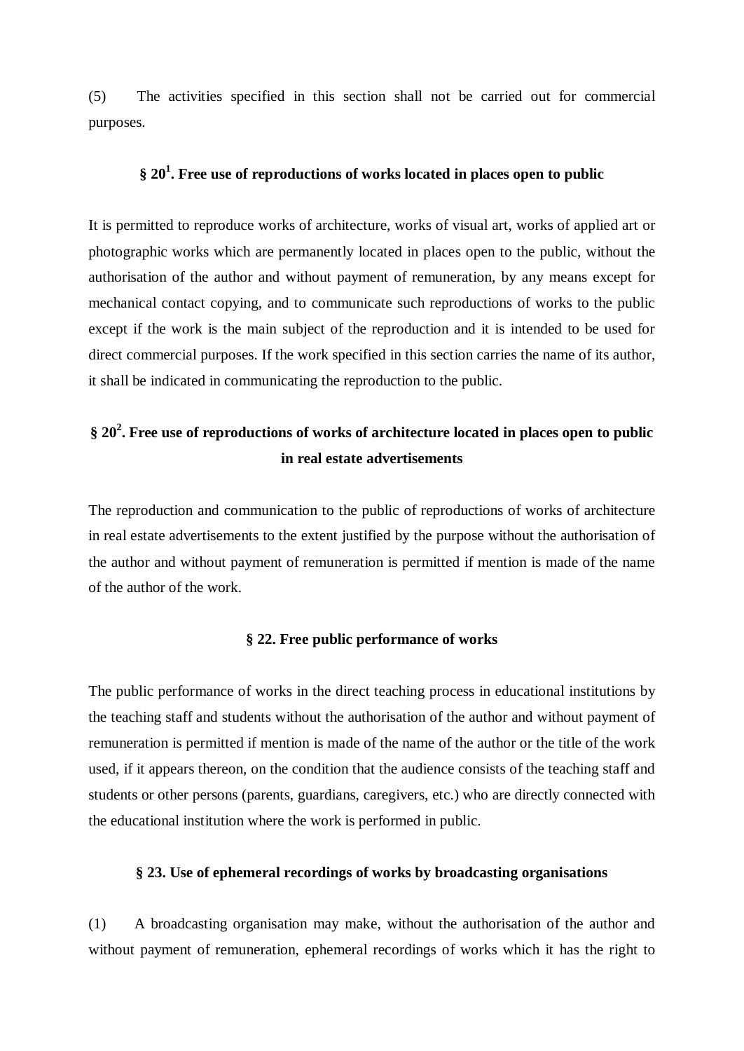(5) The activities specified in this section shall not be carried out for commercial purposes.

### § 20[1]. Free use of reproductions of works located in places open to public

It is permitted to reproduce works of architecture, works of visual art, works of applied art or photographic works which are permanently located in places open to the public, without the authorisation of the author and without payment of remuneration, by any means except for mechanical contact copying, and to communicate such reproductions of works to the public except if the work is the main subject of the reproduction and it is intended to be used for direct commercial purposes. If the work specified in this section carries the name of its author, it shall be indicated in communicating the reproduction to the public.

### § 20[2]. Free use of reproductions of works of architecture located in places open to public in real estate advertisements

The reproduction and communication to the public of reproductions of works of architecture in real estate advertisements to the extent justified by the purpose without the authorisation of the author and without payment of remuneration is permitted if mention is made of the name of the author of the work.

### § 22. Free public performance of works

The public performance of works in the direct teaching process in educational institutions by the teaching staff and students without the authorisation of the author and without payment of remuneration is permitted if mention is made of the name of the author or the title of the work used, if it appears thereon, on the condition that the audience consists of the teaching staff and students or other persons (parents, guardians, caregivers, etc.) who are directly connected with the educational institution where the work is performed in public.

### § 23. Use of ephemeral recordings of works by broadcasting organisations

(1) A broadcasting organisation may make, without the authorisation of the author and without payment of remuneration, ephemeral recordings of works which it has the right to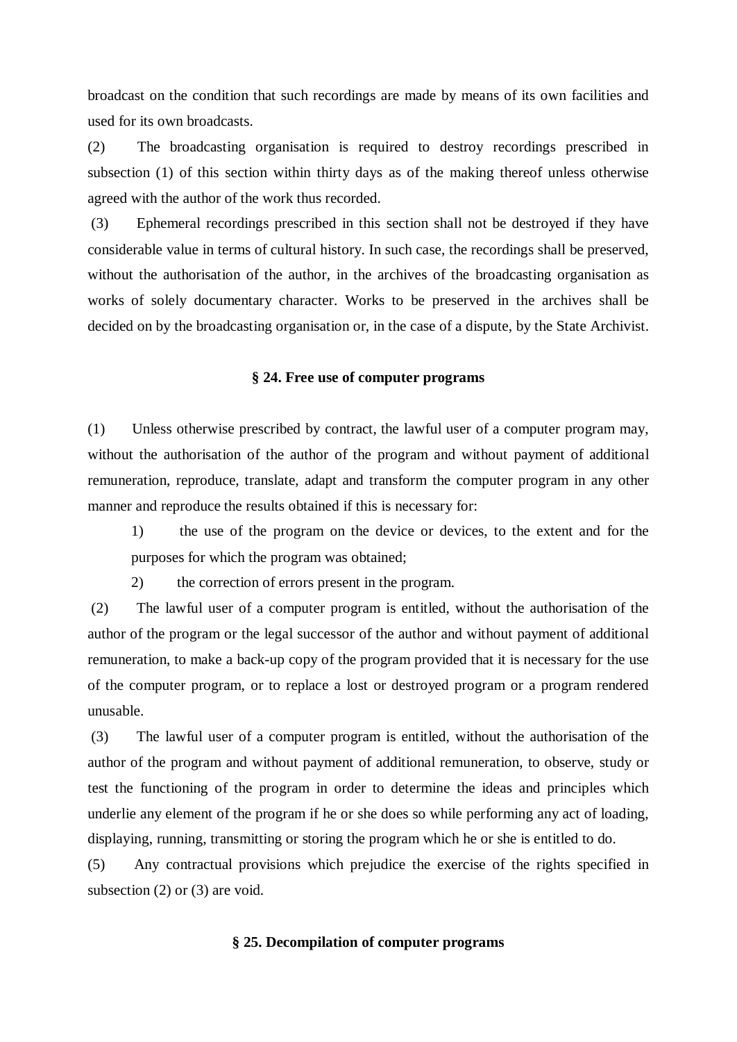broadcast on the condition that such recordings are made by means of its own facilities and used for its own broadcasts.

(2) The broadcasting organisation is required to destroy recordings prescribed in subsection (1) of this section within thirty days as of the making thereof unless otherwise agreed with the author of the work thus recorded.

(3) Ephemeral recordings prescribed in this section shall not be destroyed if they have considerable value in terms of cultural history. In such case, the recordings shall be preserved, without the authorisation of the author, in the archives of the broadcasting organisation as works of solely documentary character. Works to be preserved in the archives shall be decided on by the broadcasting organisation or, in the case of a dispute, by the State Archivist.

### § 24. Free use of computer programs

(1) Unless otherwise prescribed by contract, the lawful user of a computer program may, without the authorisation of the author of the program and without payment of additional remuneration, reproduce, translate, adapt and transform the computer program in any other manner and reproduce the results obtained if this is necessary for:

1) the use of the program on the device or devices, to the extent and for the purposes for which the program was obtained;

2) the correction of errors present in the program.

(2) The lawful user of a computer program is entitled, without the authorisation of the author of the program or the legal successor of the author and without payment of additional remuneration, to make a back-up copy of the program provided that it is necessary for the use of the computer program, or to replace a lost or destroyed program or a program rendered unusable.

(3) The lawful user of a computer program is entitled, without the authorisation of the author of the program and without payment of additional remuneration, to observe, study or test the functioning of the program in order to determine the ideas and principles which underlie any element of the program if he or she does so while performing any act of loading, displaying, running, transmitting or storing the program which he or she is entitled to do.

(5) Any contractual provisions which prejudice the exercise of the rights specified in subsection (2) or (3) are void.

### § 25. Decompilation of computer programs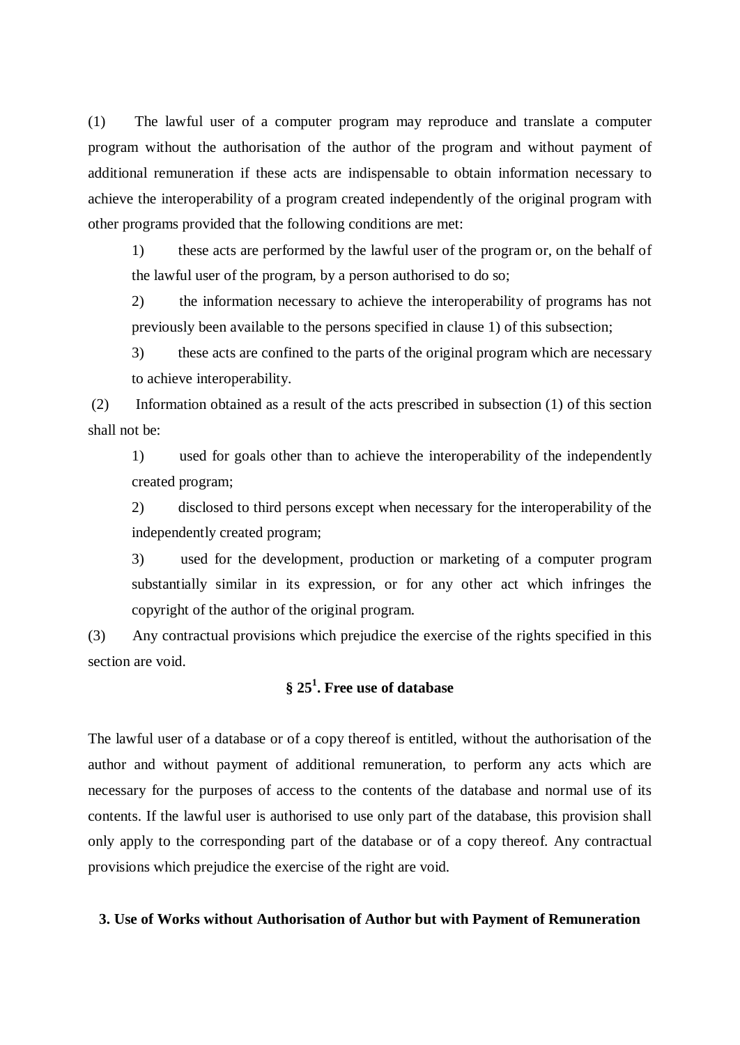(1) The lawful user of a computer program may reproduce and translate a computer program without the authorisation of the author of the program and without payment of additional remuneration if these acts are indispensable to obtain information necessary to achieve the interoperability of a program created independently of the original program with other programs provided that the following conditions are met:

> 1) these acts are performed by the lawful user of the program or, on the behalf of the lawful user of the program, by a person authorised to do so;
>
> 2) the information necessary to achieve the interoperability of programs has not previously been available to the persons specified in clause 1) of this subsection;
>
> 3) these acts are confined to the parts of the original program which are necessary to achieve interoperability.

(2) Information obtained as a result of the acts prescribed in subsection (1) of this section shall not be:

> 1) used for goals other than to achieve the interoperability of the independently created program;
>
> 2) disclosed to third persons except when necessary for the interoperability of the independently created program;
>
> 3) used for the development, production or marketing of a computer program substantially similar in its expression, or for any other act which infringes the copyright of the author of the original program.

(3) Any contractual provisions which prejudice the exercise of the rights specified in this section are void.

### § 25[1]. Free use of database

The lawful user of a database or of a copy thereof is entitled, without the authorisation of the author and without payment of additional remuneration, to perform any acts which are necessary for the purposes of access to the contents of the database and normal use of its contents. If the lawful user is authorised to use only part of the database, this provision shall only apply to the corresponding part of the database or of a copy thereof. Any contractual provisions which prejudice the exercise of the right are void.

## 3. Use of Works without Authorisation of Author but with Payment of Remuneration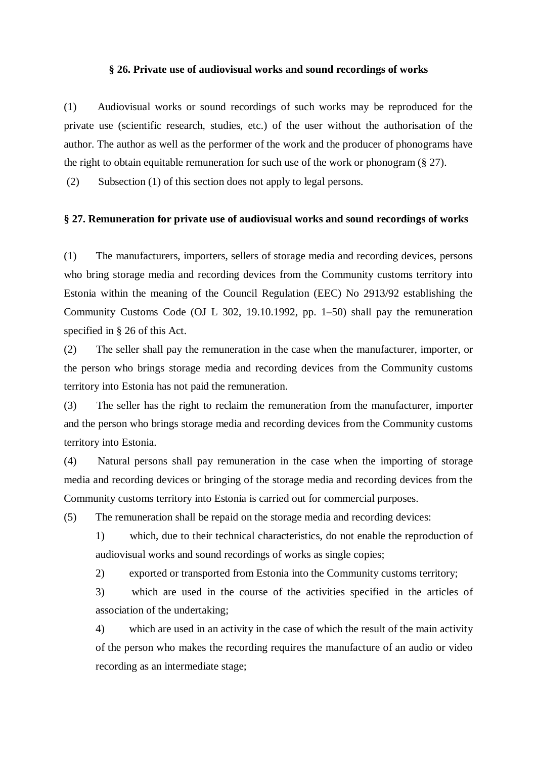### § 26. Private use of audiovisual works and sound recordings of works

(1) Audiovisual works or sound recordings of such works may be reproduced for the private use (scientific research, studies, etc.) of the user without the authorisation of the author. The author as well as the performer of the work and the producer of phonograms have the right to obtain equitable remuneration for such use of the work or phonogram (§ 27).

(2) Subsection (1) of this section does not apply to legal persons.

### § 27. Remuneration for private use of audiovisual works and sound recordings of works

(1) The manufacturers, importers, sellers of storage media and recording devices, persons who bring storage media and recording devices from the Community customs territory into Estonia within the meaning of the Council Regulation (EEC) No 2913/92 establishing the Community Customs Code (OJ L 302, 19.10.1992, pp. 1–50) shall pay the remuneration specified in § 26 of this Act.

(2) The seller shall pay the remuneration in the case when the manufacturer, importer, or the person who brings storage media and recording devices from the Community customs territory into Estonia has not paid the remuneration.

(3) The seller has the right to reclaim the remuneration from the manufacturer, importer and the person who brings storage media and recording devices from the Community customs territory into Estonia.

(4) Natural persons shall pay remuneration in the case when the importing of storage media and recording devices or bringing of the storage media and recording devices from the Community customs territory into Estonia is carried out for commercial purposes.

(5) The remuneration shall be repaid on the storage media and recording devices:

1) which, due to their technical characteristics, do not enable the reproduction of audiovisual works and sound recordings of works as single copies;

2) exported or transported from Estonia into the Community customs territory;

3) which are used in the course of the activities specified in the articles of association of the undertaking;

4) which are used in an activity in the case of which the result of the main activity of the person who makes the recording requires the manufacture of an audio or video recording as an intermediate stage;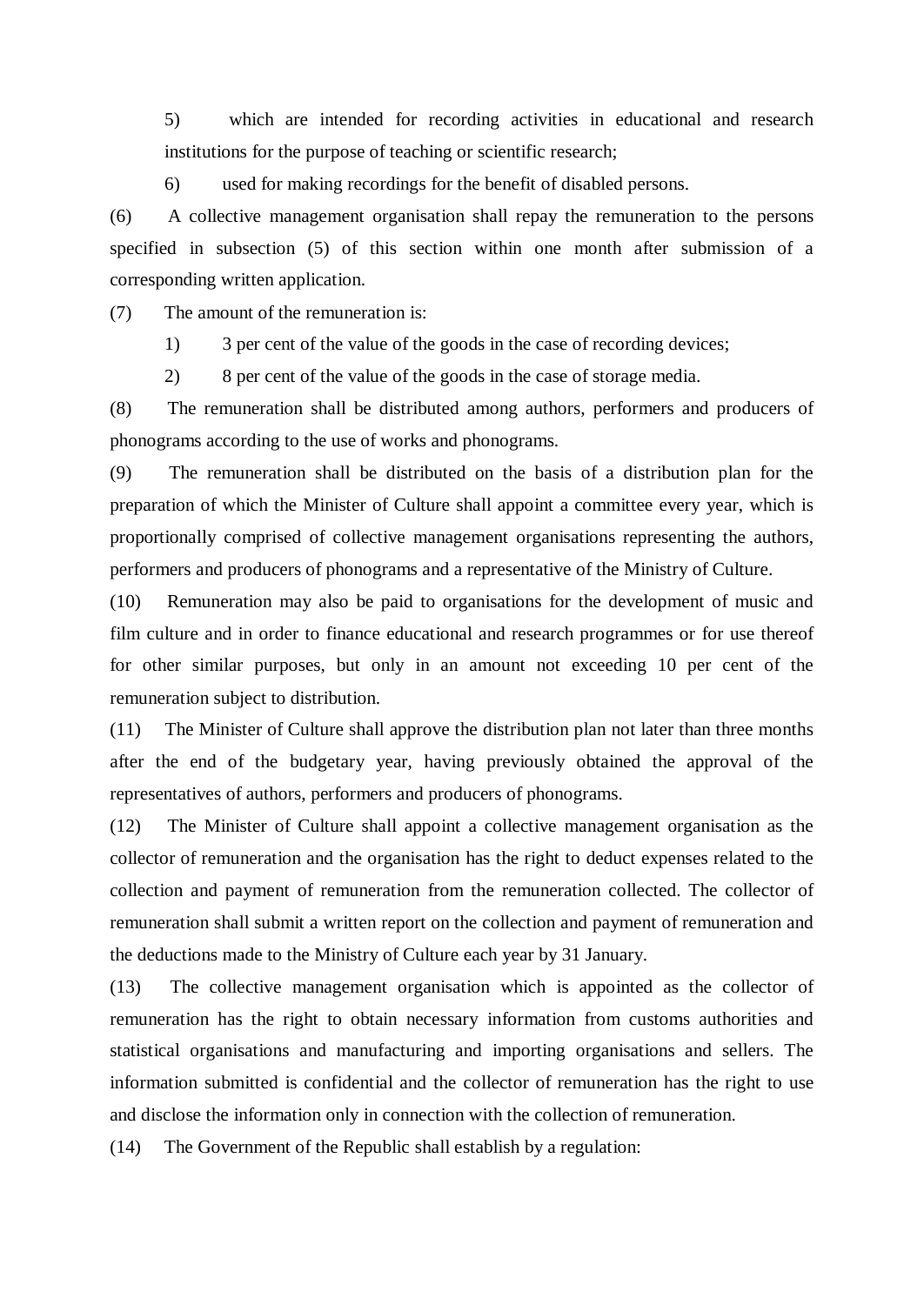5) which are intended for recording activities in educational and research institutions for the purpose of teaching or scientific research;

6) used for making recordings for the benefit of disabled persons.

(6) A collective management organisation shall repay the remuneration to the persons specified in subsection (5) of this section within one month after submission of a corresponding written application.

(7) The amount of the remuneration is:

1) 3 per cent of the value of the goods in the case of recording devices;

2) 8 per cent of the value of the goods in the case of storage media.

(8) The remuneration shall be distributed among authors, performers and producers of phonograms according to the use of works and phonograms.

(9) The remuneration shall be distributed on the basis of a distribution plan for the preparation of which the Minister of Culture shall appoint a committee every year, which is proportionally comprised of collective management organisations representing the authors, performers and producers of phonograms and a representative of the Ministry of Culture.

(10) Remuneration may also be paid to organisations for the development of music and film culture and in order to finance educational and research programmes or for use thereof for other similar purposes, but only in an amount not exceeding 10 per cent of the remuneration subject to distribution.

(11) The Minister of Culture shall approve the distribution plan not later than three months after the end of the budgetary year, having previously obtained the approval of the representatives of authors, performers and producers of phonograms.

(12) The Minister of Culture shall appoint a collective management organisation as the collector of remuneration and the organisation has the right to deduct expenses related to the collection and payment of remuneration from the remuneration collected. The collector of remuneration shall submit a written report on the collection and payment of remuneration and the deductions made to the Ministry of Culture each year by 31 January.

(13) The collective management organisation which is appointed as the collector of remuneration has the right to obtain necessary information from customs authorities and statistical organisations and manufacturing and importing organisations and sellers. The information submitted is confidential and the collector of remuneration has the right to use and disclose the information only in connection with the collection of remuneration.

(14) The Government of the Republic shall establish by a regulation: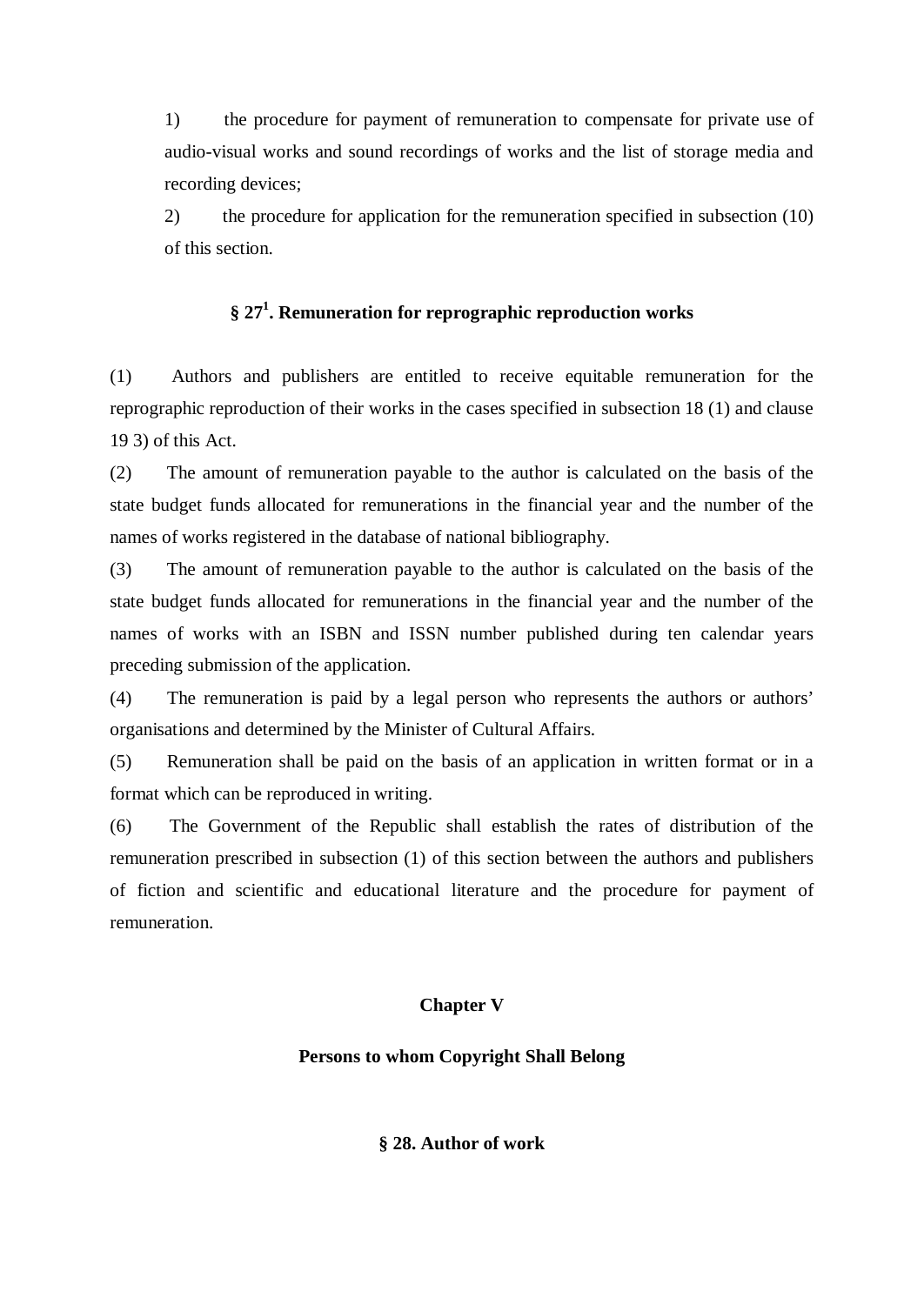1) the procedure for payment of remuneration to compensate for private use of audio-visual works and sound recordings of works and the list of storage media and recording devices;

2) the procedure for application for the remuneration specified in subsection (10) of this section.

### § 27[1]. Remuneration for reprographic reproduction works

(1) Authors and publishers are entitled to receive equitable remuneration for the reprographic reproduction of their works in the cases specified in subsection 18 (1) and clause 19 3) of this Act.

(2) The amount of remuneration payable to the author is calculated on the basis of the state budget funds allocated for remunerations in the financial year and the number of the names of works registered in the database of national bibliography.

(3) The amount of remuneration payable to the author is calculated on the basis of the state budget funds allocated for remunerations in the financial year and the number of the names of works with an ISBN and ISSN number published during ten calendar years preceding submission of the application.

(4) The remuneration is paid by a legal person who represents the authors or authors' organisations and determined by the Minister of Cultural Affairs.

(5) Remuneration shall be paid on the basis of an application in written format or in a format which can be reproduced in writing.

(6) The Government of the Republic shall establish the rates of distribution of the remuneration prescribed in subsection (1) of this section between the authors and publishers of fiction and scientific and educational literature and the procedure for payment of remuneration.

## Chapter V

## Persons to whom Copyright Shall Belong

### § 28. Author of work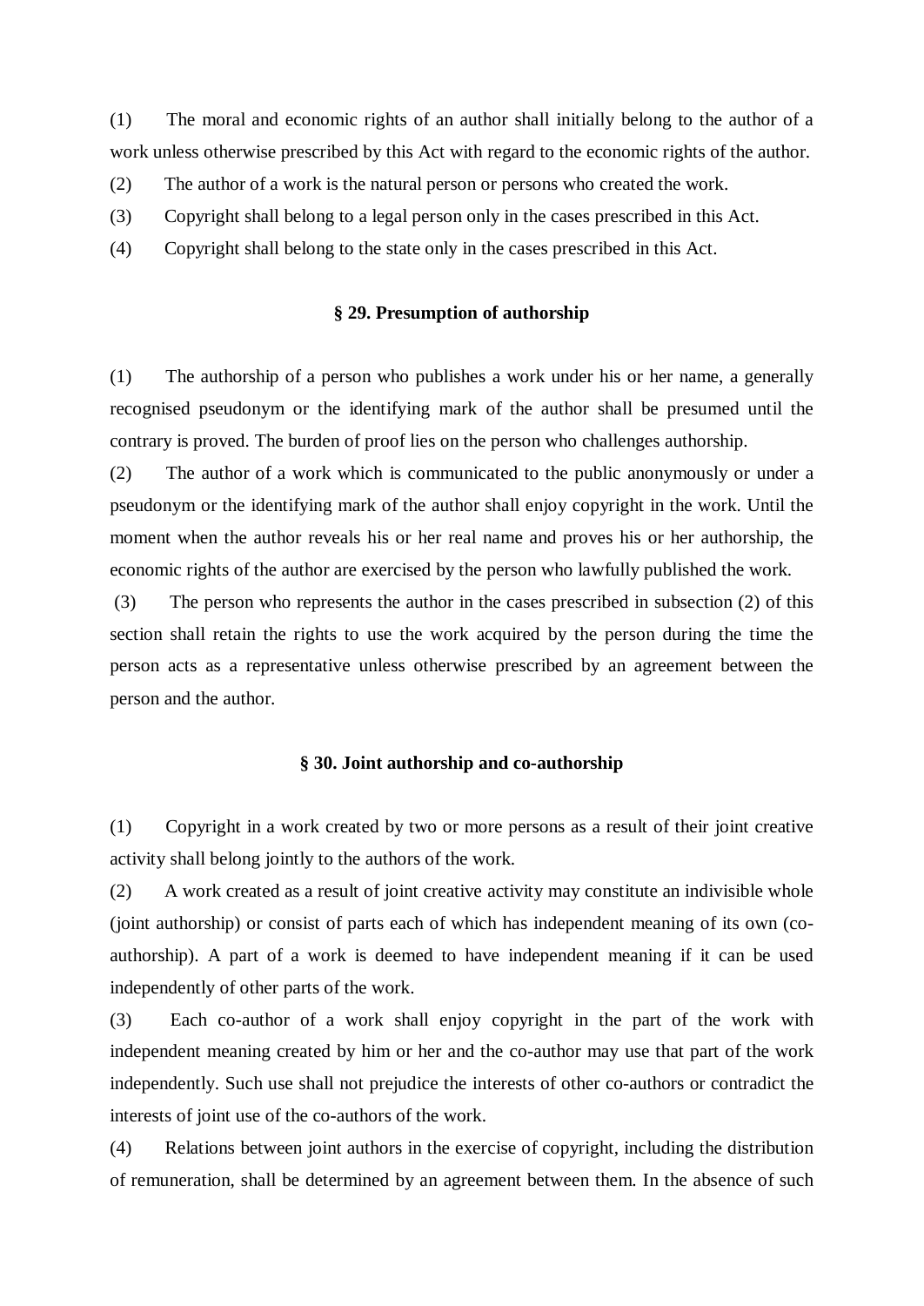(1) The moral and economic rights of an author shall initially belong to the author of a work unless otherwise prescribed by this Act with regard to the economic rights of the author.

(2) The author of a work is the natural person or persons who created the work.

(3) Copyright shall belong to a legal person only in the cases prescribed in this Act.

(4) Copyright shall belong to the state only in the cases prescribed in this Act.

### § 29. Presumption of authorship

(1) The authorship of a person who publishes a work under his or her name, a generally recognised pseudonym or the identifying mark of the author shall be presumed until the contrary is proved. The burden of proof lies on the person who challenges authorship.

(2) The author of a work which is communicated to the public anonymously or under a pseudonym or the identifying mark of the author shall enjoy copyright in the work. Until the moment when the author reveals his or her real name and proves his or her authorship, the economic rights of the author are exercised by the person who lawfully published the work.

(3) The person who represents the author in the cases prescribed in subsection (2) of this section shall retain the rights to use the work acquired by the person during the time the person acts as a representative unless otherwise prescribed by an agreement between the person and the author.

### § 30. Joint authorship and co-authorship

(1) Copyright in a work created by two or more persons as a result of their joint creative activity shall belong jointly to the authors of the work.

(2) A work created as a result of joint creative activity may constitute an indivisible whole (joint authorship) or consist of parts each of which has independent meaning of its own (co-authorship). A part of a work is deemed to have independent meaning if it can be used independently of other parts of the work.

(3) Each co-author of a work shall enjoy copyright in the part of the work with independent meaning created by him or her and the co-author may use that part of the work independently. Such use shall not prejudice the interests of other co-authors or contradict the interests of joint use of the co-authors of the work.

(4) Relations between joint authors in the exercise of copyright, including the distribution of remuneration, shall be determined by an agreement between them. In the absence of such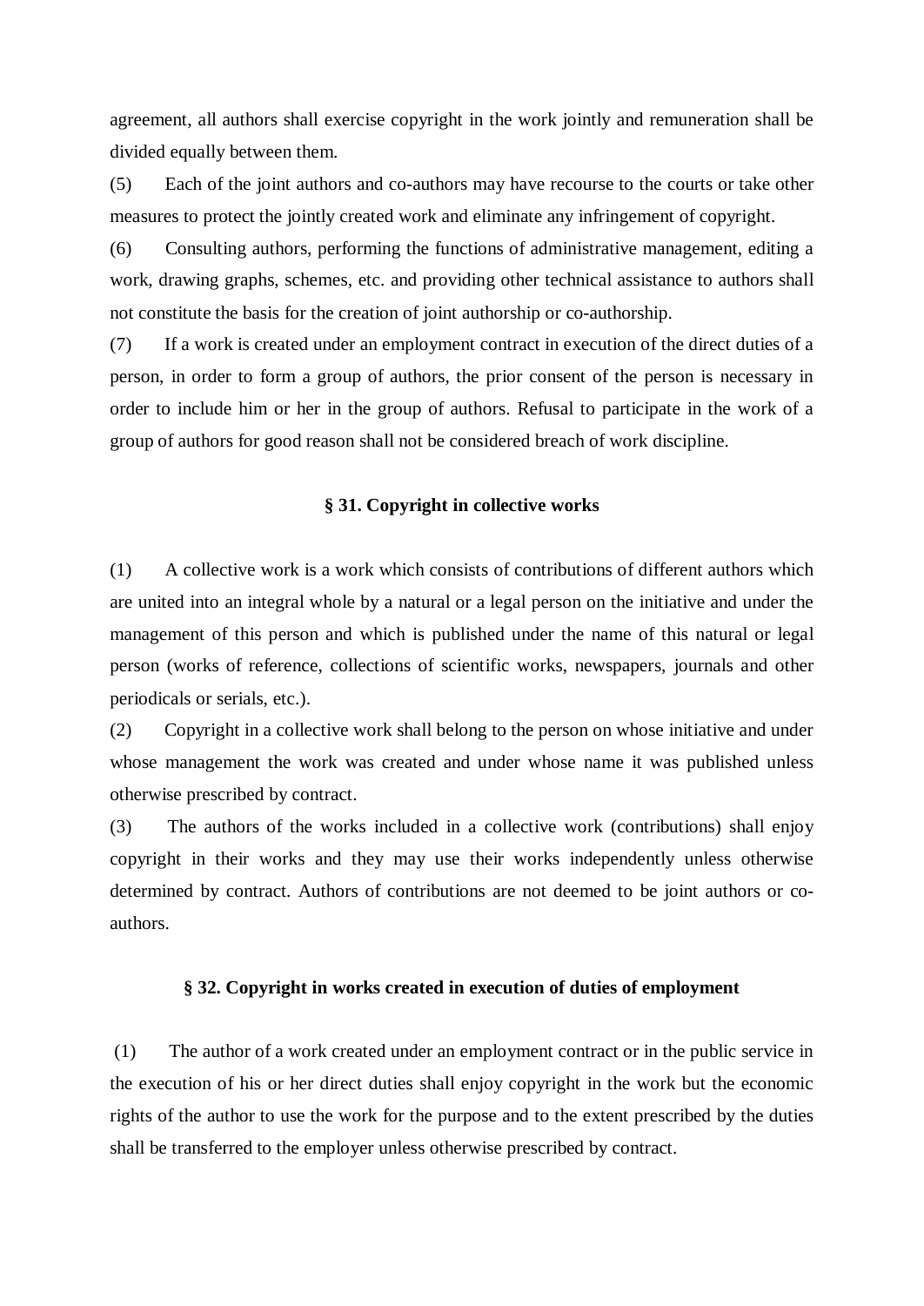agreement, all authors shall exercise copyright in the work jointly and remuneration shall be divided equally between them.

(5) Each of the joint authors and co-authors may have recourse to the courts or take other measures to protect the jointly created work and eliminate any infringement of copyright.

(6) Consulting authors, performing the functions of administrative management, editing a work, drawing graphs, schemes, etc. and providing other technical assistance to authors shall not constitute the basis for the creation of joint authorship or co-authorship.

(7) If a work is created under an employment contract in execution of the direct duties of a person, in order to form a group of authors, the prior consent of the person is necessary in order to include him or her in the group of authors. Refusal to participate in the work of a group of authors for good reason shall not be considered breach of work discipline.

### § 31. Copyright in collective works

(1) A collective work is a work which consists of contributions of different authors which are united into an integral whole by a natural or a legal person on the initiative and under the management of this person and which is published under the name of this natural or legal person (works of reference, collections of scientific works, newspapers, journals and other periodicals or serials, etc.).

(2) Copyright in a collective work shall belong to the person on whose initiative and under whose management the work was created and under whose name it was published unless otherwise prescribed by contract.

(3) The authors of the works included in a collective work (contributions) shall enjoy copyright in their works and they may use their works independently unless otherwise determined by contract. Authors of contributions are not deemed to be joint authors or co-authors.

### § 32. Copyright in works created in execution of duties of employment

(1) The author of a work created under an employment contract or in the public service in the execution of his or her direct duties shall enjoy copyright in the work but the economic rights of the author to use the work for the purpose and to the extent prescribed by the duties shall be transferred to the employer unless otherwise prescribed by contract.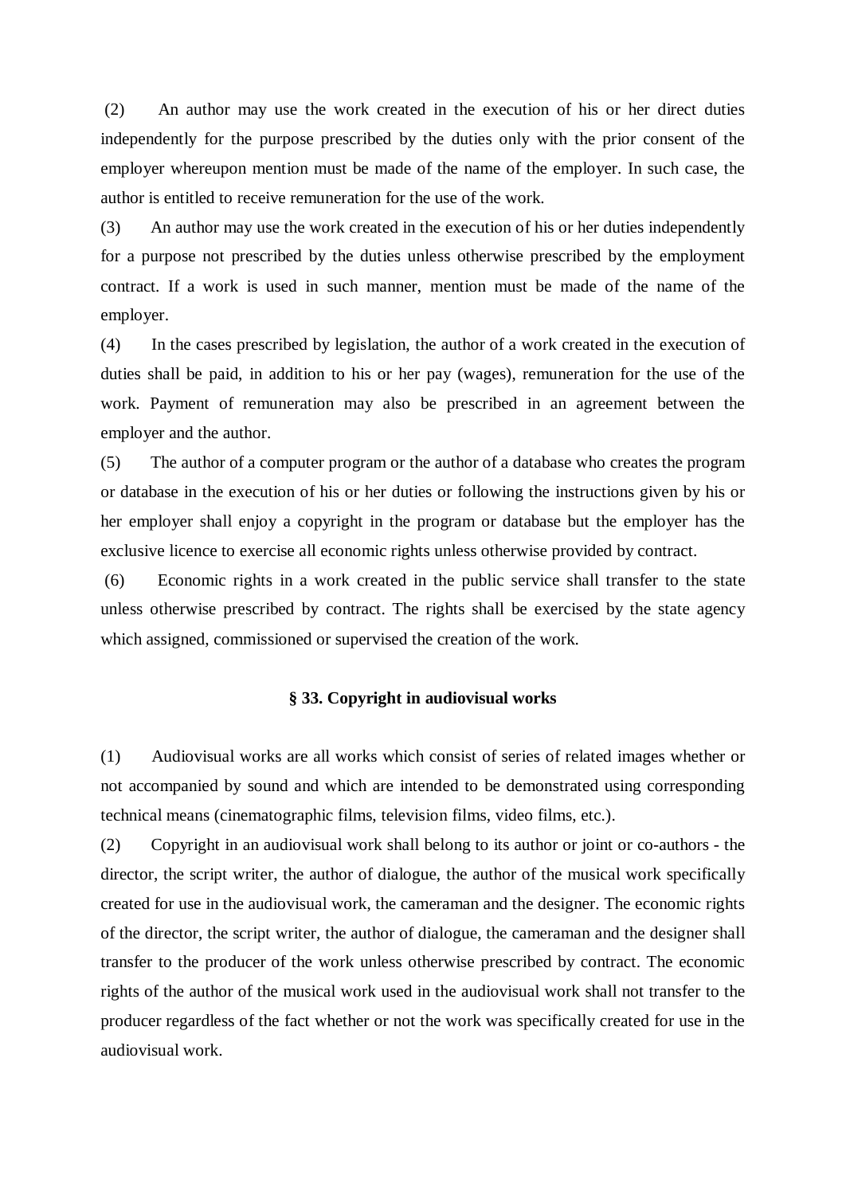(2) An author may use the work created in the execution of his or her direct duties independently for the purpose prescribed by the duties only with the prior consent of the employer whereupon mention must be made of the name of the employer. In such case, the author is entitled to receive remuneration for the use of the work.

(3) An author may use the work created in the execution of his or her duties independently for a purpose not prescribed by the duties unless otherwise prescribed by the employment contract. If a work is used in such manner, mention must be made of the name of the employer.

(4) In the cases prescribed by legislation, the author of a work created in the execution of duties shall be paid, in addition to his or her pay (wages), remuneration for the use of the work. Payment of remuneration may also be prescribed in an agreement between the employer and the author.

(5) The author of a computer program or the author of a database who creates the program or database in the execution of his or her duties or following the instructions given by his or her employer shall enjoy a copyright in the program or database but the employer has the exclusive licence to exercise all economic rights unless otherwise provided by contract.

(6) Economic rights in a work created in the public service shall transfer to the state unless otherwise prescribed by contract. The rights shall be exercised by the state agency which assigned, commissioned or supervised the creation of the work.

### § 33. Copyright in audiovisual works

(1) Audiovisual works are all works which consist of series of related images whether or not accompanied by sound and which are intended to be demonstrated using corresponding technical means (cinematographic films, television films, video films, etc.).

(2) Copyright in an audiovisual work shall belong to its author or joint or co-authors - the director, the script writer, the author of dialogue, the author of the musical work specifically created for use in the audiovisual work, the cameraman and the designer. The economic rights of the director, the script writer, the author of dialogue, the cameraman and the designer shall transfer to the producer of the work unless otherwise prescribed by contract. The economic rights of the author of the musical work used in the audiovisual work shall not transfer to the producer regardless of the fact whether or not the work was specifically created for use in the audiovisual work.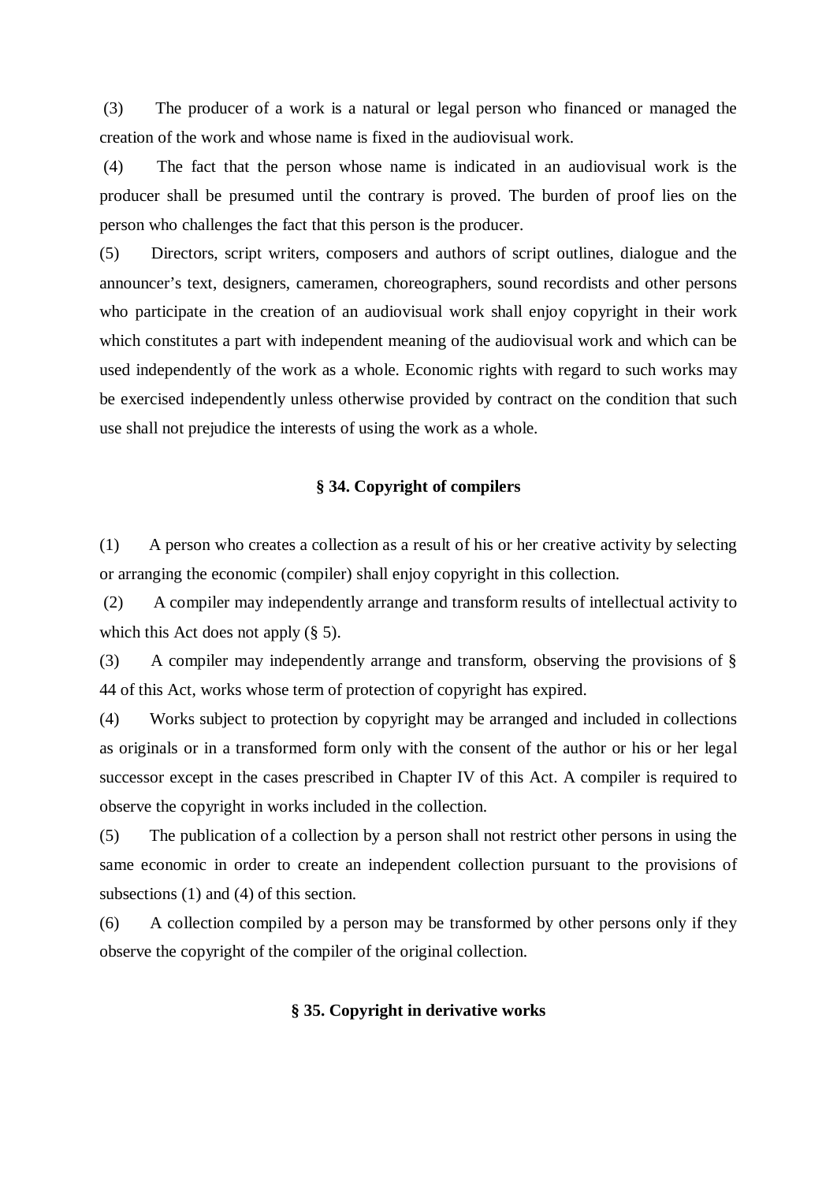(3) The producer of a work is a natural or legal person who financed or managed the creation of the work and whose name is fixed in the audiovisual work.

(4) The fact that the person whose name is indicated in an audiovisual work is the producer shall be presumed until the contrary is proved. The burden of proof lies on the person who challenges the fact that this person is the producer.

(5) Directors, script writers, composers and authors of script outlines, dialogue and the announcer's text, designers, cameramen, choreographers, sound recordists and other persons who participate in the creation of an audiovisual work shall enjoy copyright in their work which constitutes a part with independent meaning of the audiovisual work and which can be used independently of the work as a whole. Economic rights with regard to such works may be exercised independently unless otherwise provided by contract on the condition that such use shall not prejudice the interests of using the work as a whole.

### § 34. Copyright of compilers

(1) A person who creates a collection as a result of his or her creative activity by selecting or arranging the economic (compiler) shall enjoy copyright in this collection.

(2) A compiler may independently arrange and transform results of intellectual activity to which this Act does not apply (§ 5).

(3) A compiler may independently arrange and transform, observing the provisions of § 44 of this Act, works whose term of protection of copyright has expired.

(4) Works subject to protection by copyright may be arranged and included in collections as originals or in a transformed form only with the consent of the author or his or her legal successor except in the cases prescribed in Chapter IV of this Act. A compiler is required to observe the copyright in works included in the collection.

(5) The publication of a collection by a person shall not restrict other persons in using the same economic in order to create an independent collection pursuant to the provisions of subsections (1) and (4) of this section.

(6) A collection compiled by a person may be transformed by other persons only if they observe the copyright of the compiler of the original collection.

### § 35. Copyright in derivative works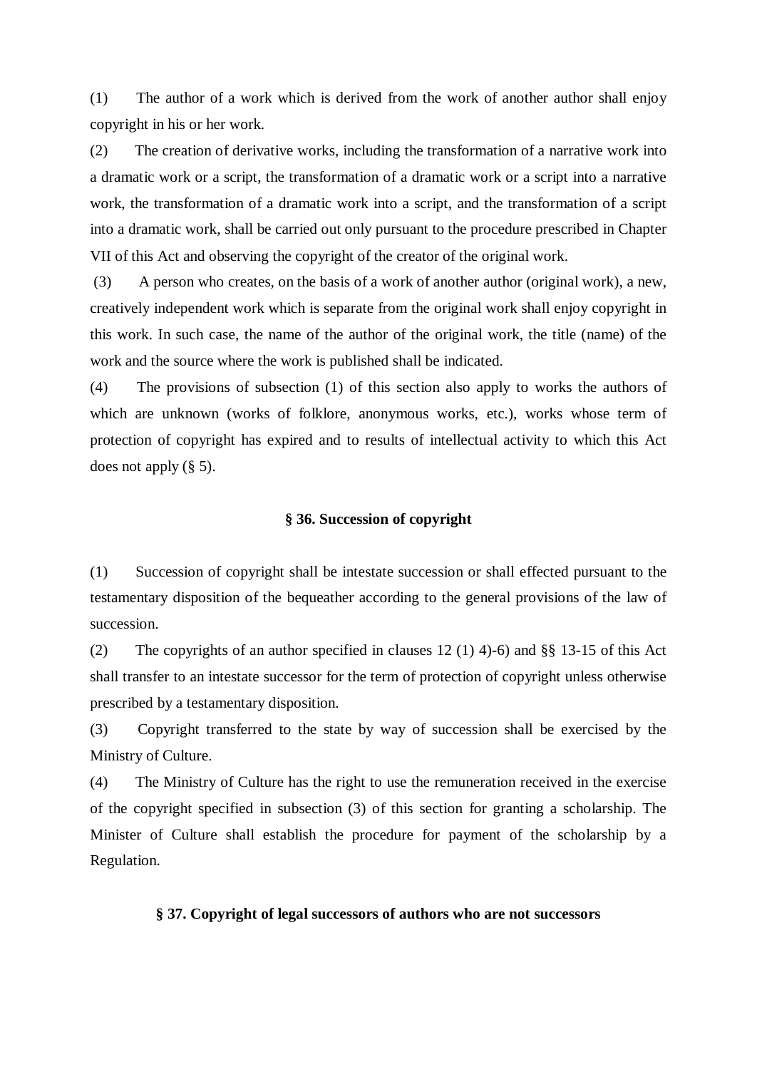(1) The author of a work which is derived from the work of another author shall enjoy copyright in his or her work.

(2) The creation of derivative works, including the transformation of a narrative work into a dramatic work or a script, the transformation of a dramatic work or a script into a narrative work, the transformation of a dramatic work into a script, and the transformation of a script into a dramatic work, shall be carried out only pursuant to the procedure prescribed in Chapter VII of this Act and observing the copyright of the creator of the original work.

(3) A person who creates, on the basis of a work of another author (original work), a new, creatively independent work which is separate from the original work shall enjoy copyright in this work. In such case, the name of the author of the original work, the title (name) of the work and the source where the work is published shall be indicated.

(4) The provisions of subsection (1) of this section also apply to works the authors of which are unknown (works of folklore, anonymous works, etc.), works whose term of protection of copyright has expired and to results of intellectual activity to which this Act does not apply (§ 5).

### § 36. Succession of copyright

(1) Succession of copyright shall be intestate succession or shall effected pursuant to the testamentary disposition of the bequeather according to the general provisions of the law of succession.

(2) The copyrights of an author specified in clauses 12 (1) 4)-6) and §§ 13-15 of this Act shall transfer to an intestate successor for the term of protection of copyright unless otherwise prescribed by a testamentary disposition.

(3) Copyright transferred to the state by way of succession shall be exercised by the Ministry of Culture.

(4) The Ministry of Culture has the right to use the remuneration received in the exercise of the copyright specified in subsection (3) of this section for granting a scholarship. The Minister of Culture shall establish the procedure for payment of the scholarship by a Regulation.

### § 37. Copyright of legal successors of authors who are not successors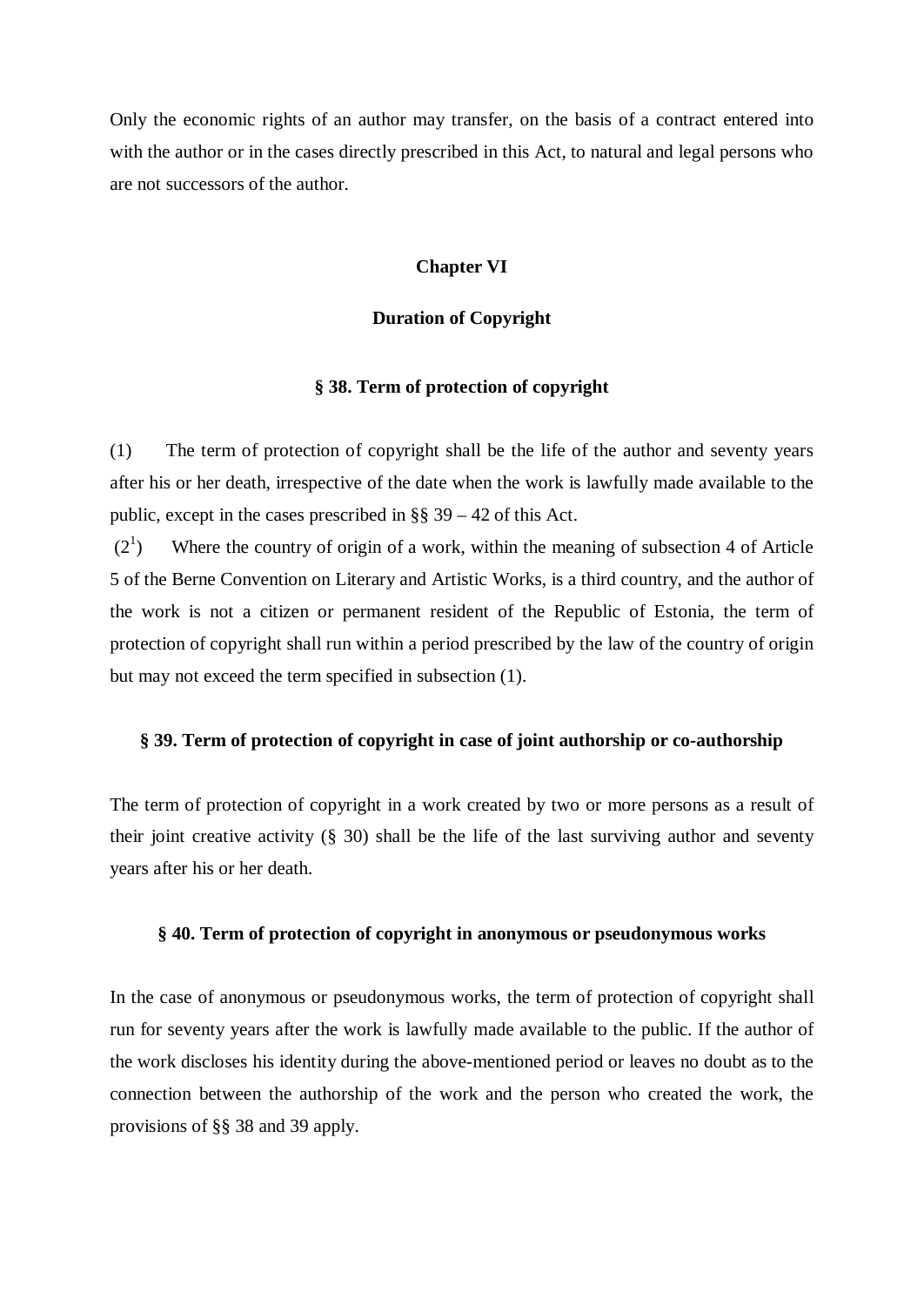Only the economic rights of an author may transfer, on the basis of a contract entered into with the author or in the cases directly prescribed in this Act, to natural and legal persons who are not successors of the author.

## Chapter VI

## Duration of Copyright

### § 38. Term of protection of copyright

(1) The term of protection of copyright shall be the life of the author and seventy years after his or her death, irrespective of the date when the work is lawfully made available to the public, except in the cases prescribed in §§ 39 – 42 of this Act.

$(2^1)$ Where the country of origin of a work, within the meaning of subsection 4 of Article 5 of the Berne Convention on Literary and Artistic Works, is a third country, and the author of the work is not a citizen or permanent resident of the Republic of Estonia, the term of protection of copyright shall run within a period prescribed by the law of the country of origin but may not exceed the term specified in subsection (1).

### § 39. Term of protection of copyright in case of joint authorship or co-authorship

The term of protection of copyright in a work created by two or more persons as a result of their joint creative activity (§ 30) shall be the life of the last surviving author and seventy years after his or her death.

### § 40. Term of protection of copyright in anonymous or pseudonymous works

In the case of anonymous or pseudonymous works, the term of protection of copyright shall run for seventy years after the work is lawfully made available to the public. If the author of the work discloses his identity during the above-mentioned period or leaves no doubt as to the connection between the authorship of the work and the person who created the work, the provisions of §§ 38 and 39 apply.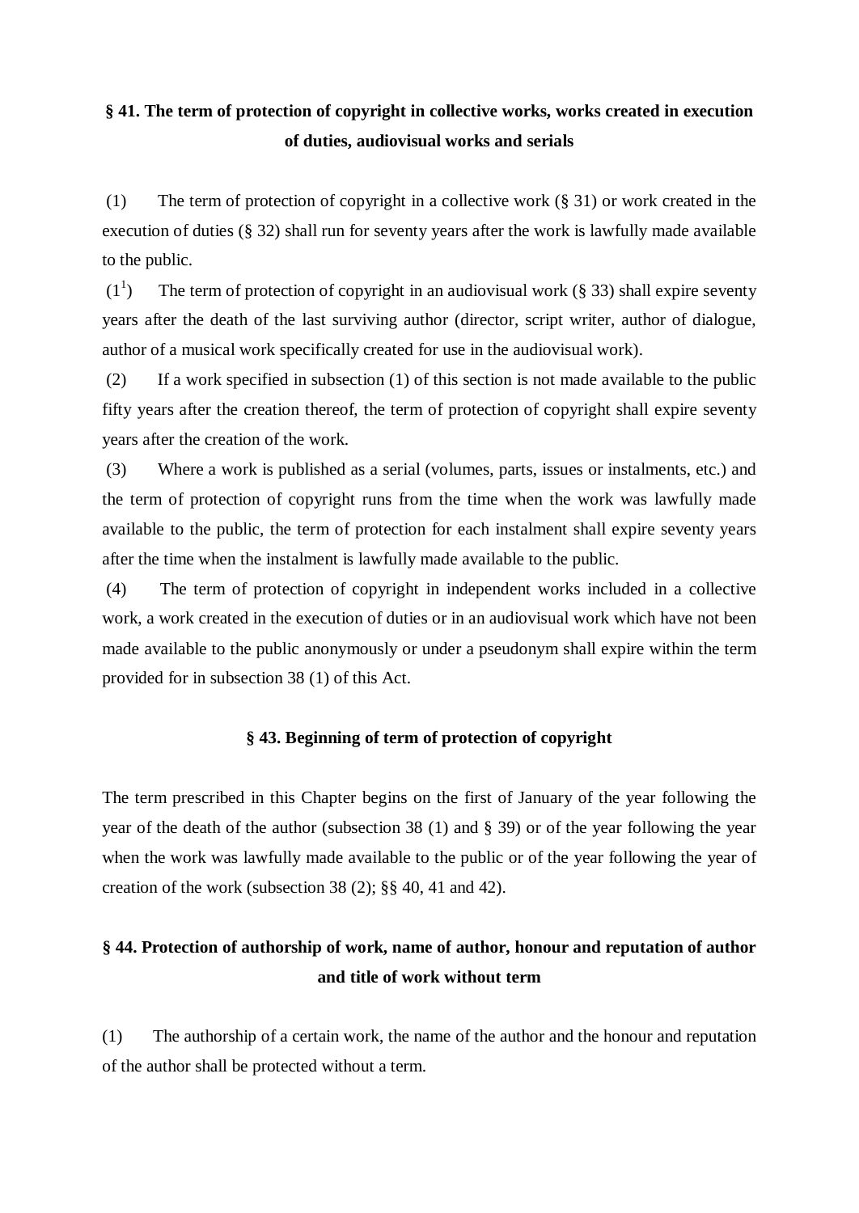### § 41. The term of protection of copyright in collective works, works created in execution of duties, audiovisual works and serials

(1) The term of protection of copyright in a collective work (§ 31) or work created in the execution of duties (§ 32) shall run for seventy years after the work is lawfully made available to the public.

($1^1$) The term of protection of copyright in an audiovisual work (§ 33) shall expire seventy years after the death of the last surviving author (director, script writer, author of dialogue, author of a musical work specifically created for use in the audiovisual work).

(2) If a work specified in subsection (1) of this section is not made available to the public fifty years after the creation thereof, the term of protection of copyright shall expire seventy years after the creation of the work.

(3) Where a work is published as a serial (volumes, parts, issues or instalments, etc.) and the term of protection of copyright runs from the time when the work was lawfully made available to the public, the term of protection for each instalment shall expire seventy years after the time when the instalment is lawfully made available to the public.

(4) The term of protection of copyright in independent works included in a collective work, a work created in the execution of duties or in an audiovisual work which have not been made available to the public anonymously or under a pseudonym shall expire within the term provided for in subsection 38 (1) of this Act.

### § 43. Beginning of term of protection of copyright

The term prescribed in this Chapter begins on the first of January of the year following the year of the death of the author (subsection 38 (1) and § 39) or of the year following the year when the work was lawfully made available to the public or of the year following the year of creation of the work (subsection 38 (2); §§ 40, 41 and 42).

### § 44. Protection of authorship of work, name of author, honour and reputation of author and title of work without term

(1) The authorship of a certain work, the name of the author and the honour and reputation of the author shall be protected without a term.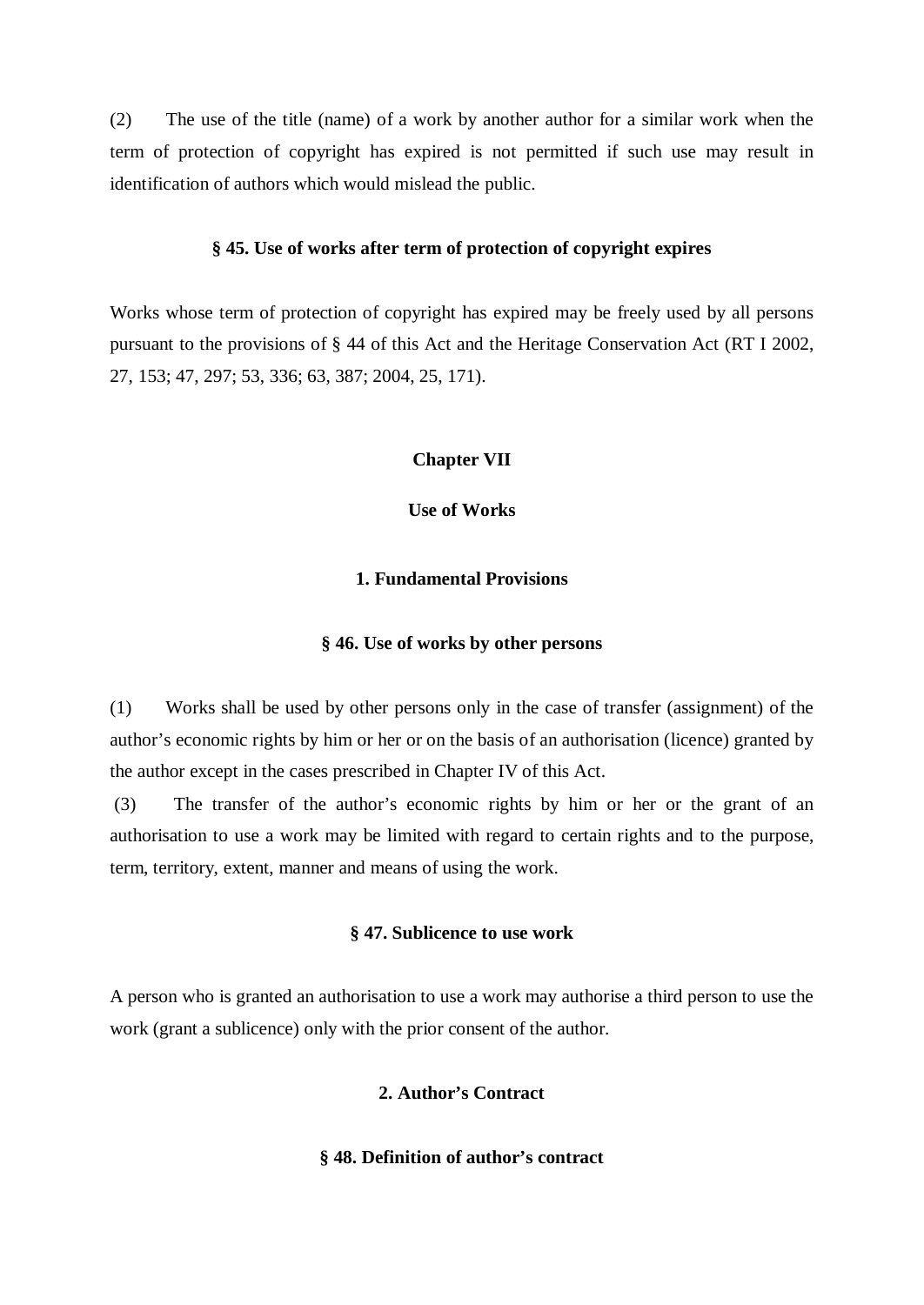(2) The use of the title (name) of a work by another author for a similar work when the term of protection of copyright has expired is not permitted if such use may result in identification of authors which would mislead the public.

### § 45. Use of works after term of protection of copyright expires

Works whose term of protection of copyright has expired may be freely used by all persons pursuant to the provisions of § 44 of this Act and the Heritage Conservation Act (RT I 2002, 27, 153; 47, 297; 53, 336; 63, 387; 2004, 25, 171).

## Chapter VII

## Use of Works

### 1. Fundamental Provisions

### § 46. Use of works by other persons

(1) Works shall be used by other persons only in the case of transfer (assignment) of the author's economic rights by him or her or on the basis of an authorisation (licence) granted by the author except in the cases prescribed in Chapter IV of this Act.

(3) The transfer of the author's economic rights by him or her or the grant of an authorisation to use a work may be limited with regard to certain rights and to the purpose, term, territory, extent, manner and means of using the work.

### § 47. Sublicence to use work

A person who is granted an authorisation to use a work may authorise a third person to use the work (grant a sublicence) only with the prior consent of the author.

### 2. Author's Contract

### § 48. Definition of author's contract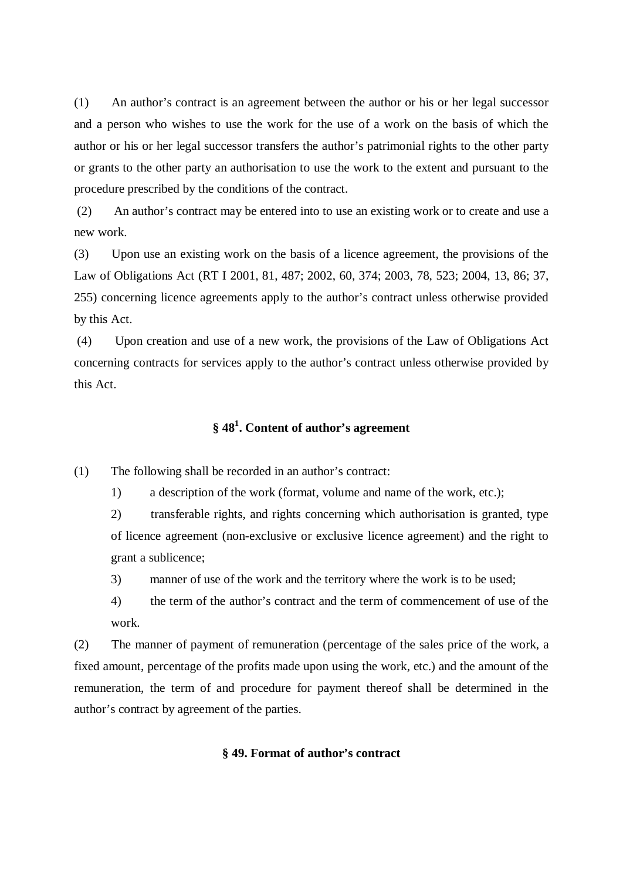(1) An author's contract is an agreement between the author or his or her legal successor and a person who wishes to use the work for the use of a work on the basis of which the author or his or her legal successor transfers the author's patrimonial rights to the other party or grants to the other party an authorisation to use the work to the extent and pursuant to the procedure prescribed by the conditions of the contract.

(2) An author's contract may be entered into to use an existing work or to create and use a new work.

(3) Upon use an existing work on the basis of a licence agreement, the provisions of the Law of Obligations Act (RT I 2001, 81, 487; 2002, 60, 374; 2003, 78, 523; 2004, 13, 86; 37, 255) concerning licence agreements apply to the author's contract unless otherwise provided by this Act.

(4) Upon creation and use of a new work, the provisions of the Law of Obligations Act concerning contracts for services apply to the author's contract unless otherwise provided by this Act.

### § 48[1]. Content of author's agreement

(1) The following shall be recorded in an author's contract:

1) a description of the work (format, volume and name of the work, etc.);

2) transferable rights, and rights concerning which authorisation is granted, type of licence agreement (non-exclusive or exclusive licence agreement) and the right to grant a sublicence;

3) manner of use of the work and the territory where the work is to be used;

4) the term of the author's contract and the term of commencement of use of the work.

(2) The manner of payment of remuneration (percentage of the sales price of the work, a fixed amount, percentage of the profits made upon using the work, etc.) and the amount of the remuneration, the term of and procedure for payment thereof shall be determined in the author's contract by agreement of the parties.

### § 49. Format of author's contract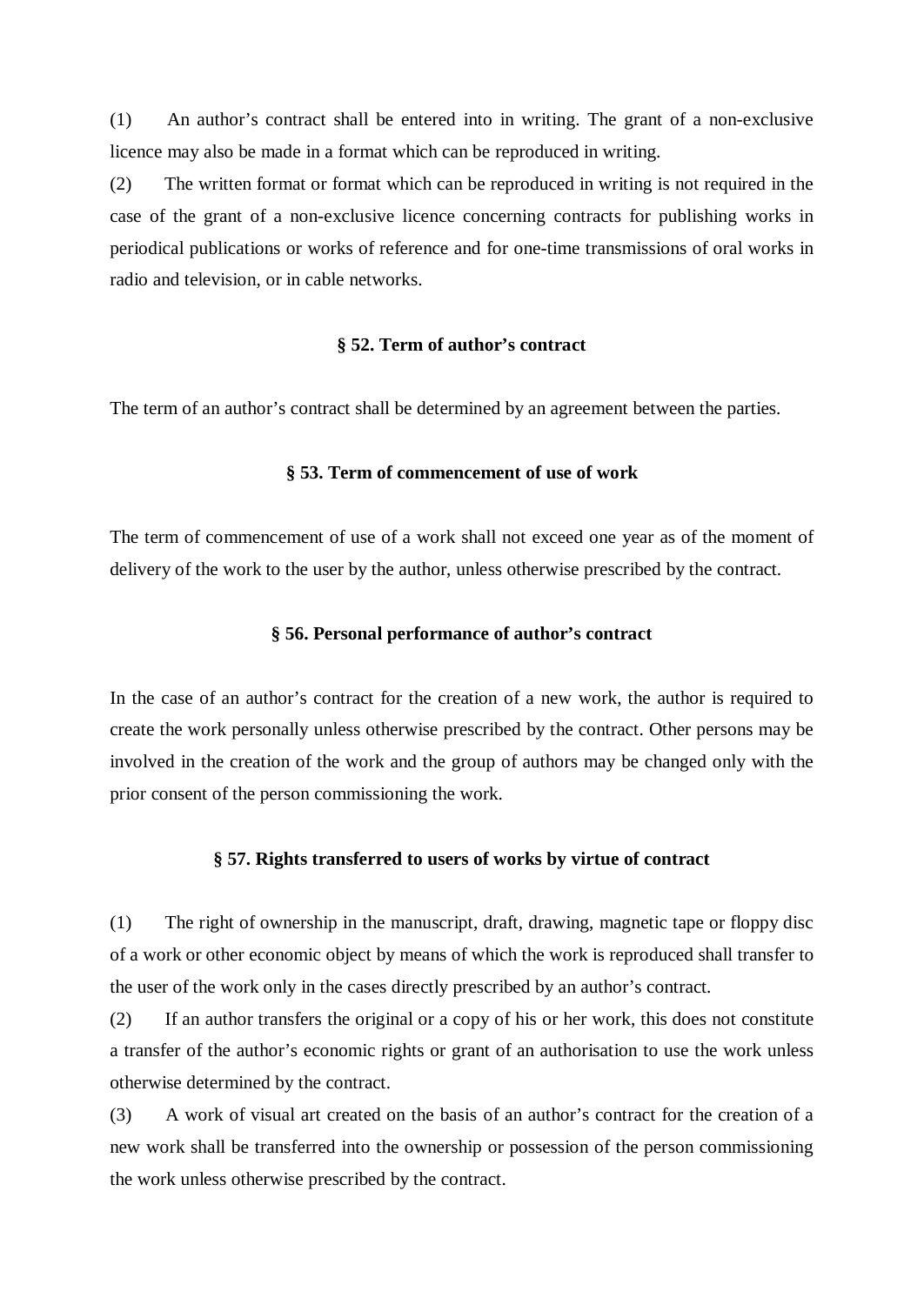(1) An author's contract shall be entered into in writing. The grant of a non-exclusive licence may also be made in a format which can be reproduced in writing.

(2) The written format or format which can be reproduced in writing is not required in the case of the grant of a non-exclusive licence concerning contracts for publishing works in periodical publications or works of reference and for one-time transmissions of oral works in radio and television, or in cable networks.

### § 52. Term of author's contract

The term of an author's contract shall be determined by an agreement between the parties.

### § 53. Term of commencement of use of work

The term of commencement of use of a work shall not exceed one year as of the moment of delivery of the work to the user by the author, unless otherwise prescribed by the contract.

### § 56. Personal performance of author's contract

In the case of an author's contract for the creation of a new work, the author is required to create the work personally unless otherwise prescribed by the contract. Other persons may be involved in the creation of the work and the group of authors may be changed only with the prior consent of the person commissioning the work.

### § 57. Rights transferred to users of works by virtue of contract

(1) The right of ownership in the manuscript, draft, drawing, magnetic tape or floppy disc of a work or other economic object by means of which the work is reproduced shall transfer to the user of the work only in the cases directly prescribed by an author's contract.

(2) If an author transfers the original or a copy of his or her work, this does not constitute a transfer of the author's economic rights or grant of an authorisation to use the work unless otherwise determined by the contract.

(3) A work of visual art created on the basis of an author's contract for the creation of a new work shall be transferred into the ownership or possession of the person commissioning the work unless otherwise prescribed by the contract.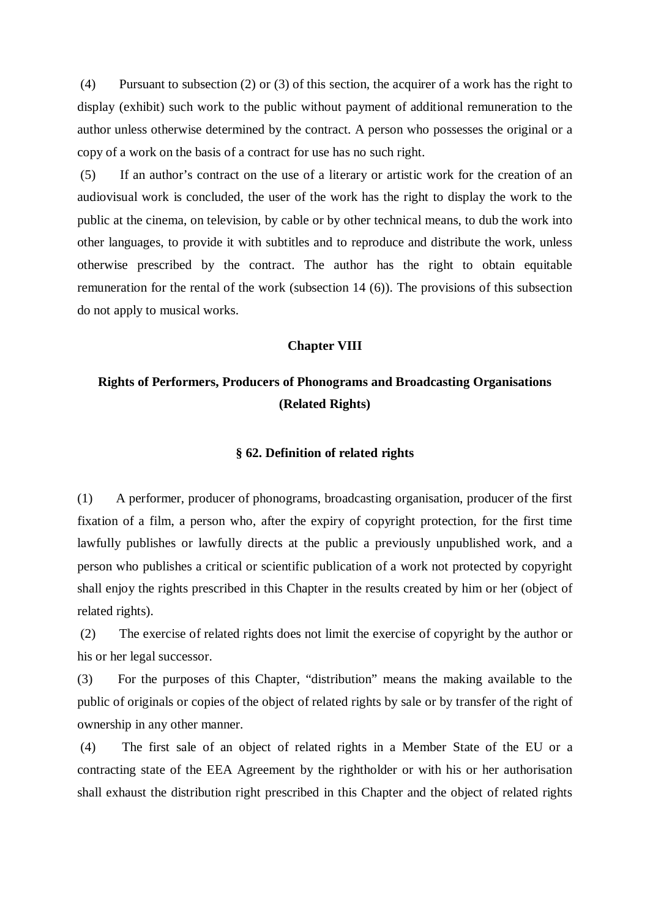(4) Pursuant to subsection (2) or (3) of this section, the acquirer of a work has the right to display (exhibit) such work to the public without payment of additional remuneration to the author unless otherwise determined by the contract. A person who possesses the original or a copy of a work on the basis of a contract for use has no such right.

(5) If an author's contract on the use of a literary or artistic work for the creation of an audiovisual work is concluded, the user of the work has the right to display the work to the public at the cinema, on television, by cable or by other technical means, to dub the work into other languages, to provide it with subtitles and to reproduce and distribute the work, unless otherwise prescribed by the contract. The author has the right to obtain equitable remuneration for the rental of the work (subsection 14 (6)). The provisions of this subsection do not apply to musical works.

## Chapter VIII

## Rights of Performers, Producers of Phonograms and Broadcasting Organisations (Related Rights)

### § 62. Definition of related rights

(1) A performer, producer of phonograms, broadcasting organisation, producer of the first fixation of a film, a person who, after the expiry of copyright protection, for the first time lawfully publishes or lawfully directs at the public a previously unpublished work, and a person who publishes a critical or scientific publication of a work not protected by copyright shall enjoy the rights prescribed in this Chapter in the results created by him or her (object of related rights).

(2) The exercise of related rights does not limit the exercise of copyright by the author or his or her legal successor.

(3) For the purposes of this Chapter, "distribution" means the making available to the public of originals or copies of the object of related rights by sale or by transfer of the right of ownership in any other manner.

(4) The first sale of an object of related rights in a Member State of the EU or a contracting state of the EEA Agreement by the rightholder or with his or her authorisation shall exhaust the distribution right prescribed in this Chapter and the object of related rights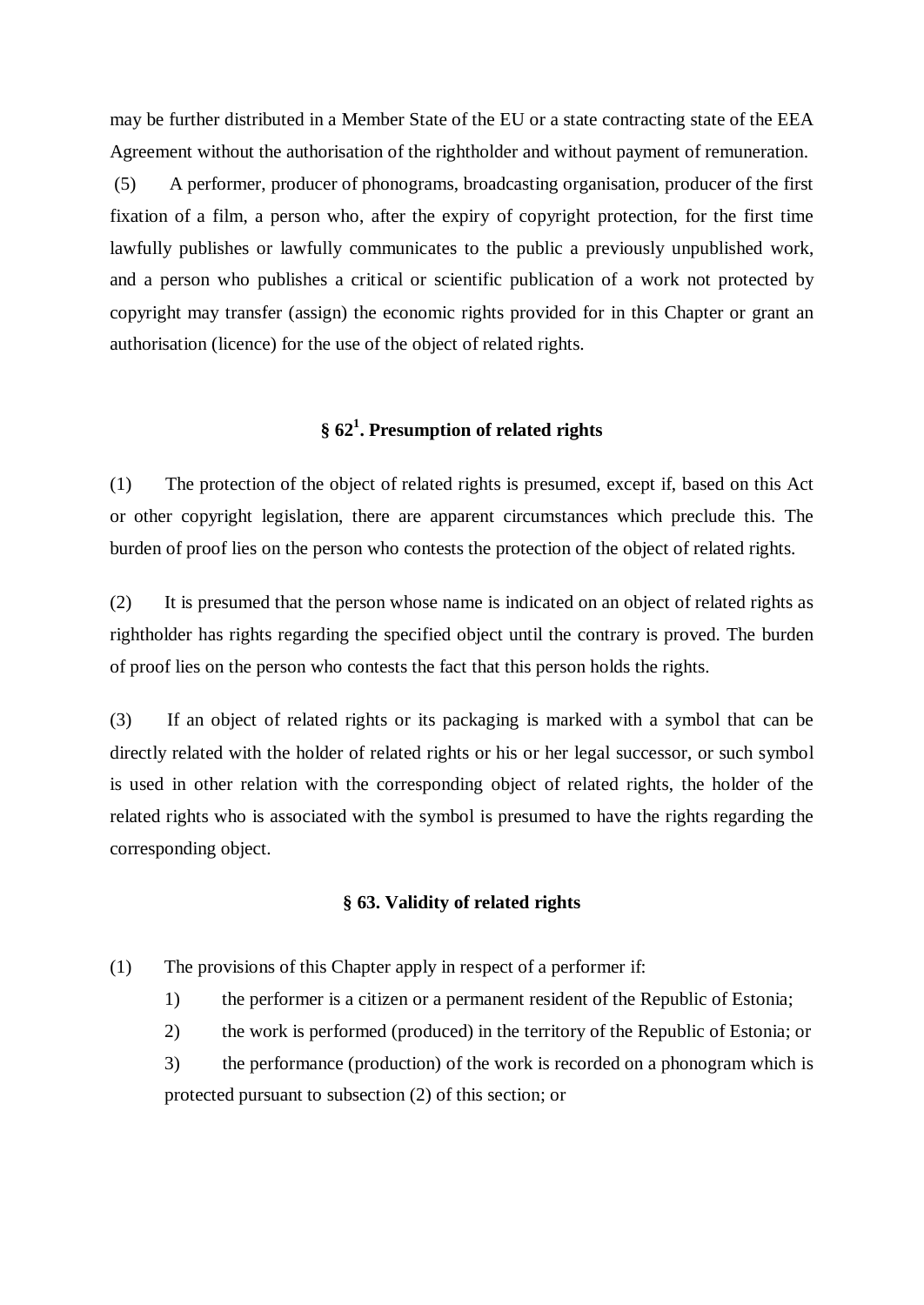may be further distributed in a Member State of the EU or a state contracting state of the EEA Agreement without the authorisation of the rightholder and without payment of remuneration.

(5) A performer, producer of phonograms, broadcasting organisation, producer of the first fixation of a film, a person who, after the expiry of copyright protection, for the first time lawfully publishes or lawfully communicates to the public a previously unpublished work, and a person who publishes a critical or scientific publication of a work not protected by copyright may transfer (assign) the economic rights provided for in this Chapter or grant an authorisation (licence) for the use of the object of related rights.

### § 62[1]. Presumption of related rights

(1) The protection of the object of related rights is presumed, except if, based on this Act or other copyright legislation, there are apparent circumstances which preclude this. The burden of proof lies on the person who contests the protection of the object of related rights.

(2) It is presumed that the person whose name is indicated on an object of related rights as rightholder has rights regarding the specified object until the contrary is proved. The burden of proof lies on the person who contests the fact that this person holds the rights.

(3) If an object of related rights or its packaging is marked with a symbol that can be directly related with the holder of related rights or his or her legal successor, or such symbol is used in other relation with the corresponding object of related rights, the holder of the related rights who is associated with the symbol is presumed to have the rights regarding the corresponding object.

### § 63. Validity of related rights

(1) The provisions of this Chapter apply in respect of a performer if:

1) the performer is a citizen or a permanent resident of the Republic of Estonia;

2) the work is performed (produced) in the territory of the Republic of Estonia; or

3) the performance (production) of the work is recorded on a phonogram which is protected pursuant to subsection (2) of this section; or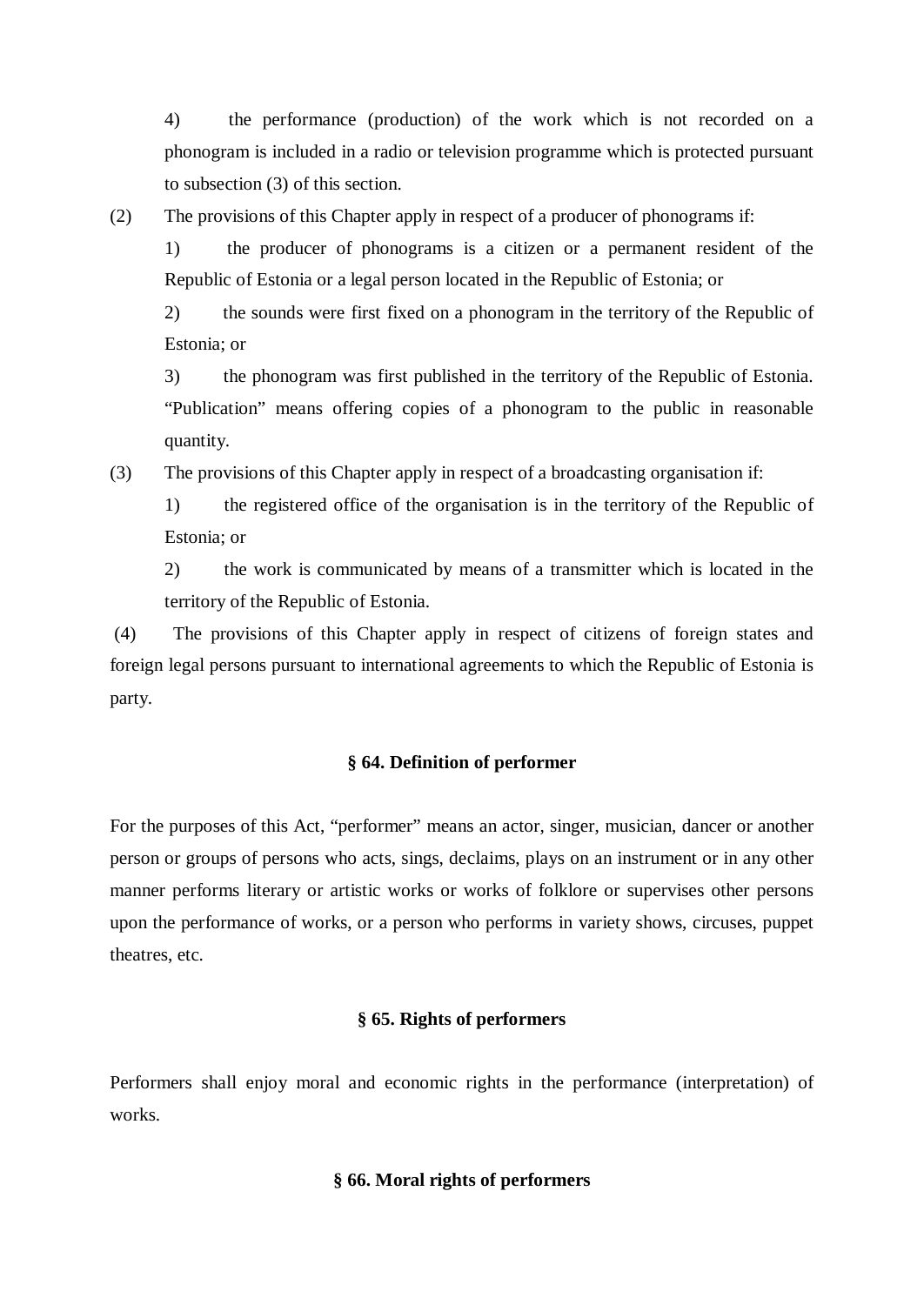4) the performance (production) of the work which is not recorded on a phonogram is included in a radio or television programme which is protected pursuant to subsection (3) of this section.

(2) The provisions of this Chapter apply in respect of a producer of phonograms if:

1) the producer of phonograms is a citizen or a permanent resident of the Republic of Estonia or a legal person located in the Republic of Estonia; or

2) the sounds were first fixed on a phonogram in the territory of the Republic of Estonia; or

3) the phonogram was first published in the territory of the Republic of Estonia. "Publication" means offering copies of a phonogram to the public in reasonable quantity.

(3) The provisions of this Chapter apply in respect of a broadcasting organisation if:

1) the registered office of the organisation is in the territory of the Republic of Estonia; or

2) the work is communicated by means of a transmitter which is located in the territory of the Republic of Estonia.

(4) The provisions of this Chapter apply in respect of citizens of foreign states and foreign legal persons pursuant to international agreements to which the Republic of Estonia is party.

### § 64. Definition of performer

For the purposes of this Act, "performer" means an actor, singer, musician, dancer or another person or groups of persons who acts, sings, declaims, plays on an instrument or in any other manner performs literary or artistic works or works of folklore or supervises other persons upon the performance of works, or a person who performs in variety shows, circuses, puppet theatres, etc.

### § 65. Rights of performers

Performers shall enjoy moral and economic rights in the performance (interpretation) of works.

### § 66. Moral rights of performers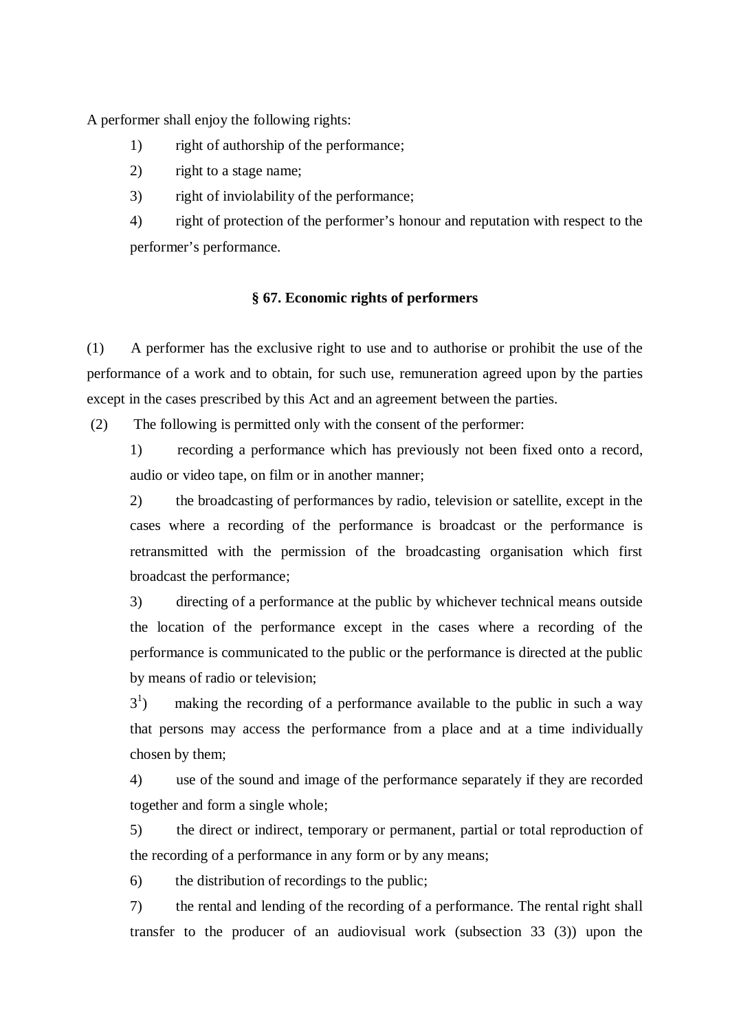A performer shall enjoy the following rights:

1) right of authorship of the performance;

2) right to a stage name;

3) right of inviolability of the performance;

4) right of protection of the performer's honour and reputation with respect to the performer's performance.

### § 67. Economic rights of performers

(1) A performer has the exclusive right to use and to authorise or prohibit the use of the performance of a work and to obtain, for such use, remuneration agreed upon by the parties except in the cases prescribed by this Act and an agreement between the parties.

(2) The following is permitted only with the consent of the performer:

1) recording a performance which has previously not been fixed onto a record, audio or video tape, on film or in another manner;

2) the broadcasting of performances by radio, television or satellite, except in the cases where a recording of the performance is broadcast or the performance is retransmitted with the permission of the broadcasting organisation which first broadcast the performance;

3) directing of a performance at the public by whichever technical means outside the location of the performance except in the cases where a recording of the performance is communicated to the public or the performance is directed at the public by means of radio or television;

3[1]) making the recording of a performance available to the public in such a way that persons may access the performance from a place and at a time individually chosen by them;

4) use of the sound and image of the performance separately if they are recorded together and form a single whole;

5) the direct or indirect, temporary or permanent, partial or total reproduction of the recording of a performance in any form or by any means;

6) the distribution of recordings to the public;

7) the rental and lending of the recording of a performance. The rental right shall transfer to the producer of an audiovisual work (subsection 33 (3)) upon the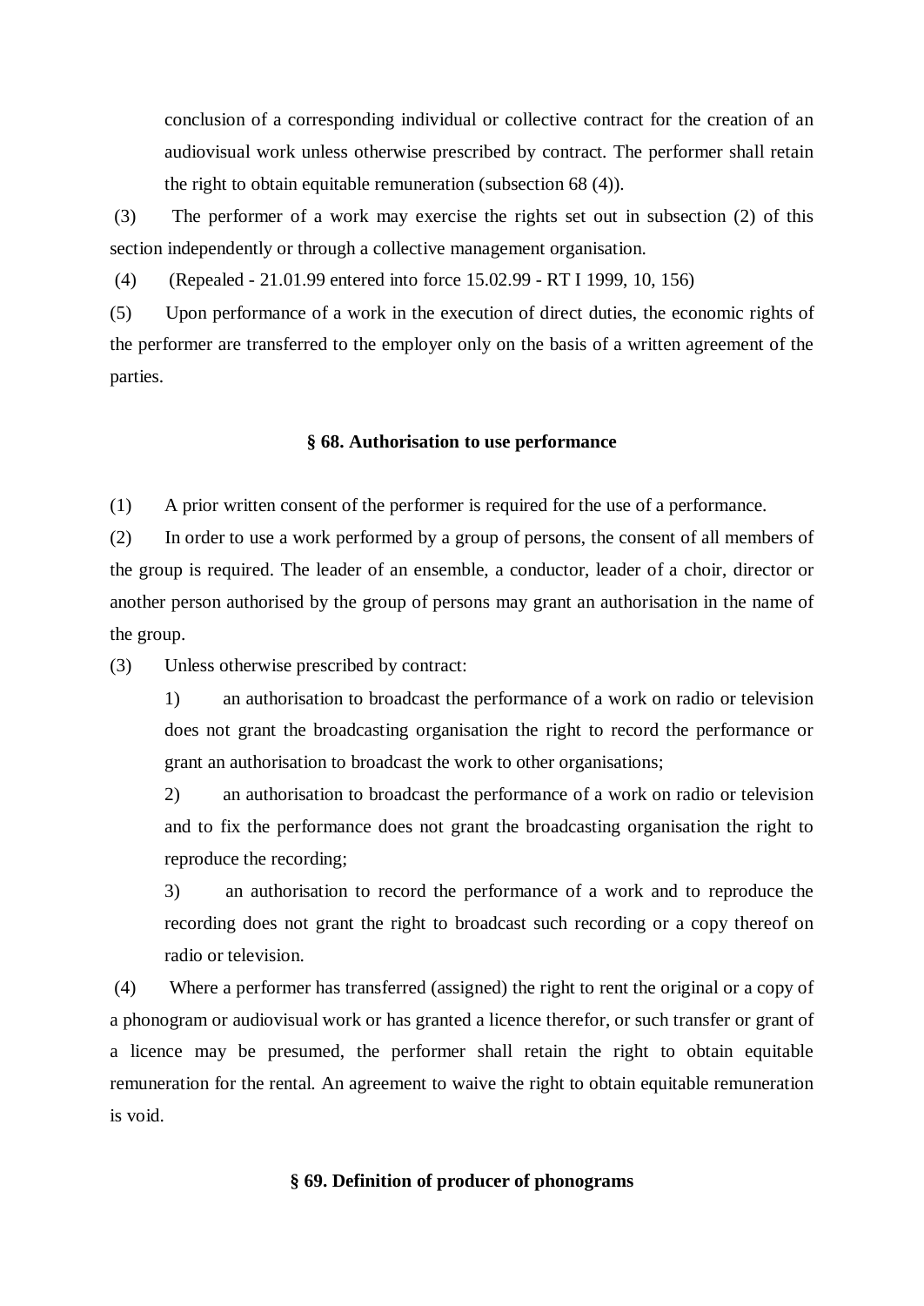conclusion of a corresponding individual or collective contract for the creation of an audiovisual work unless otherwise prescribed by contract. The performer shall retain the right to obtain equitable remuneration (subsection 68 (4)).

(3) The performer of a work may exercise the rights set out in subsection (2) of this section independently or through a collective management organisation.

(4) (Repealed - 21.01.99 entered into force 15.02.99 - RT I 1999, 10, 156)

(5) Upon performance of a work in the execution of direct duties, the economic rights of the performer are transferred to the employer only on the basis of a written agreement of the parties.

### § 68. Authorisation to use performance

(1) A prior written consent of the performer is required for the use of a performance.

(2) In order to use a work performed by a group of persons, the consent of all members of the group is required. The leader of an ensemble, a conductor, leader of a choir, director or another person authorised by the group of persons may grant an authorisation in the name of the group.

(3) Unless otherwise prescribed by contract:

1) an authorisation to broadcast the performance of a work on radio or television does not grant the broadcasting organisation the right to record the performance or grant an authorisation to broadcast the work to other organisations;

2) an authorisation to broadcast the performance of a work on radio or television and to fix the performance does not grant the broadcasting organisation the right to reproduce the recording;

3) an authorisation to record the performance of a work and to reproduce the recording does not grant the right to broadcast such recording or a copy thereof on radio or television.

(4) Where a performer has transferred (assigned) the right to rent the original or a copy of a phonogram or audiovisual work or has granted a licence therefor, or such transfer or grant of a licence may be presumed, the performer shall retain the right to obtain equitable remuneration for the rental. An agreement to waive the right to obtain equitable remuneration is void.

### § 69. Definition of producer of phonograms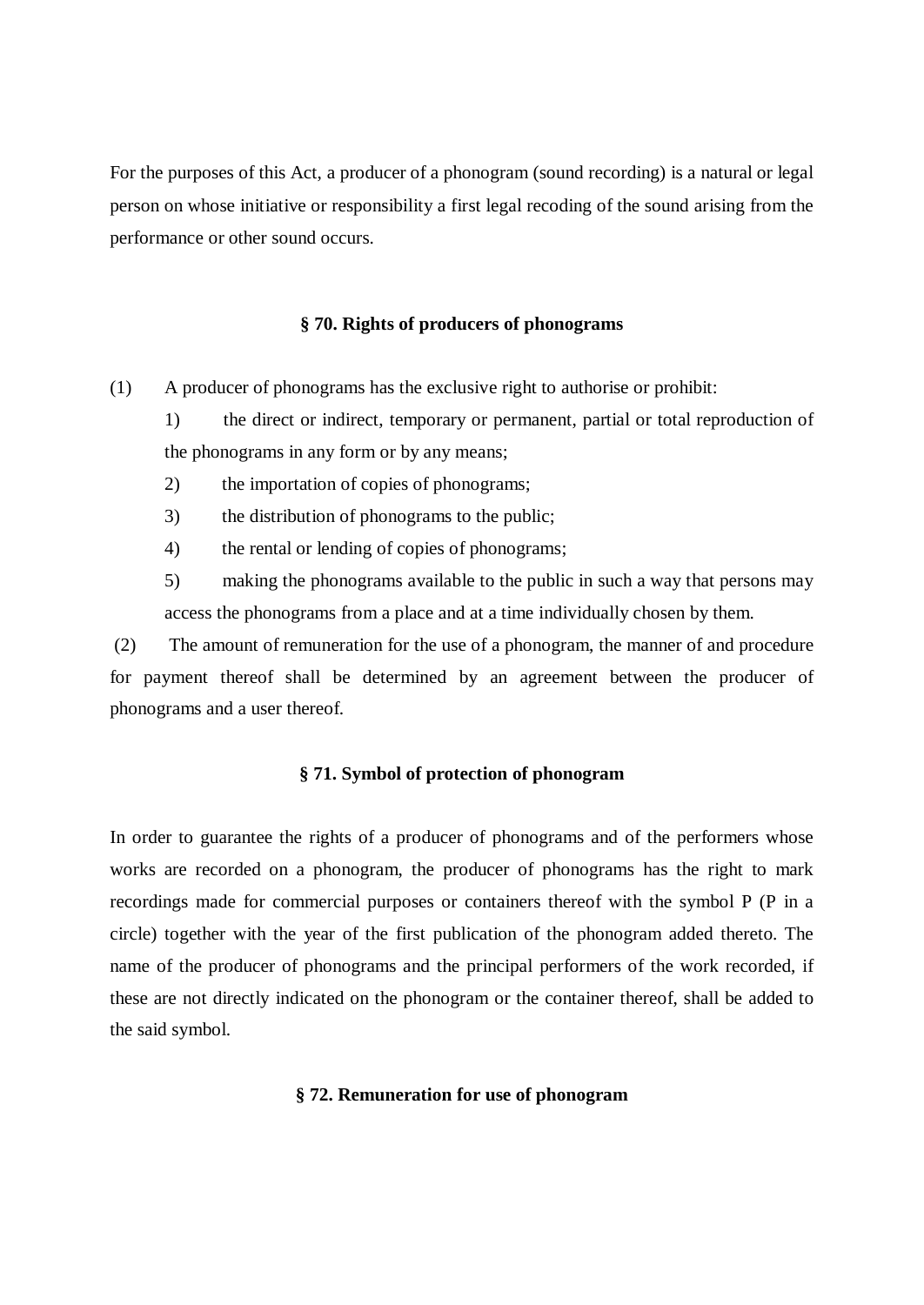For the purposes of this Act, a producer of a phonogram (sound recording) is a natural or legal person on whose initiative or responsibility a first legal recoding of the sound arising from the performance or other sound occurs.

### § 70. Rights of producers of phonograms

(1) A producer of phonograms has the exclusive right to authorise or prohibit:

1) the direct or indirect, temporary or permanent, partial or total reproduction of the phonograms in any form or by any means;

2) the importation of copies of phonograms;

3) the distribution of phonograms to the public;

4) the rental or lending of copies of phonograms;

5) making the phonograms available to the public in such a way that persons may access the phonograms from a place and at a time individually chosen by them.

(2) The amount of remuneration for the use of a phonogram, the manner of and procedure for payment thereof shall be determined by an agreement between the producer of phonograms and a user thereof.

### § 71. Symbol of protection of phonogram

In order to guarantee the rights of a producer of phonograms and of the performers whose works are recorded on a phonogram, the producer of phonograms has the right to mark recordings made for commercial purposes or containers thereof with the symbol P (P in a circle) together with the year of the first publication of the phonogram added thereto. The name of the producer of phonograms and the principal performers of the work recorded, if these are not directly indicated on the phonogram or the container thereof, shall be added to the said symbol.

### § 72. Remuneration for use of phonogram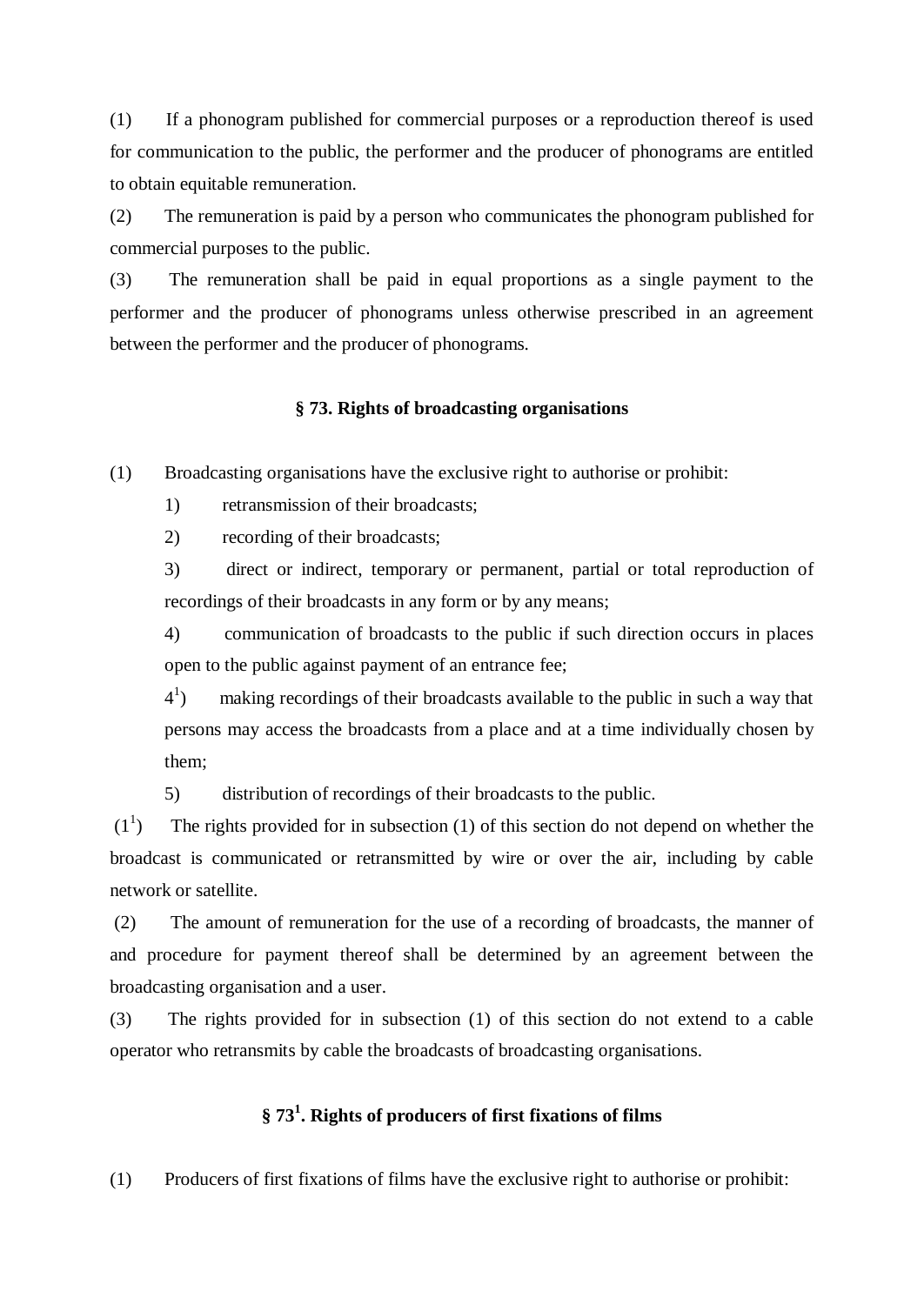(1) If a phonogram published for commercial purposes or a reproduction thereof is used for communication to the public, the performer and the producer of phonograms are entitled to obtain equitable remuneration.

(2) The remuneration is paid by a person who communicates the phonogram published for commercial purposes to the public.

(3) The remuneration shall be paid in equal proportions as a single payment to the performer and the producer of phonograms unless otherwise prescribed in an agreement between the performer and the producer of phonograms.

### § 73. Rights of broadcasting organisations

(1) Broadcasting organisations have the exclusive right to authorise or prohibit:

1) retransmission of their broadcasts;

2) recording of their broadcasts;

3) direct or indirect, temporary or permanent, partial or total reproduction of recordings of their broadcasts in any form or by any means;

4) communication of broadcasts to the public if such direction occurs in places open to the public against payment of an entrance fee;

4[1]) making recordings of their broadcasts available to the public in such a way that persons may access the broadcasts from a place and at a time individually chosen by them;

5) distribution of recordings of their broadcasts to the public.

(1[1]) The rights provided for in subsection (1) of this section do not depend on whether the broadcast is communicated or retransmitted by wire or over the air, including by cable network or satellite.

(2) The amount of remuneration for the use of a recording of broadcasts, the manner of and procedure for payment thereof shall be determined by an agreement between the broadcasting organisation and a user.

(3) The rights provided for in subsection (1) of this section do not extend to a cable operator who retransmits by cable the broadcasts of broadcasting organisations.

### § 73[1]. Rights of producers of first fixations of films

(1) Producers of first fixations of films have the exclusive right to authorise or prohibit: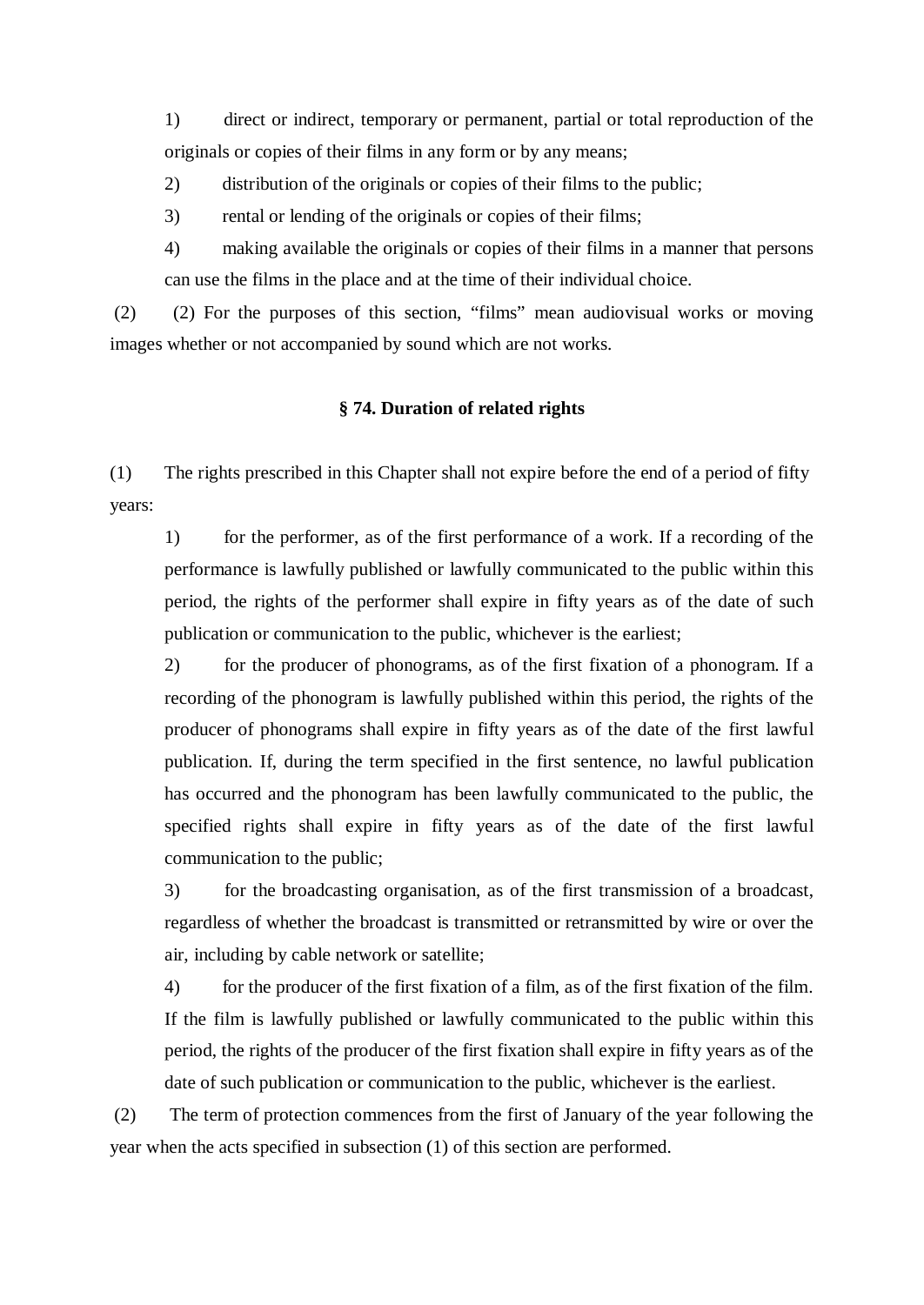1) direct or indirect, temporary or permanent, partial or total reproduction of the originals or copies of their films in any form or by any means;

2) distribution of the originals or copies of their films to the public;

3) rental or lending of the originals or copies of their films;

4) making available the originals or copies of their films in a manner that persons can use the films in the place and at the time of their individual choice.

(2) (2) For the purposes of this section, "films" mean audiovisual works or moving images whether or not accompanied by sound which are not works.

### § 74. Duration of related rights

(1) The rights prescribed in this Chapter shall not expire before the end of a period of fifty years:

1) for the performer, as of the first performance of a work. If a recording of the performance is lawfully published or lawfully communicated to the public within this period, the rights of the performer shall expire in fifty years as of the date of such publication or communication to the public, whichever is the earliest;

2) for the producer of phonograms, as of the first fixation of a phonogram. If a recording of the phonogram is lawfully published within this period, the rights of the producer of phonograms shall expire in fifty years as of the date of the first lawful publication. If, during the term specified in the first sentence, no lawful publication has occurred and the phonogram has been lawfully communicated to the public, the specified rights shall expire in fifty years as of the date of the first lawful communication to the public;

3) for the broadcasting organisation, as of the first transmission of a broadcast, regardless of whether the broadcast is transmitted or retransmitted by wire or over the air, including by cable network or satellite;

4) for the producer of the first fixation of a film, as of the first fixation of the film. If the film is lawfully published or lawfully communicated to the public within this period, the rights of the producer of the first fixation shall expire in fifty years as of the date of such publication or communication to the public, whichever is the earliest.

(2) The term of protection commences from the first of January of the year following the year when the acts specified in subsection (1) of this section are performed.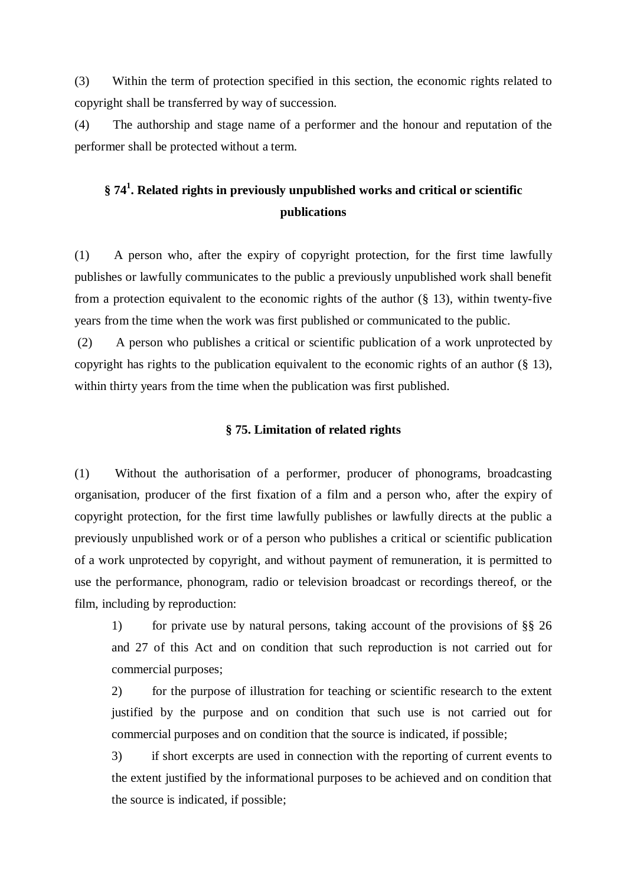(3) Within the term of protection specified in this section, the economic rights related to copyright shall be transferred by way of succession.

(4) The authorship and stage name of a performer and the honour and reputation of the performer shall be protected without a term.

### § 74[1]. Related rights in previously unpublished works and critical or scientific publications

(1) A person who, after the expiry of copyright protection, for the first time lawfully publishes or lawfully communicates to the public a previously unpublished work shall benefit from a protection equivalent to the economic rights of the author (§ 13), within twenty-five years from the time when the work was first published or communicated to the public.

(2) A person who publishes a critical or scientific publication of a work unprotected by copyright has rights to the publication equivalent to the economic rights of an author (§ 13), within thirty years from the time when the publication was first published.

### § 75. Limitation of related rights

(1) Without the authorisation of a performer, producer of phonograms, broadcasting organisation, producer of the first fixation of a film and a person who, after the expiry of copyright protection, for the first time lawfully publishes or lawfully directs at the public a previously unpublished work or of a person who publishes a critical or scientific publication of a work unprotected by copyright, and without payment of remuneration, it is permitted to use the performance, phonogram, radio or television broadcast or recordings thereof, or the film, including by reproduction:

1) for private use by natural persons, taking account of the provisions of §§ 26 and 27 of this Act and on condition that such reproduction is not carried out for commercial purposes;

2) for the purpose of illustration for teaching or scientific research to the extent justified by the purpose and on condition that such use is not carried out for commercial purposes and on condition that the source is indicated, if possible;

3) if short excerpts are used in connection with the reporting of current events to the extent justified by the informational purposes to be achieved and on condition that the source is indicated, if possible;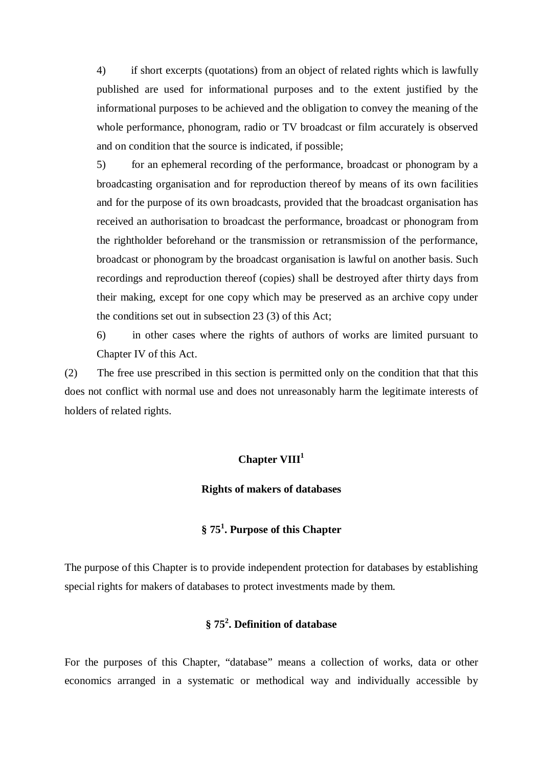4) if short excerpts (quotations) from an object of related rights which is lawfully published are used for informational purposes and to the extent justified by the informational purposes to be achieved and the obligation to convey the meaning of the whole performance, phonogram, radio or TV broadcast or film accurately is observed and on condition that the source is indicated, if possible;

5) for an ephemeral recording of the performance, broadcast or phonogram by a broadcasting organisation and for reproduction thereof by means of its own facilities and for the purpose of its own broadcasts, provided that the broadcast organisation has received an authorisation to broadcast the performance, broadcast or phonogram from the rightholder beforehand or the transmission or retransmission of the performance, broadcast or phonogram by the broadcast organisation is lawful on another basis. Such recordings and reproduction thereof (copies) shall be destroyed after thirty days from their making, except for one copy which may be preserved as an archive copy under the conditions set out in subsection 23 (3) of this Act;

6) in other cases where the rights of authors of works are limited pursuant to Chapter IV of this Act.

(2) The free use prescribed in this section is permitted only on the condition that that this does not conflict with normal use and does not unreasonably harm the legitimate interests of holders of related rights.

## Chapter VIII[1]

## Rights of makers of databases

### § 75[1]. Purpose of this Chapter

The purpose of this Chapter is to provide independent protection for databases by establishing special rights for makers of databases to protect investments made by them.

### § 75[2]. Definition of database

For the purposes of this Chapter, "database" means a collection of works, data or other economics arranged in a systematic or methodical way and individually accessible by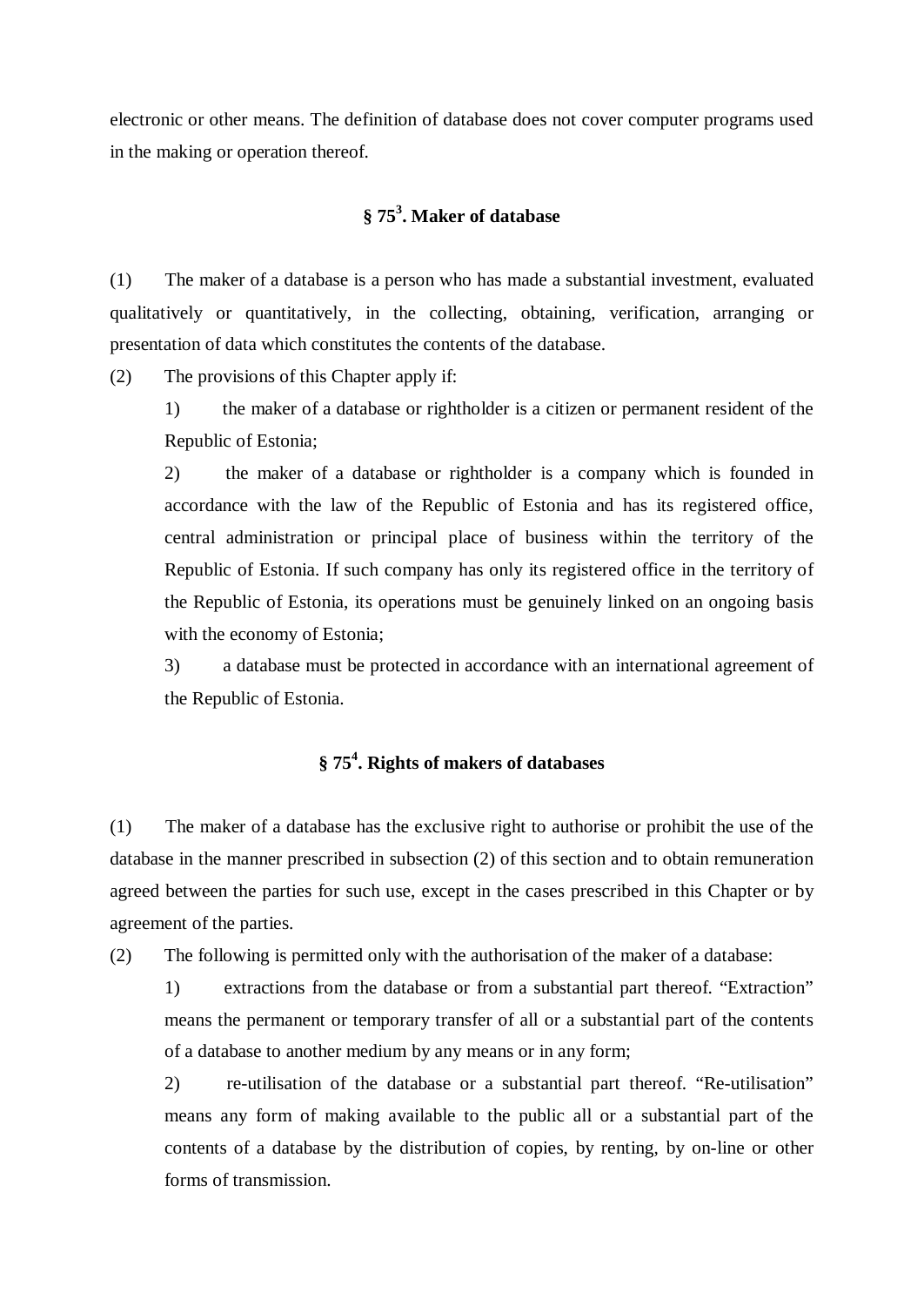electronic or other means. The definition of database does not cover computer programs used in the making or operation thereof.

## § 75$^3$. Maker of database

(1) The maker of a database is a person who has made a substantial investment, evaluated qualitatively or quantitatively, in the collecting, obtaining, verification, arranging or presentation of data which constitutes the contents of the database.

(2) The provisions of this Chapter apply if:

1) the maker of a database or rightholder is a citizen or permanent resident of the Republic of Estonia;

2) the maker of a database or rightholder is a company which is founded in accordance with the law of the Republic of Estonia and has its registered office, central administration or principal place of business within the territory of the Republic of Estonia. If such company has only its registered office in the territory of the Republic of Estonia, its operations must be genuinely linked on an ongoing basis with the economy of Estonia;

3) a database must be protected in accordance with an international agreement of the Republic of Estonia.

## § 75$^4$. Rights of makers of databases

(1) The maker of a database has the exclusive right to authorise or prohibit the use of the database in the manner prescribed in subsection (2) of this section and to obtain remuneration agreed between the parties for such use, except in the cases prescribed in this Chapter or by agreement of the parties.

(2) The following is permitted only with the authorisation of the maker of a database:

1) extractions from the database or from a substantial part thereof. “Extraction” means the permanent or temporary transfer of all or a substantial part of the contents of a database to another medium by any means or in any form;

2) re-utilisation of the database or a substantial part thereof. “Re-utilisation” means any form of making available to the public all or a substantial part of the contents of a database by the distribution of copies, by renting, by on-line or other forms of transmission.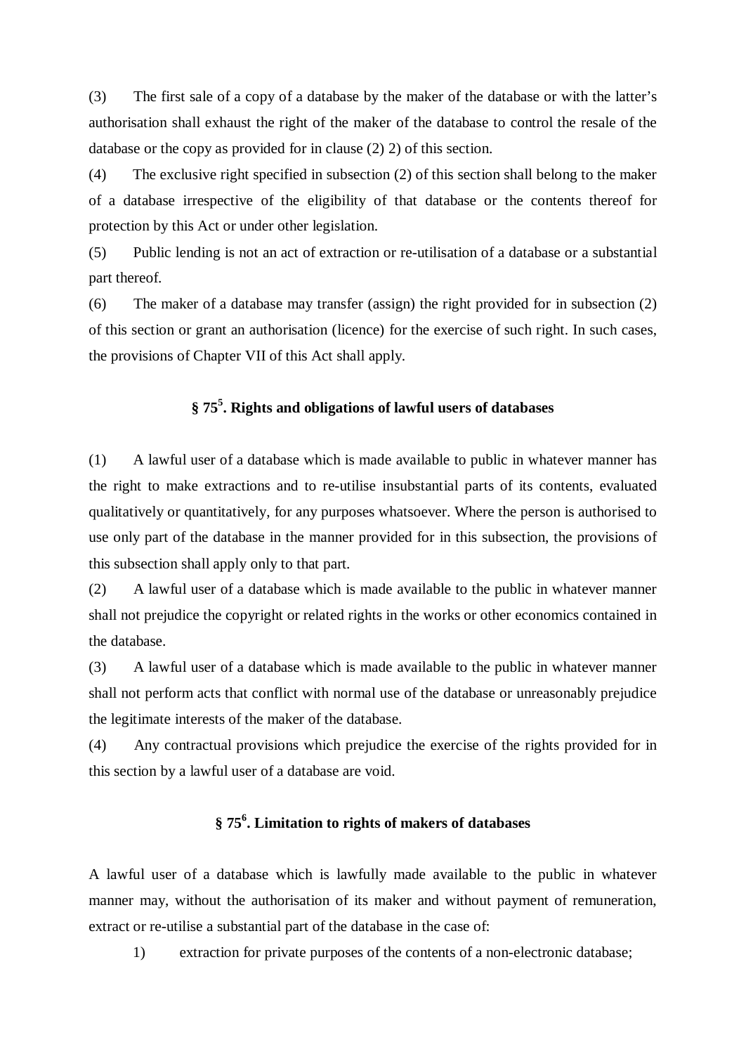(3) The first sale of a copy of a database by the maker of the database or with the latter's authorisation shall exhaust the right of the maker of the database to control the resale of the database or the copy as provided for in clause (2) 2) of this section.

(4) The exclusive right specified in subsection (2) of this section shall belong to the maker of a database irrespective of the eligibility of that database or the contents thereof for protection by this Act or under other legislation.

(5) Public lending is not an act of extraction or re-utilisation of a database or a substantial part thereof.

(6) The maker of a database may transfer (assign) the right provided for in subsection (2) of this section or grant an authorisation (licence) for the exercise of such right. In such cases, the provisions of Chapter VII of this Act shall apply.

### § 75[5]. Rights and obligations of lawful users of databases

(1) A lawful user of a database which is made available to public in whatever manner has the right to make extractions and to re-utilise insubstantial parts of its contents, evaluated qualitatively or quantitatively, for any purposes whatsoever. Where the person is authorised to use only part of the database in the manner provided for in this subsection, the provisions of this subsection shall apply only to that part.

(2) A lawful user of a database which is made available to the public in whatever manner shall not prejudice the copyright or related rights in the works or other economics contained in the database.

(3) A lawful user of a database which is made available to the public in whatever manner shall not perform acts that conflict with normal use of the database or unreasonably prejudice the legitimate interests of the maker of the database.

(4) Any contractual provisions which prejudice the exercise of the rights provided for in this section by a lawful user of a database are void.

### § 75[6]. Limitation to rights of makers of databases

A lawful user of a database which is lawfully made available to the public in whatever manner may, without the authorisation of its maker and without payment of remuneration, extract or re-utilise a substantial part of the database in the case of:

1) extraction for private purposes of the contents of a non-electronic database;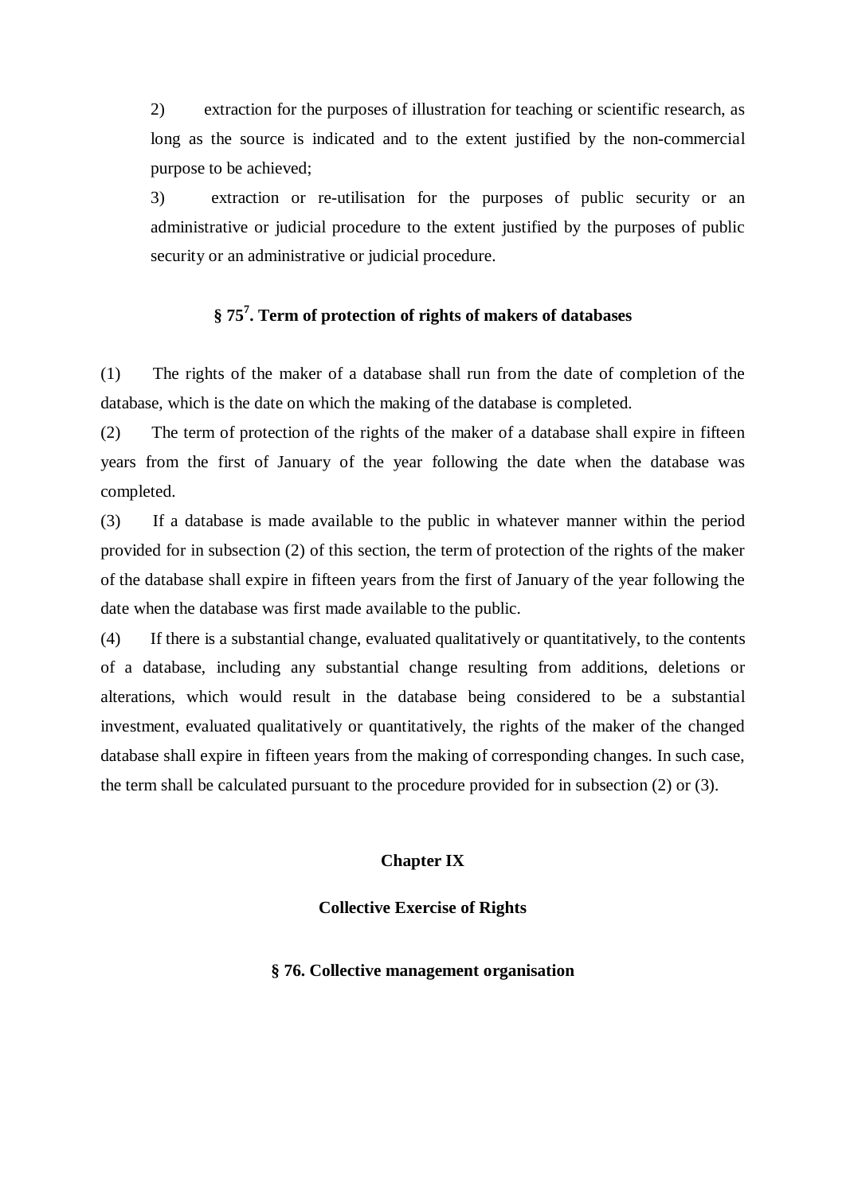2) extraction for the purposes of illustration for teaching or scientific research, as long as the source is indicated and to the extent justified by the non-commercial purpose to be achieved;

3) extraction or re-utilisation for the purposes of public security or an administrative or judicial procedure to the extent justified by the purposes of public security or an administrative or judicial procedure.

### § 75[7]. Term of protection of rights of makers of databases

(1) The rights of the maker of a database shall run from the date of completion of the database, which is the date on which the making of the database is completed.

(2) The term of protection of the rights of the maker of a database shall expire in fifteen years from the first of January of the year following the date when the database was completed.

(3) If a database is made available to the public in whatever manner within the period provided for in subsection (2) of this section, the term of protection of the rights of the maker of the database shall expire in fifteen years from the first of January of the year following the date when the database was first made available to the public.

(4) If there is a substantial change, evaluated qualitatively or quantitatively, to the contents of a database, including any substantial change resulting from additions, deletions or alterations, which would result in the database being considered to be a substantial investment, evaluated qualitatively or quantitatively, the rights of the maker of the changed database shall expire in fifteen years from the making of corresponding changes. In such case, the term shall be calculated pursuant to the procedure provided for in subsection (2) or (3).

## Chapter IX

## Collective Exercise of Rights

### § 76. Collective management organisation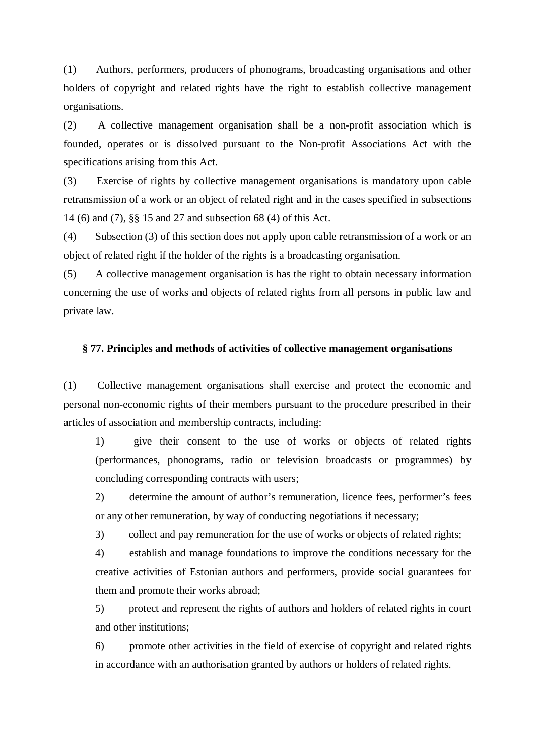(1) Authors, performers, producers of phonograms, broadcasting organisations and other holders of copyright and related rights have the right to establish collective management organisations.

(2) A collective management organisation shall be a non-profit association which is founded, operates or is dissolved pursuant to the Non-profit Associations Act with the specifications arising from this Act.

(3) Exercise of rights by collective management organisations is mandatory upon cable retransmission of a work or an object of related right and in the cases specified in subsections 14 (6) and (7), §§ 15 and 27 and subsection 68 (4) of this Act.

(4) Subsection (3) of this section does not apply upon cable retransmission of a work or an object of related right if the holder of the rights is a broadcasting organisation.

(5) A collective management organisation is has the right to obtain necessary information concerning the use of works and objects of related rights from all persons in public law and private law.

### § 77. Principles and methods of activities of collective management organisations

(1) Collective management organisations shall exercise and protect the economic and personal non-economic rights of their members pursuant to the procedure prescribed in their articles of association and membership contracts, including:

1) give their consent to the use of works or objects of related rights (performances, phonograms, radio or television broadcasts or programmes) by concluding corresponding contracts with users;

2) determine the amount of author's remuneration, licence fees, performer's fees or any other remuneration, by way of conducting negotiations if necessary;

3) collect and pay remuneration for the use of works or objects of related rights;

4) establish and manage foundations to improve the conditions necessary for the creative activities of Estonian authors and performers, provide social guarantees for them and promote their works abroad;

5) protect and represent the rights of authors and holders of related rights in court and other institutions;

6) promote other activities in the field of exercise of copyright and related rights in accordance with an authorisation granted by authors or holders of related rights.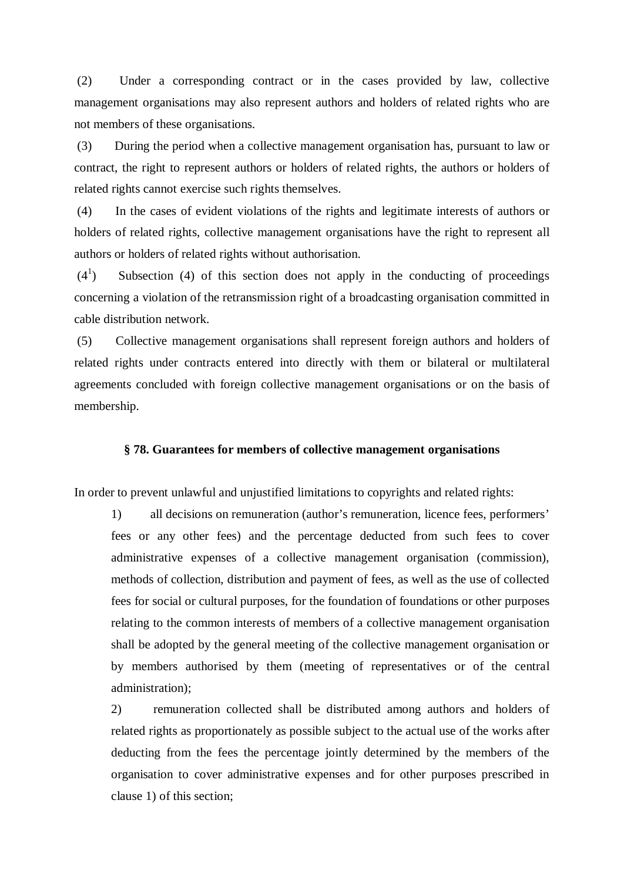(2) Under a corresponding contract or in the cases provided by law, collective management organisations may also represent authors and holders of related rights who are not members of these organisations.

(3) During the period when a collective management organisation has, pursuant to law or contract, the right to represent authors or holders of related rights, the authors or holders of related rights cannot exercise such rights themselves.

(4) In the cases of evident violations of the rights and legitimate interests of authors or holders of related rights, collective management organisations have the right to represent all authors or holders of related rights without authorisation.

($4^1$) Subsection (4) of this section does not apply in the conducting of proceedings concerning a violation of the retransmission right of a broadcasting organisation committed in cable distribution network.

(5) Collective management organisations shall represent foreign authors and holders of related rights under contracts entered into directly with them or bilateral or multilateral agreements concluded with foreign collective management organisations or on the basis of membership.

### § 78. Guarantees for members of collective management organisations

In order to prevent unlawful and unjustified limitations to copyrights and related rights:

1) all decisions on remuneration (author's remuneration, licence fees, performers' fees or any other fees) and the percentage deducted from such fees to cover administrative expenses of a collective management organisation (commission), methods of collection, distribution and payment of fees, as well as the use of collected fees for social or cultural purposes, for the foundation of foundations or other purposes relating to the common interests of members of a collective management organisation shall be adopted by the general meeting of the collective management organisation or by members authorised by them (meeting of representatives or of the central administration);

2) remuneration collected shall be distributed among authors and holders of related rights as proportionately as possible subject to the actual use of the works after deducting from the fees the percentage jointly determined by the members of the organisation to cover administrative expenses and for other purposes prescribed in clause 1) of this section;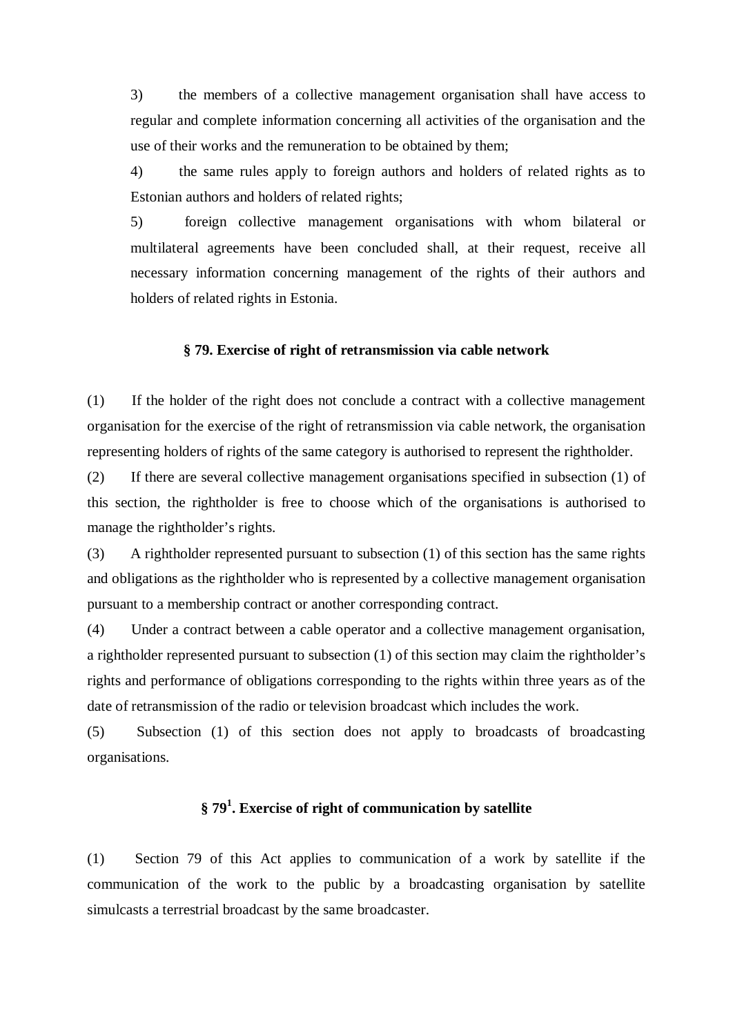3) the members of a collective management organisation shall have access to regular and complete information concerning all activities of the organisation and the use of their works and the remuneration to be obtained by them;

4) the same rules apply to foreign authors and holders of related rights as to Estonian authors and holders of related rights;

5) foreign collective management organisations with whom bilateral or multilateral agreements have been concluded shall, at their request, receive all necessary information concerning management of the rights of their authors and holders of related rights in Estonia.

### § 79. Exercise of right of retransmission via cable network

(1) If the holder of the right does not conclude a contract with a collective management organisation for the exercise of the right of retransmission via cable network, the organisation representing holders of rights of the same category is authorised to represent the rightholder.

(2) If there are several collective management organisations specified in subsection (1) of this section, the rightholder is free to choose which of the organisations is authorised to manage the rightholder's rights.

(3) A rightholder represented pursuant to subsection (1) of this section has the same rights and obligations as the rightholder who is represented by a collective management organisation pursuant to a membership contract or another corresponding contract.

(4) Under a contract between a cable operator and a collective management organisation, a rightholder represented pursuant to subsection (1) of this section may claim the rightholder's rights and performance of obligations corresponding to the rights within three years as of the date of retransmission of the radio or television broadcast which includes the work.

(5) Subsection (1) of this section does not apply to broadcasts of broadcasting organisations.

### § 79[1]. Exercise of right of communication by satellite

(1) Section 79 of this Act applies to communication of a work by satellite if the communication of the work to the public by a broadcasting organisation by satellite simulcasts a terrestrial broadcast by the same broadcaster.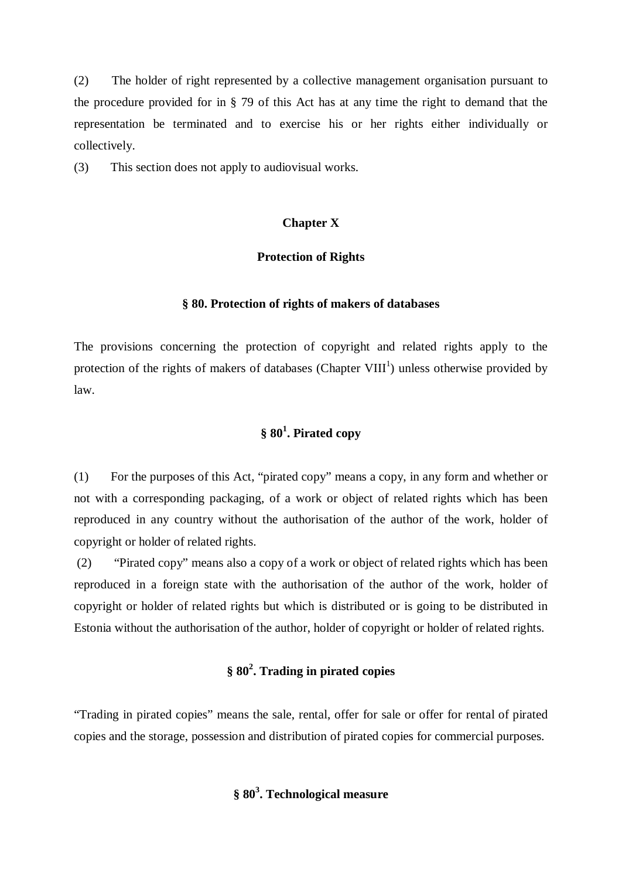(2) The holder of right represented by a collective management organisation pursuant to the procedure provided for in § 79 of this Act has at any time the right to demand that the representation be terminated and to exercise his or her rights either individually or collectively.

(3) This section does not apply to audiovisual works.

## Chapter X

## Protection of Rights

### § 80. Protection of rights of makers of databases

The provisions concerning the protection of copyright and related rights apply to the protection of the rights of makers of databases (Chapter VIII[1]) unless otherwise provided by law.

### § 80[1]. Pirated copy

(1) For the purposes of this Act, "pirated copy" means a copy, in any form and whether or not with a corresponding packaging, of a work or object of related rights which has been reproduced in any country without the authorisation of the author of the work, holder of copyright or holder of related rights.

(2) "Pirated copy" means also a copy of a work or object of related rights which has been reproduced in a foreign state with the authorisation of the author of the work, holder of copyright or holder of related rights but which is distributed or is going to be distributed in Estonia without the authorisation of the author, holder of copyright or holder of related rights.

### § 80[2]. Trading in pirated copies

"Trading in pirated copies" means the sale, rental, offer for sale or offer for rental of pirated copies and the storage, possession and distribution of pirated copies for commercial purposes.

### § 80[3]. Technological measure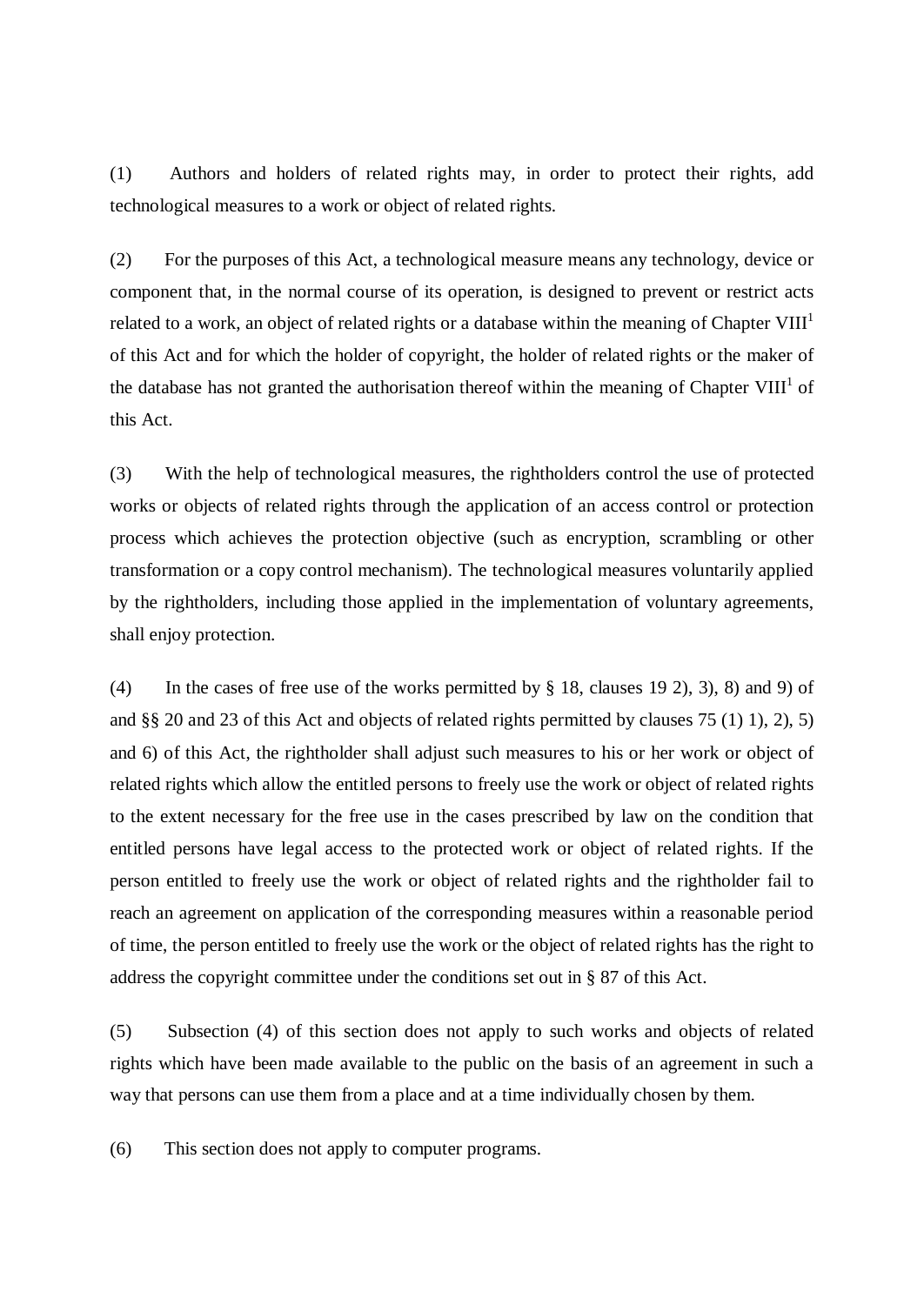(1) Authors and holders of related rights may, in order to protect their rights, add technological measures to a work or object of related rights.

(2) For the purposes of this Act, a technological measure means any technology, device or component that, in the normal course of its operation, is designed to prevent or restrict acts related to a work, an object of related rights or a database within the meaning of Chapter VIII[1] of this Act and for which the holder of copyright, the holder of related rights or the maker of the database has not granted the authorisation thereof within the meaning of Chapter VIII[1] of this Act.

(3) With the help of technological measures, the rightholders control the use of protected works or objects of related rights through the application of an access control or protection process which achieves the protection objective (such as encryption, scrambling or other transformation or a copy control mechanism). The technological measures voluntarily applied by the rightholders, including those applied in the implementation of voluntary agreements, shall enjoy protection.

(4) In the cases of free use of the works permitted by § 18, clauses 19 2), 3), 8) and 9) of and §§ 20 and 23 of this Act and objects of related rights permitted by clauses 75 (1) 1), 2), 5) and 6) of this Act, the rightholder shall adjust such measures to his or her work or object of related rights which allow the entitled persons to freely use the work or object of related rights to the extent necessary for the free use in the cases prescribed by law on the condition that entitled persons have legal access to the protected work or object of related rights. If the person entitled to freely use the work or object of related rights and the rightholder fail to reach an agreement on application of the corresponding measures within a reasonable period of time, the person entitled to freely use the work or the object of related rights has the right to address the copyright committee under the conditions set out in § 87 of this Act.

(5) Subsection (4) of this section does not apply to such works and objects of related rights which have been made available to the public on the basis of an agreement in such a way that persons can use them from a place and at a time individually chosen by them.

(6) This section does not apply to computer programs.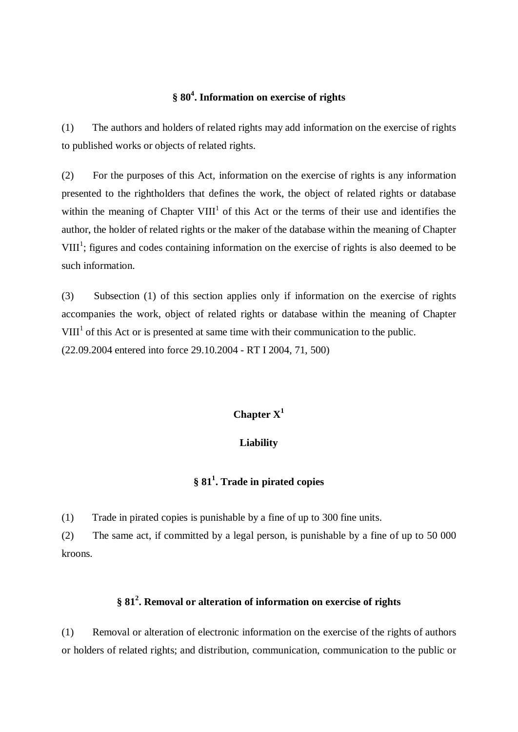### § 80[4]. Information on exercise of rights

(1) The authors and holders of related rights may add information on the exercise of rights to published works or objects of related rights.

(2) For the purposes of this Act, information on the exercise of rights is any information presented to the rightholders that defines the work, the object of related rights or database within the meaning of Chapter VIII[1] of this Act or the terms of their use and identifies the author, the holder of related rights or the maker of the database within the meaning of Chapter VIII[1]; figures and codes containing information on the exercise of rights is also deemed to be such information.

(3) Subsection (1) of this section applies only if information on the exercise of rights accompanies the work, object of related rights or database within the meaning of Chapter VIII[1] of this Act or is presented at same time with their communication to the public.
(22.09.2004 entered into force 29.10.2004 - RT I 2004, 71, 500)

## Chapter X[1]

## Liability

### § 81[1]. Trade in pirated copies

(1) Trade in pirated copies is punishable by a fine of up to 300 fine units.
(2) The same act, if committed by a legal person, is punishable by a fine of up to 50 000 kroons.

### § 81[2]. Removal or alteration of information on exercise of rights

(1) Removal or alteration of electronic information on the exercise of the rights of authors or holders of related rights; and distribution, communication, communication to the public or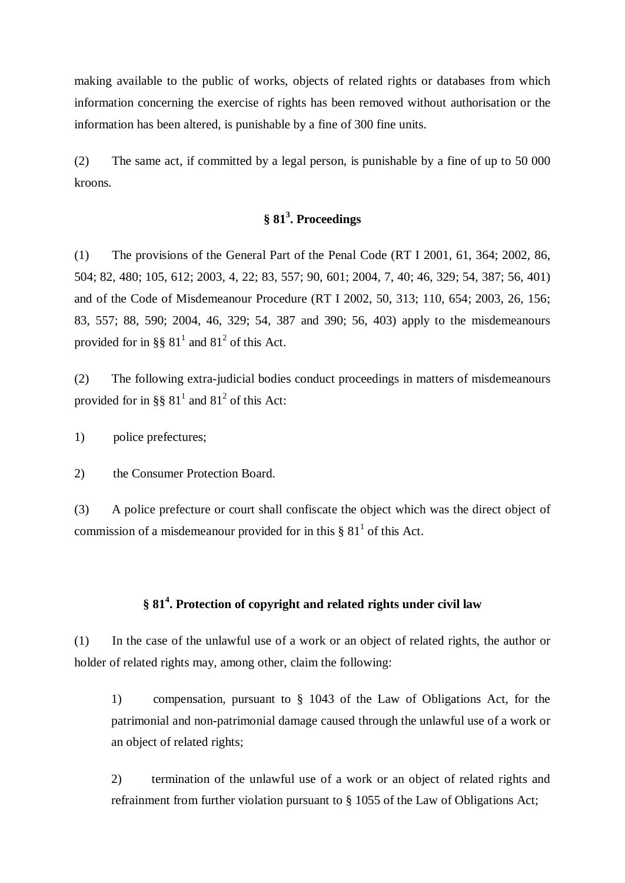making available to the public of works, objects of related rights or databases from which information concerning the exercise of rights has been removed without authorisation or the information has been altered, is punishable by a fine of 300 fine units.

(2) The same act, if committed by a legal person, is punishable by a fine of up to 50 000 kroons.

### § 81[3]. Proceedings

(1) The provisions of the General Part of the Penal Code (RT I 2001, 61, 364; 2002, 86, 504; 82, 480; 105, 612; 2003, 4, 22; 83, 557; 90, 601; 2004, 7, 40; 46, 329; 54, 387; 56, 401) and of the Code of Misdemeanour Procedure (RT I 2002, 50, 313; 110, 654; 2003, 26, 156; 83, 557; 88, 590; 2004, 46, 329; 54, 387 and 390; 56, 403) apply to the misdemeanours provided for in §§ 81[1] and 81[2] of this Act.

(2) The following extra-judicial bodies conduct proceedings in matters of misdemeanours provided for in §§ 81[1] and 81[2] of this Act:

1) police prefectures;

2) the Consumer Protection Board.

(3) A police prefecture or court shall confiscate the object which was the direct object of commission of a misdemeanour provided for in this § 81[1] of this Act.

### § 81[4]. Protection of copyright and related rights under civil law

(1) In the case of the unlawful use of a work or an object of related rights, the author or holder of related rights may, among other, claim the following:

1) compensation, pursuant to § 1043 of the Law of Obligations Act, for the patrimonial and non-patrimonial damage caused through the unlawful use of a work or an object of related rights;

2) termination of the unlawful use of a work or an object of related rights and refrainment from further violation pursuant to § 1055 of the Law of Obligations Act;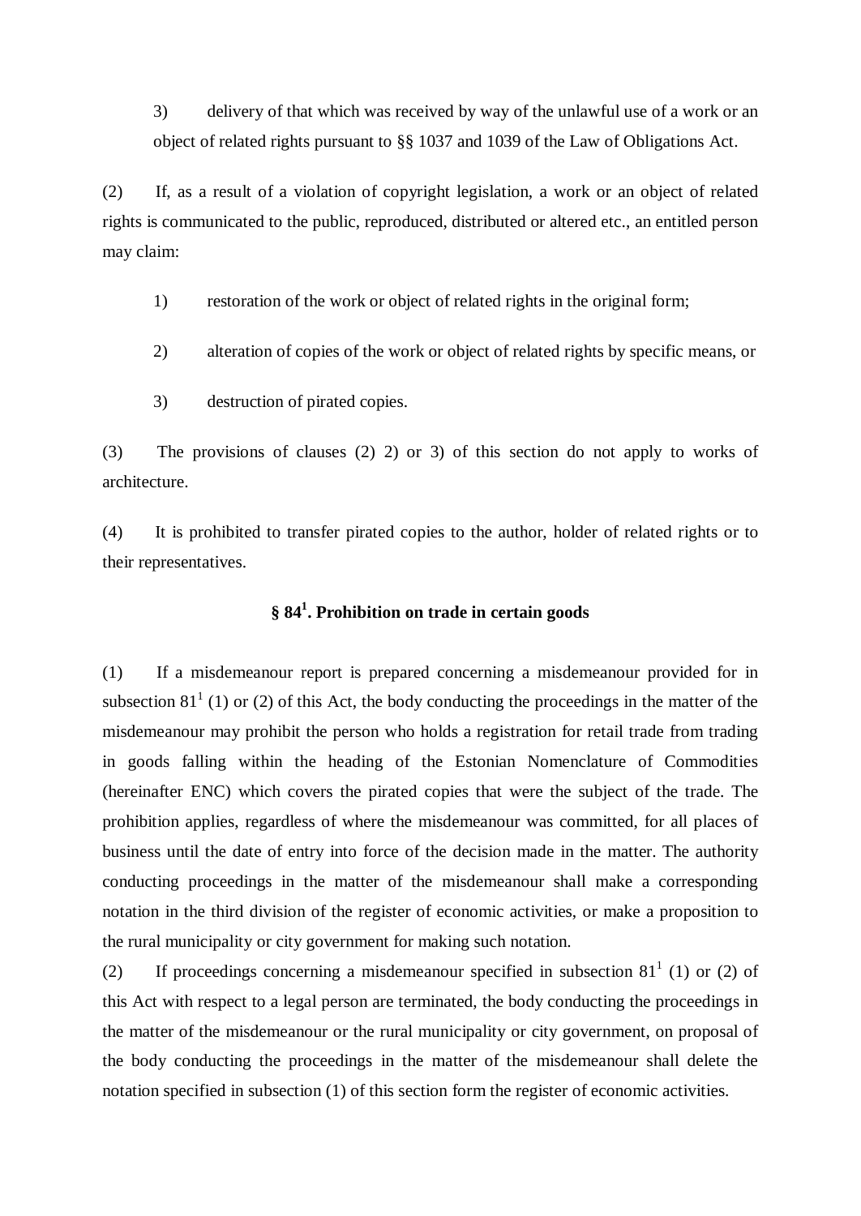3) delivery of that which was received by way of the unlawful use of a work or an object of related rights pursuant to §§ 1037 and 1039 of the Law of Obligations Act.

(2) If, as a result of a violation of copyright legislation, a work or an object of related rights is communicated to the public, reproduced, distributed or altered etc., an entitled person may claim:

1) restoration of the work or object of related rights in the original form;

2) alteration of copies of the work or object of related rights by specific means, or

3) destruction of pirated copies.

(3) The provisions of clauses (2) 2) or 3) of this section do not apply to works of architecture.

(4) It is prohibited to transfer pirated copies to the author, holder of related rights or to their representatives.

### § 84[1]. Prohibition on trade in certain goods

(1) If a misdemeanour report is prepared concerning a misdemeanour provided for in subsection 81[1] (1) or (2) of this Act, the body conducting the proceedings in the matter of the misdemeanour may prohibit the person who holds a registration for retail trade from trading in goods falling within the heading of the Estonian Nomenclature of Commodities (hereinafter ENC) which covers the pirated copies that were the subject of the trade. The prohibition applies, regardless of where the misdemeanour was committed, for all places of business until the date of entry into force of the decision made in the matter. The authority conducting proceedings in the matter of the misdemeanour shall make a corresponding notation in the third division of the register of economic activities, or make a proposition to the rural municipality or city government for making such notation.

(2) If proceedings concerning a misdemeanour specified in subsection 81[1] (1) or (2) of this Act with respect to a legal person are terminated, the body conducting the proceedings in the matter of the misdemeanour or the rural municipality or city government, on proposal of the body conducting the proceedings in the matter of the misdemeanour shall delete the notation specified in subsection (1) of this section form the register of economic activities.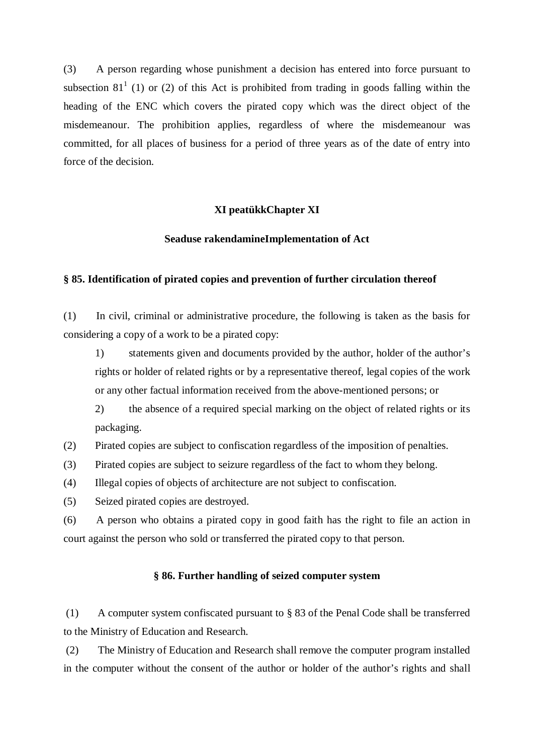(3) A person regarding whose punishment a decision has entered into force pursuant to subsection 81[1] (1) or (2) of this Act is prohibited from trading in goods falling within the heading of the ENC which covers the pirated copy which was the direct object of the misdemeanour. The prohibition applies, regardless of where the misdemeanour was committed, for all places of business for a period of three years as of the date of entry into force of the decision.

## XI peatükkChapter XI

## Seaduse rakendamineImplementation of Act

### § 85. Identification of pirated copies and prevention of further circulation thereof

(1) In civil, criminal or administrative procedure, the following is taken as the basis for considering a copy of a work to be a pirated copy:

1) statements given and documents provided by the author, holder of the author's rights or holder of related rights or by a representative thereof, legal copies of the work or any other factual information received from the above-mentioned persons; or

2) the absence of a required special marking on the object of related rights or its packaging.

(2) Pirated copies are subject to confiscation regardless of the imposition of penalties.

(3) Pirated copies are subject to seizure regardless of the fact to whom they belong.

(4) Illegal copies of objects of architecture are not subject to confiscation.

(5) Seized pirated copies are destroyed.

(6) A person who obtains a pirated copy in good faith has the right to file an action in court against the person who sold or transferred the pirated copy to that person.

### § 86. Further handling of seized computer system

(1) A computer system confiscated pursuant to § 83 of the Penal Code shall be transferred to the Ministry of Education and Research.

(2) The Ministry of Education and Research shall remove the computer program installed in the computer without the consent of the author or holder of the author's rights and shall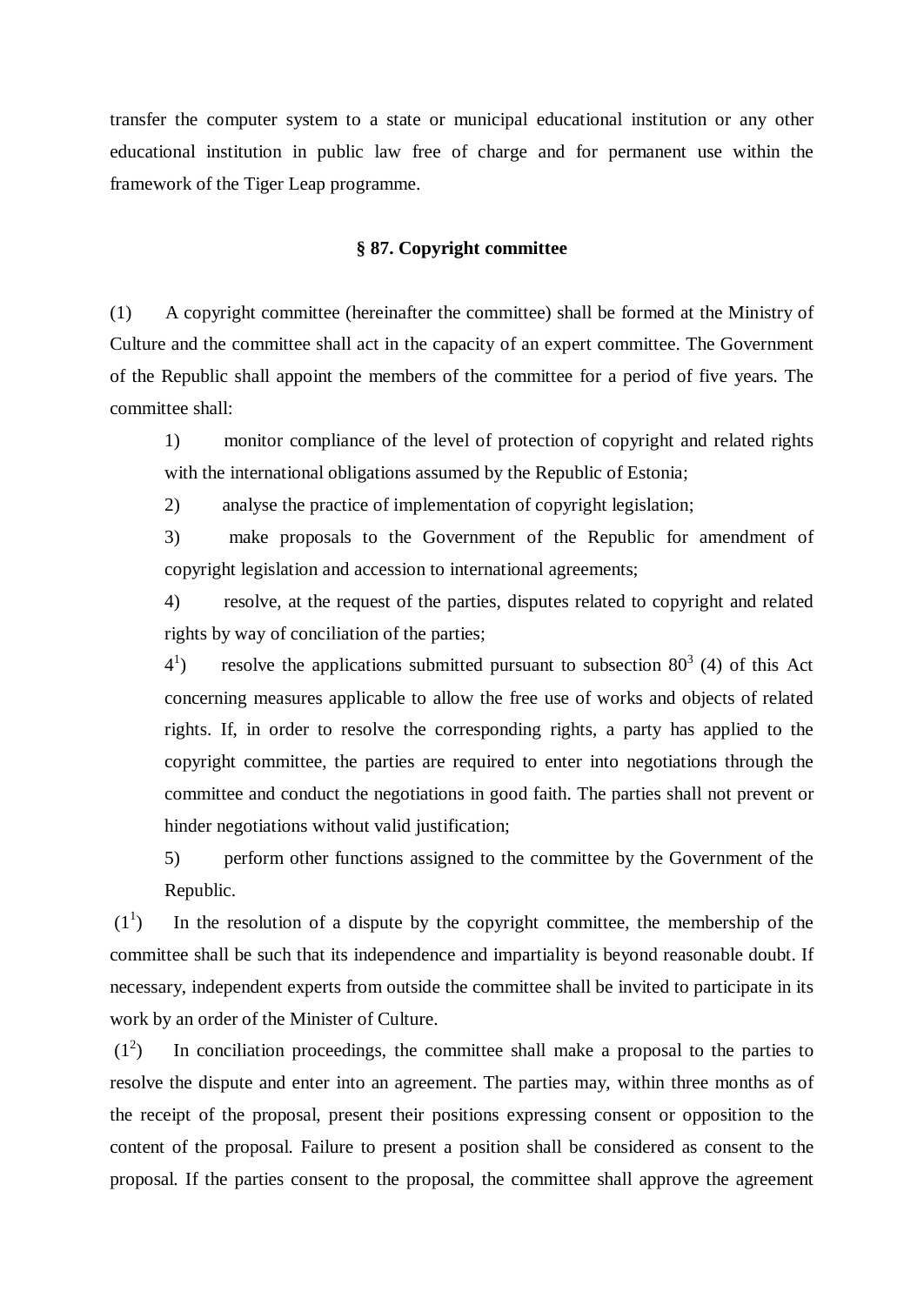transfer the computer system to a state or municipal educational institution or any other educational institution in public law free of charge and for permanent use within the framework of the Tiger Leap programme.

### § 87. Copyright committee

(1) A copyright committee (hereinafter the committee) shall be formed at the Ministry of Culture and the committee shall act in the capacity of an expert committee. The Government of the Republic shall appoint the members of the committee for a period of five years. The committee shall:

1) monitor compliance of the level of protection of copyright and related rights with the international obligations assumed by the Republic of Estonia;

2) analyse the practice of implementation of copyright legislation;

3) make proposals to the Government of the Republic for amendment of copyright legislation and accession to international agreements;

4) resolve, at the request of the parties, disputes related to copyright and related rights by way of conciliation of the parties;

$4^1$) resolve the applications submitted pursuant to subsection $80^3$ (4) of this Act concerning measures applicable to allow the free use of works and objects of related rights. If, in order to resolve the corresponding rights, a party has applied to the copyright committee, the parties are required to enter into negotiations through the committee and conduct the negotiations in good faith. The parties shall not prevent or hinder negotiations without valid justification;

5) perform other functions assigned to the committee by the Government of the Republic.

($1^1$) In the resolution of a dispute by the copyright committee, the membership of the committee shall be such that its independence and impartiality is beyond reasonable doubt. If necessary, independent experts from outside the committee shall be invited to participate in its work by an order of the Minister of Culture.

($1^2$) In conciliation proceedings, the committee shall make a proposal to the parties to resolve the dispute and enter into an agreement. The parties may, within three months as of the receipt of the proposal, present their positions expressing consent or opposition to the content of the proposal. Failure to present a position shall be considered as consent to the proposal. If the parties consent to the proposal, the committee shall approve the agreement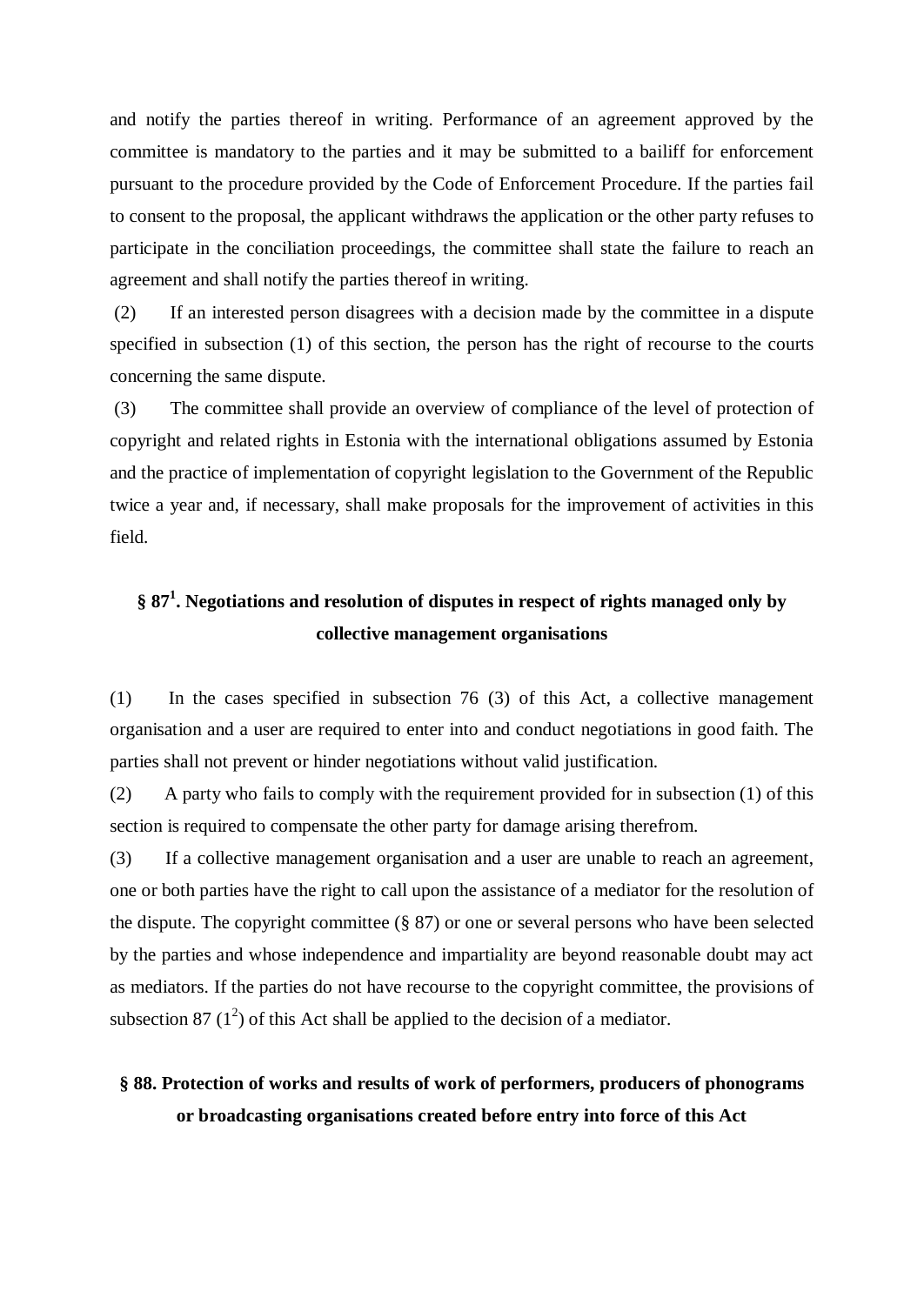and notify the parties thereof in writing. Performance of an agreement approved by the committee is mandatory to the parties and it may be submitted to a bailiff for enforcement pursuant to the procedure provided by the Code of Enforcement Procedure. If the parties fail to consent to the proposal, the applicant withdraws the application or the other party refuses to participate in the conciliation proceedings, the committee shall state the failure to reach an agreement and shall notify the parties thereof in writing.

(2) If an interested person disagrees with a decision made by the committee in a dispute specified in subsection (1) of this section, the person has the right of recourse to the courts concerning the same dispute.

(3) The committee shall provide an overview of compliance of the level of protection of copyright and related rights in Estonia with the international obligations assumed by Estonia and the practice of implementation of copyright legislation to the Government of the Republic twice a year and, if necessary, shall make proposals for the improvement of activities in this field.

## § 87$^1$. Negotiations and resolution of disputes in respect of rights managed only by collective management organisations

(1) In the cases specified in subsection 76 (3) of this Act, a collective management organisation and a user are required to enter into and conduct negotiations in good faith. The parties shall not prevent or hinder negotiations without valid justification.

(2) A party who fails to comply with the requirement provided for in subsection (1) of this section is required to compensate the other party for damage arising therefrom.

(3) If a collective management organisation and a user are unable to reach an agreement, one or both parties have the right to call upon the assistance of a mediator for the resolution of the dispute. The copyright committee (§ 87) or one or several persons who have been selected by the parties and whose independence and impartiality are beyond reasonable doubt may act as mediators. If the parties do not have recourse to the copyright committee, the provisions of subsection 87 ($1^2$) of this Act shall be applied to the decision of a mediator.

## § 88. Protection of works and results of work of performers, producers of phonograms or broadcasting organisations created before entry into force of this Act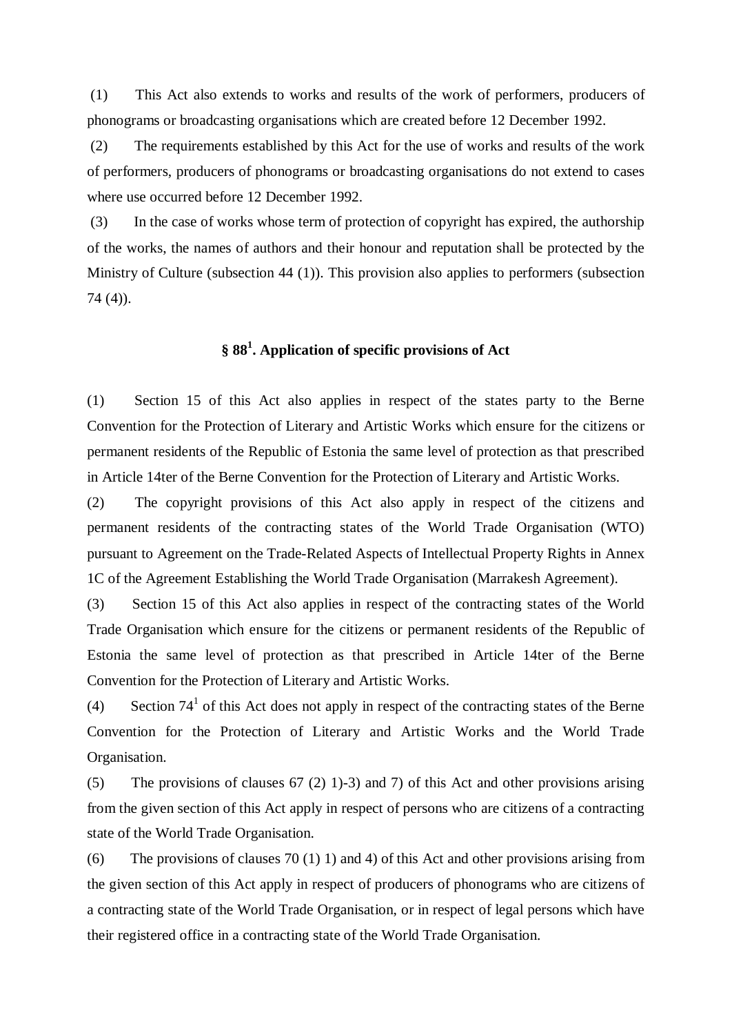(1) This Act also extends to works and results of the work of performers, producers of phonograms or broadcasting organisations which are created before 12 December 1992.

(2) The requirements established by this Act for the use of works and results of the work of performers, producers of phonograms or broadcasting organisations do not extend to cases where use occurred before 12 December 1992.

(3) In the case of works whose term of protection of copyright has expired, the authorship of the works, the names of authors and their honour and reputation shall be protected by the Ministry of Culture (subsection 44 (1)). This provision also applies to performers (subsection 74 (4)).

### § 88[1]. Application of specific provisions of Act

(1) Section 15 of this Act also applies in respect of the states party to the Berne Convention for the Protection of Literary and Artistic Works which ensure for the citizens or permanent residents of the Republic of Estonia the same level of protection as that prescribed in Article 14ter of the Berne Convention for the Protection of Literary and Artistic Works.

(2) The copyright provisions of this Act also apply in respect of the citizens and permanent residents of the contracting states of the World Trade Organisation (WTO) pursuant to Agreement on the Trade-Related Aspects of Intellectual Property Rights in Annex 1C of the Agreement Establishing the World Trade Organisation (Marrakesh Agreement).

(3) Section 15 of this Act also applies in respect of the contracting states of the World Trade Organisation which ensure for the citizens or permanent residents of the Republic of Estonia the same level of protection as that prescribed in Article 14ter of the Berne Convention for the Protection of Literary and Artistic Works.

(4) Section 74[1] of this Act does not apply in respect of the contracting states of the Berne Convention for the Protection of Literary and Artistic Works and the World Trade Organisation.

(5) The provisions of clauses 67 (2) 1)-3) and 7) of this Act and other provisions arising from the given section of this Act apply in respect of persons who are citizens of a contracting state of the World Trade Organisation.

(6) The provisions of clauses 70 (1) 1) and 4) of this Act and other provisions arising from the given section of this Act apply in respect of producers of phonograms who are citizens of a contracting state of the World Trade Organisation, or in respect of legal persons which have their registered office in a contracting state of the World Trade Organisation.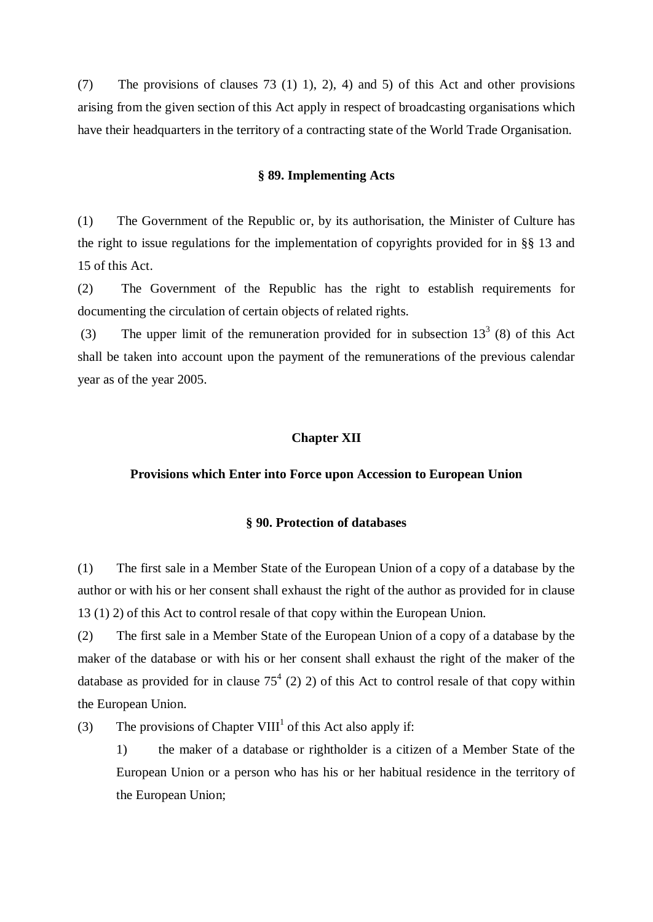(7) The provisions of clauses 73 (1) 1), 2), 4) and 5) of this Act and other provisions arising from the given section of this Act apply in respect of broadcasting organisations which have their headquarters in the territory of a contracting state of the World Trade Organisation.

### § 89. Implementing Acts

(1) The Government of the Republic or, by its authorisation, the Minister of Culture has the right to issue regulations for the implementation of copyrights provided for in §§ 13 and 15 of this Act.

(2) The Government of the Republic has the right to establish requirements for documenting the circulation of certain objects of related rights.

(3) The upper limit of the remuneration provided for in subsection $13^3$ (8) of this Act shall be taken into account upon the payment of the remunerations of the previous calendar year as of the year 2005.

## Chapter XII

## Provisions which Enter into Force upon Accession to European Union

### § 90. Protection of databases

(1) The first sale in a Member State of the European Union of a copy of a database by the author or with his or her consent shall exhaust the right of the author as provided for in clause 13 (1) 2) of this Act to control resale of that copy within the European Union.

(2) The first sale in a Member State of the European Union of a copy of a database by the maker of the database or with his or her consent shall exhaust the right of the maker of the database as provided for in clause $75^4$ (2) 2) of this Act to control resale of that copy within the European Union.

(3) The provisions of Chapter $VIII^1$ of this Act also apply if:

1) the maker of a database or rightholder is a citizen of a Member State of the European Union or a person who has his or her habitual residence in the territory of the European Union;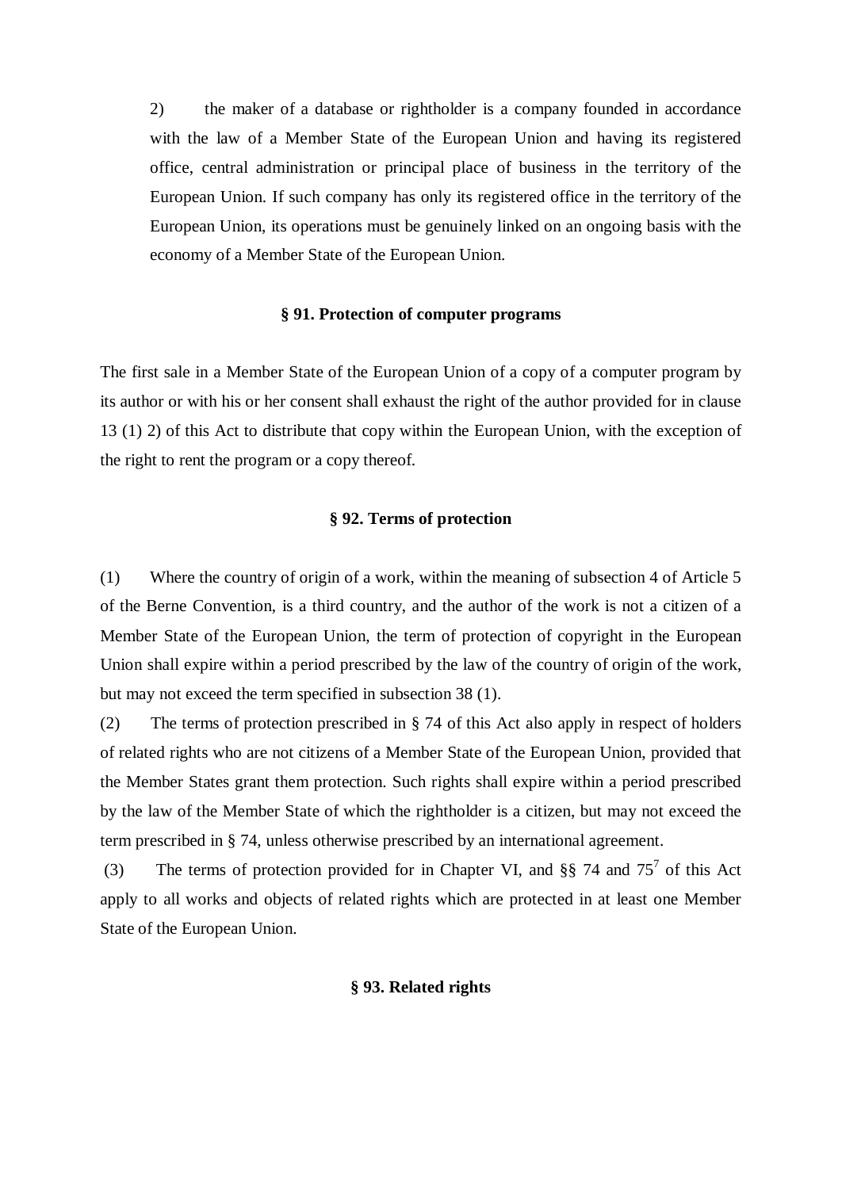2) the maker of a database or rightholder is a company founded in accordance with the law of a Member State of the European Union and having its registered office, central administration or principal place of business in the territory of the European Union. If such company has only its registered office in the territory of the European Union, its operations must be genuinely linked on an ongoing basis with the economy of a Member State of the European Union.

### § 91. Protection of computer programs

The first sale in a Member State of the European Union of a copy of a computer program by its author or with his or her consent shall exhaust the right of the author provided for in clause 13 (1) 2) of this Act to distribute that copy within the European Union, with the exception of the right to rent the program or a copy thereof.

### § 92. Terms of protection

(1) Where the country of origin of a work, within the meaning of subsection 4 of Article 5 of the Berne Convention, is a third country, and the author of the work is not a citizen of a Member State of the European Union, the term of protection of copyright in the European Union shall expire within a period prescribed by the law of the country of origin of the work, but may not exceed the term specified in subsection 38 (1).

(2) The terms of protection prescribed in § 74 of this Act also apply in respect of holders of related rights who are not citizens of a Member State of the European Union, provided that the Member States grant them protection. Such rights shall expire within a period prescribed by the law of the Member State of which the rightholder is a citizen, but may not exceed the term prescribed in § 74, unless otherwise prescribed by an international agreement.

(3) The terms of protection provided for in Chapter VI, and §§ 74 and 75[7] of this Act apply to all works and objects of related rights which are protected in at least one Member State of the European Union.

### § 93. Related rights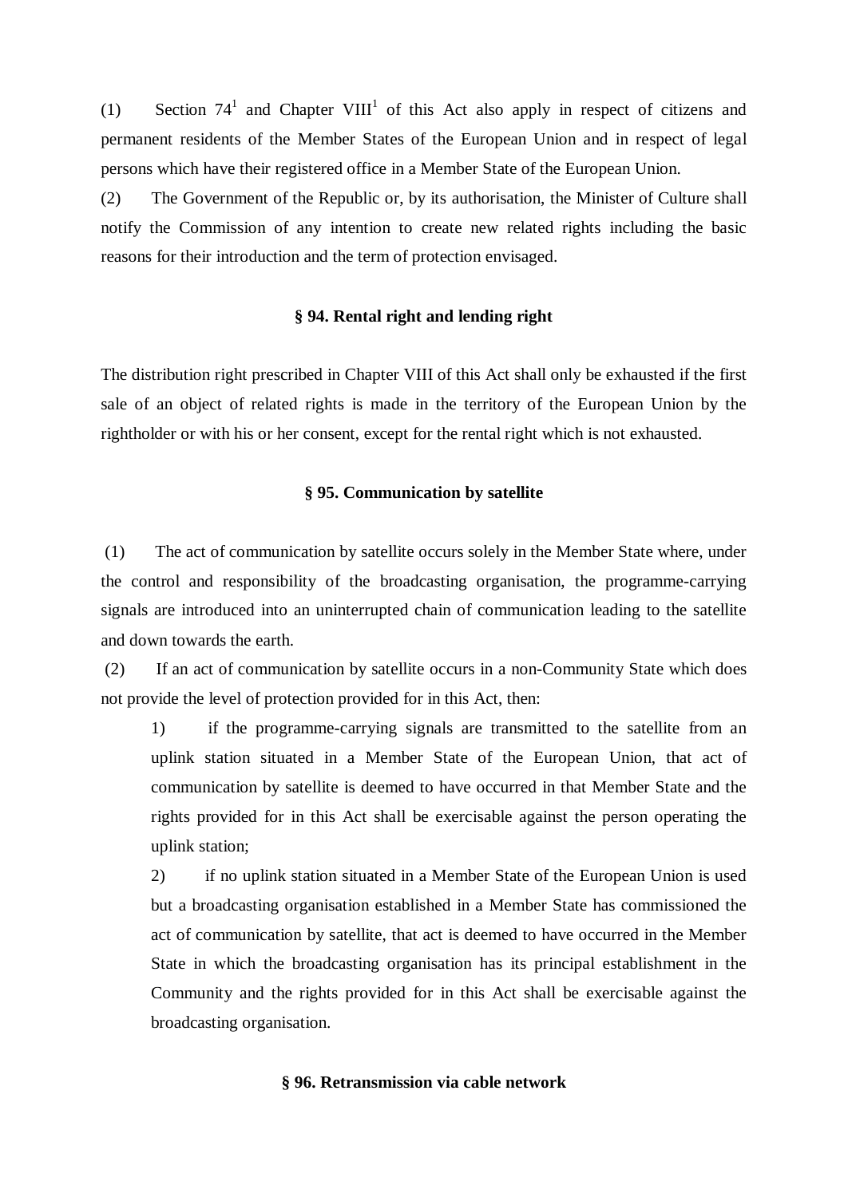(1) Section 74[1] and Chapter VIII[1] of this Act also apply in respect of citizens and permanent residents of the Member States of the European Union and in respect of legal persons which have their registered office in a Member State of the European Union.

(2) The Government of the Republic or, by its authorisation, the Minister of Culture shall notify the Commission of any intention to create new related rights including the basic reasons for their introduction and the term of protection envisaged.

### § 94. Rental right and lending right

The distribution right prescribed in Chapter VIII of this Act shall only be exhausted if the first sale of an object of related rights is made in the territory of the European Union by the rightholder or with his or her consent, except for the rental right which is not exhausted.

### § 95. Communication by satellite

(1) The act of communication by satellite occurs solely in the Member State where, under the control and responsibility of the broadcasting organisation, the programme-carrying signals are introduced into an uninterrupted chain of communication leading to the satellite and down towards the earth.

(2) If an act of communication by satellite occurs in a non-Community State which does not provide the level of protection provided for in this Act, then:

1) if the programme-carrying signals are transmitted to the satellite from an uplink station situated in a Member State of the European Union, that act of communication by satellite is deemed to have occurred in that Member State and the rights provided for in this Act shall be exercisable against the person operating the uplink station;

2) if no uplink station situated in a Member State of the European Union is used but a broadcasting organisation established in a Member State has commissioned the act of communication by satellite, that act is deemed to have occurred in the Member State in which the broadcasting organisation has its principal establishment in the Community and the rights provided for in this Act shall be exercisable against the broadcasting organisation.

### § 96. Retransmission via cable network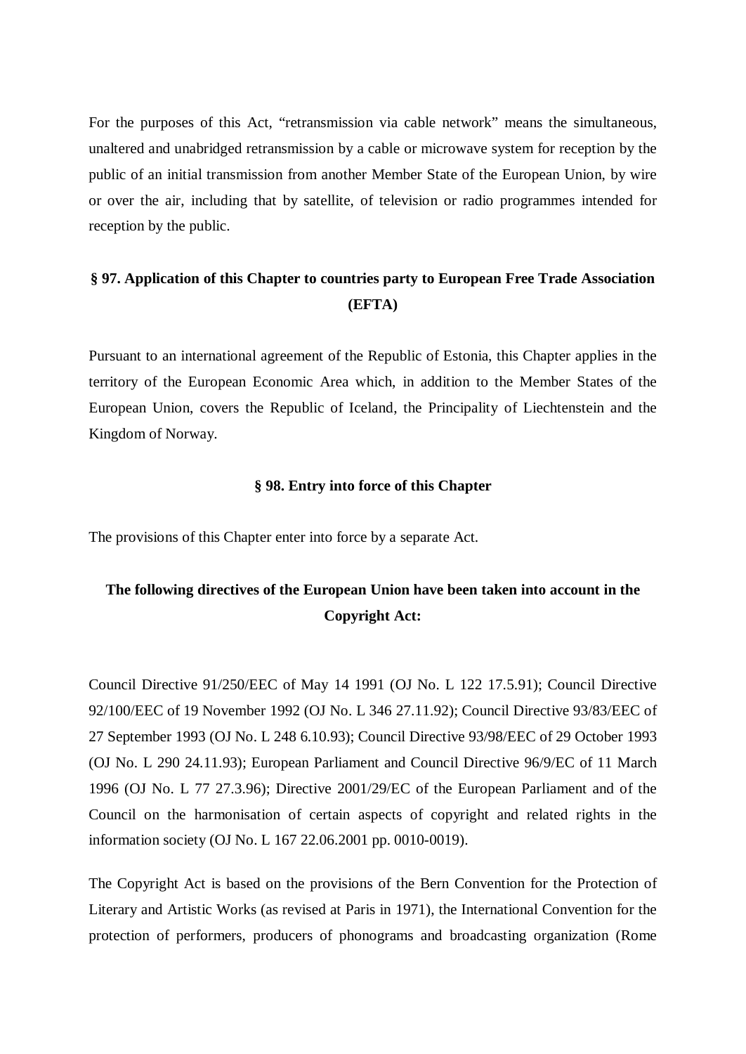For the purposes of this Act, "retransmission via cable network" means the simultaneous, unaltered and unabridged retransmission by a cable or microwave system for reception by the public of an initial transmission from another Member State of the European Union, by wire or over the air, including that by satellite, of television or radio programmes intended for reception by the public.

### § 97. Application of this Chapter to countries party to European Free Trade Association (EFTA)

Pursuant to an international agreement of the Republic of Estonia, this Chapter applies in the territory of the European Economic Area which, in addition to the Member States of the European Union, covers the Republic of Iceland, the Principality of Liechtenstein and the Kingdom of Norway.

### § 98. Entry into force of this Chapter

The provisions of this Chapter enter into force by a separate Act.

### The following directives of the European Union have been taken into account in the Copyright Act:

Council Directive 91/250/EEC of May 14 1991 (OJ No. L 122 17.5.91); Council Directive 92/100/EEC of 19 November 1992 (OJ No. L 346 27.11.92); Council Directive 93/83/EEC of 27 September 1993 (OJ No. L 248 6.10.93); Council Directive 93/98/EEC of 29 October 1993 (OJ No. L 290 24.11.93); European Parliament and Council Directive 96/9/EC of 11 March 1996 (OJ No. L 77 27.3.96); Directive 2001/29/EC of the European Parliament and of the Council on the harmonisation of certain aspects of copyright and related rights in the information society (OJ No. L 167 22.06.2001 pp. 0010-0019).

The Copyright Act is based on the provisions of the Bern Convention for the Protection of Literary and Artistic Works (as revised at Paris in 1971), the International Convention for the protection of performers, producers of phonograms and broadcasting organization (Rome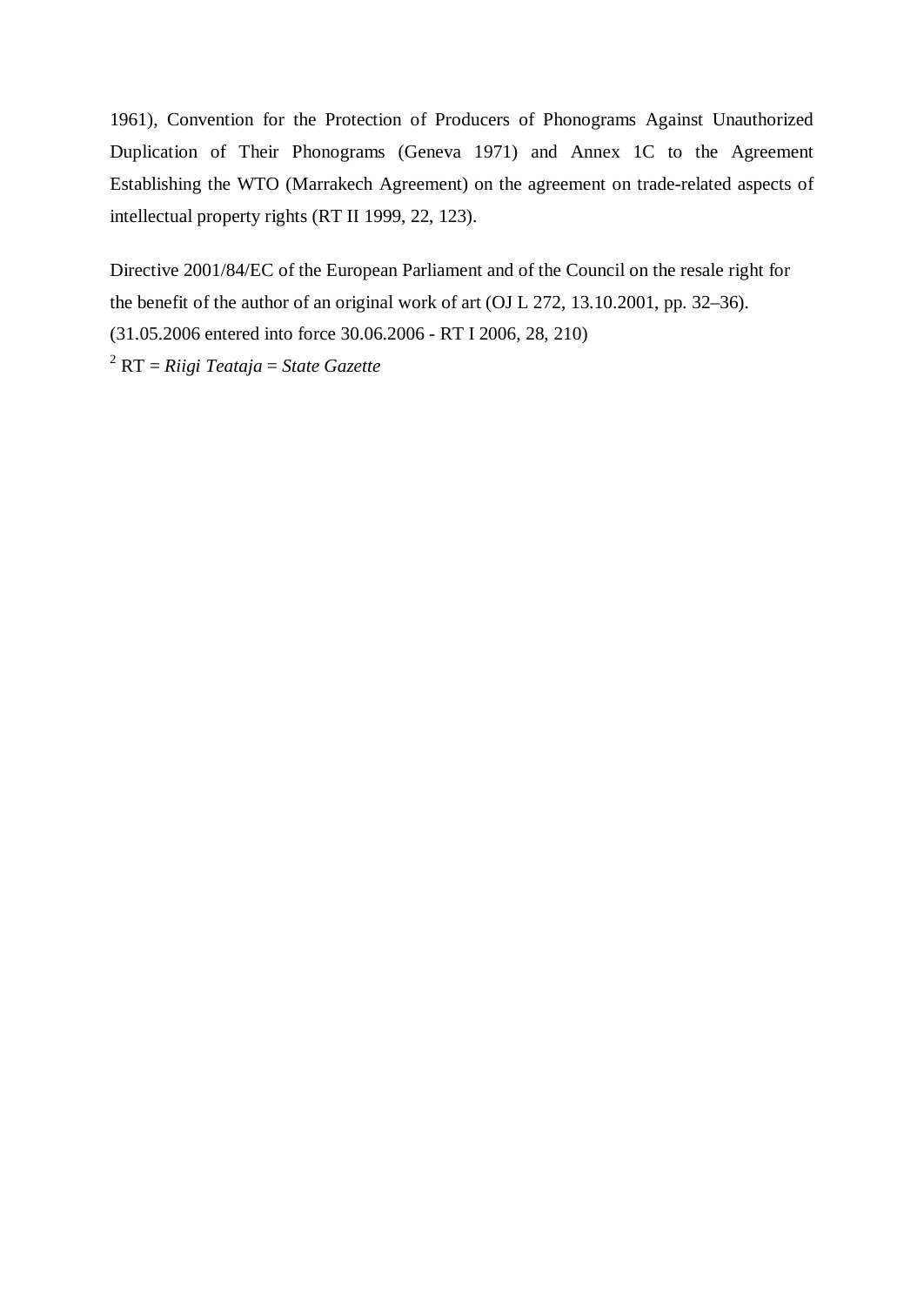1961), Convention for the Protection of Producers of Phonograms Against Unauthorized Duplication of Their Phonograms (Geneva 1971) and Annex 1C to the Agreement Establishing the WTO (Marrakech Agreement) on the agreement on trade-related aspects of intellectual property rights (RT II 1999, 22, 123).

Directive 2001/84/EC of the European Parliament and of the Council on the resale right for the benefit of the author of an original work of art (OJ L 272, 13.10.2001, pp. 32–36).
(31.05.2006 entered into force 30.06.2006 - RT I 2006, 28, 210)

[2] RT = *Riigi Teataja* = *State Gazette*